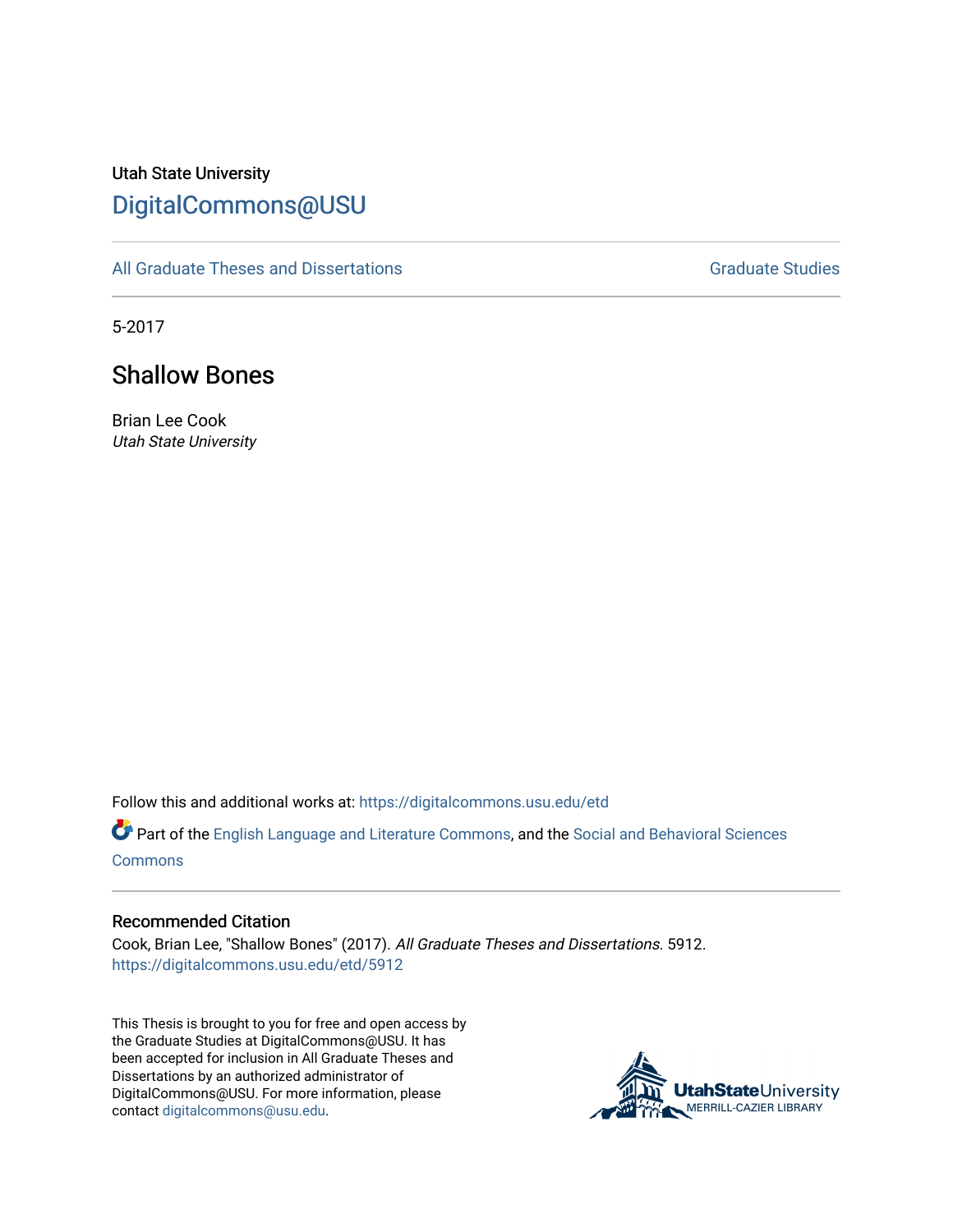Utah State University

# DigitalCommons@USU

All Graduate Theses and Dissertations | Graduate Studies

5-2017

## Shallow Bones

Brian Lee Cook
*Utah State University*

Follow this and additional works at: https://digitalcommons.usu.edu/etd

Part of the English Language and Literature Commons, and the Social and Behavioral Sciences Commons

### Recommended Citation

Cook, Brian Lee, "Shallow Bones" (2017). *All Graduate Theses and Dissertations*. 5912.
https://digitalcommons.usu.edu/etd/5912

This Thesis is brought to you for free and open access by the Graduate Studies at DigitalCommons@USU. It has been accepted for inclusion in All Graduate Theses and Dissertations by an authorized administrator of DigitalCommons@USU. For more information, please contact digitalcommons@usu.edu.

UtahStateUniversity
MERRILL-CAZIER LIBRARY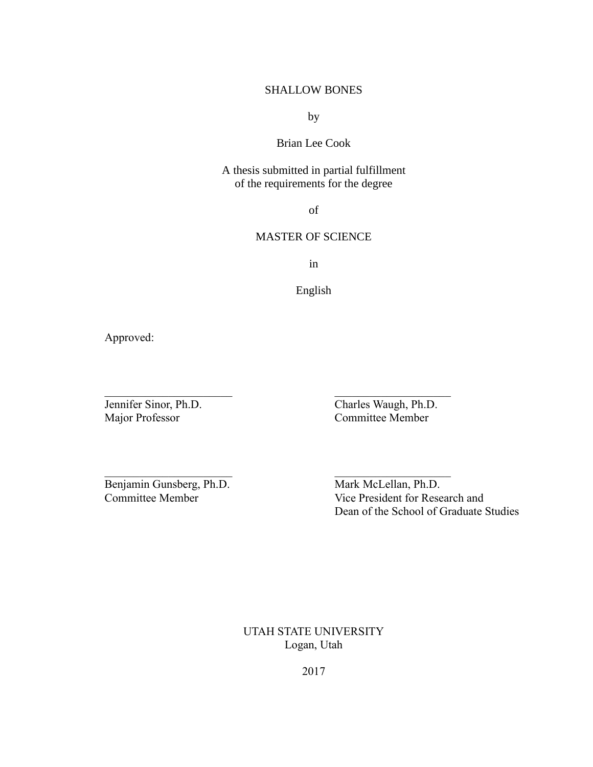SHALLOW BONES

by

Brian Lee Cook

A thesis submitted in partial fulfillment
of the requirements for the degree

of

MASTER OF SCIENCE

in

English

Approved:

______________________
Jennifer Sinor, Ph.D.
Major Professor

______________________
Charles Waugh, Ph.D.
Committee Member

______________________
Benjamin Gunsberg, Ph.D.
Committee Member

______________________
Mark McLellan, Ph.D.
Vice President for Research and
Dean of the School of Graduate Studies

UTAH STATE UNIVERSITY
Logan, Utah

2017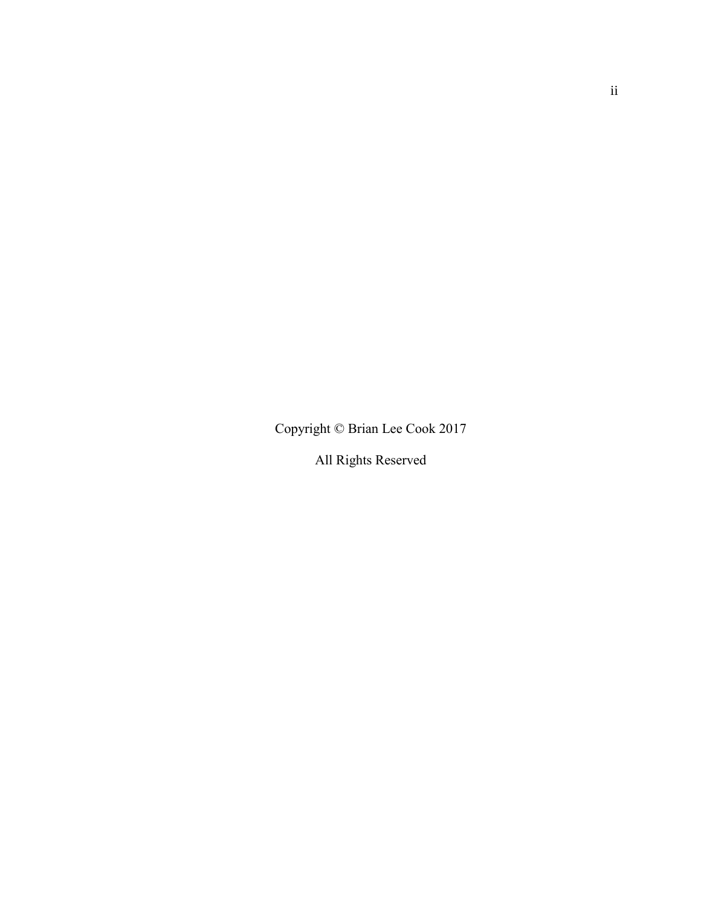Copyright © Brian Lee Cook 2017

All Rights Reserved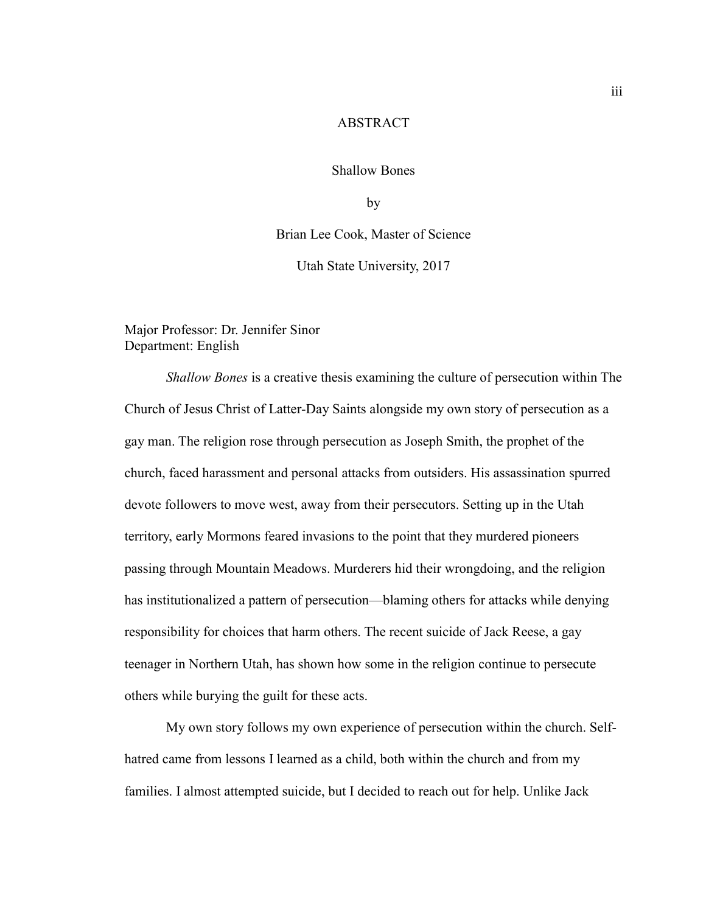# ABSTRACT

Shallow Bones

by

Brian Lee Cook, Master of Science

Utah State University, 2017

Major Professor: Dr. Jennifer Sinor
Department: English

*Shallow Bones* is a creative thesis examining the culture of persecution within The Church of Jesus Christ of Latter-Day Saints alongside my own story of persecution as a gay man. The religion rose through persecution as Joseph Smith, the prophet of the church, faced harassment and personal attacks from outsiders. His assassination spurred devote followers to move west, away from their persecutors. Setting up in the Utah territory, early Mormons feared invasions to the point that they murdered pioneers passing through Mountain Meadows. Murderers hid their wrongdoing, and the religion has institutionalized a pattern of persecution—blaming others for attacks while denying responsibility for choices that harm others. The recent suicide of Jack Reese, a gay teenager in Northern Utah, has shown how some in the religion continue to persecute others while burying the guilt for these acts.

My own story follows my own experience of persecution within the church. Self-hatred came from lessons I learned as a child, both within the church and from my families. I almost attempted suicide, but I decided to reach out for help. Unlike Jack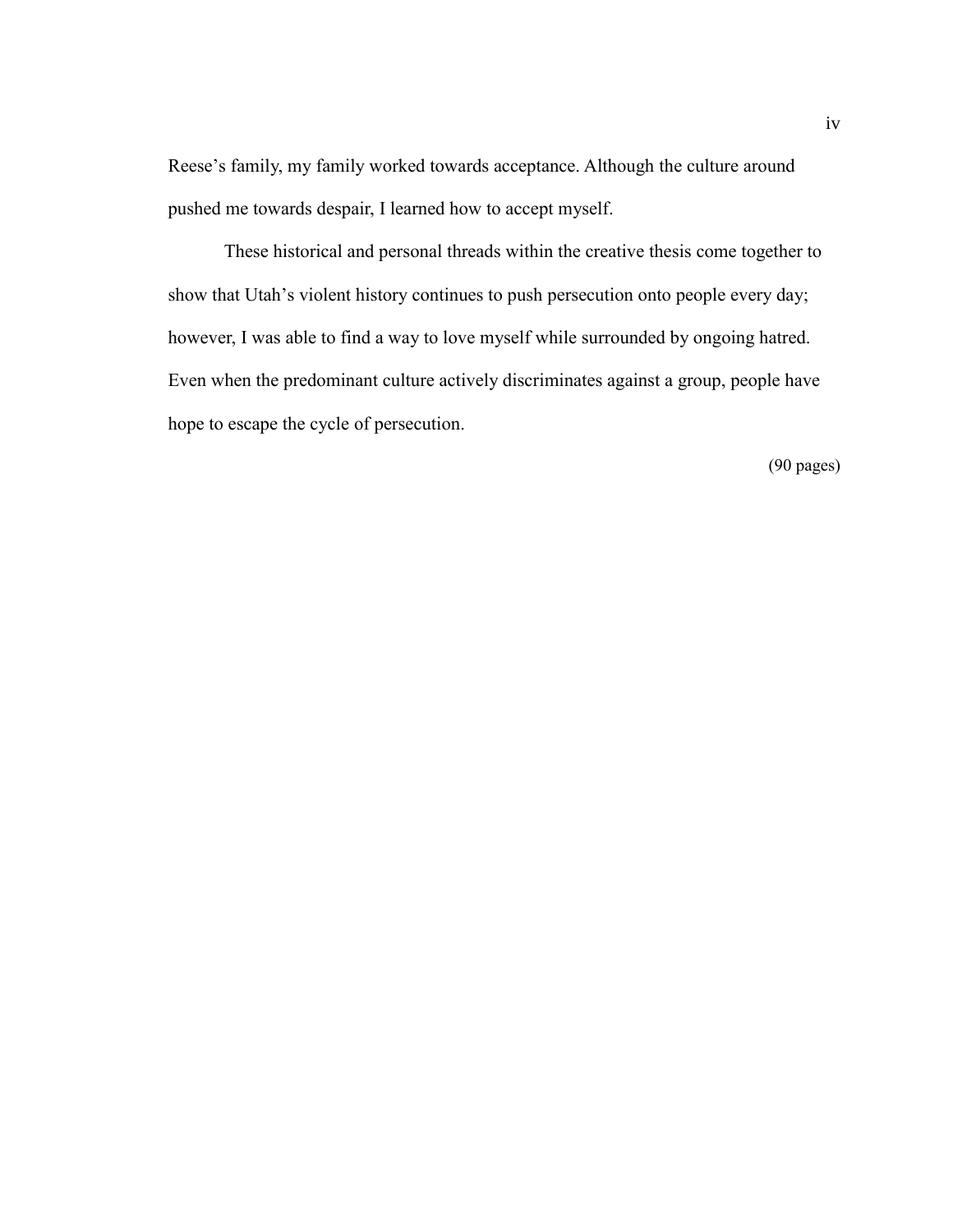Reese's family, my family worked towards acceptance. Although the culture around pushed me towards despair, I learned how to accept myself.

These historical and personal threads within the creative thesis come together to show that Utah's violent history continues to push persecution onto people every day; however, I was able to find a way to love myself while surrounded by ongoing hatred. Even when the predominant culture actively discriminates against a group, people have hope to escape the cycle of persecution.

(90 pages)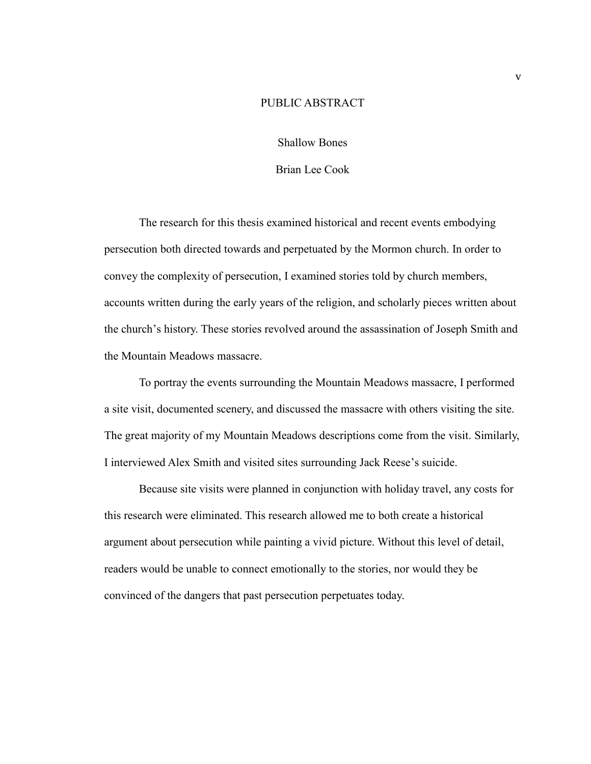# PUBLIC ABSTRACT

Shallow Bones

Brian Lee Cook

The research for this thesis examined historical and recent events embodying persecution both directed towards and perpetuated by the Mormon church. In order to convey the complexity of persecution, I examined stories told by church members, accounts written during the early years of the religion, and scholarly pieces written about the church's history. These stories revolved around the assassination of Joseph Smith and the Mountain Meadows massacre.

To portray the events surrounding the Mountain Meadows massacre, I performed a site visit, documented scenery, and discussed the massacre with others visiting the site. The great majority of my Mountain Meadows descriptions come from the visit. Similarly, I interviewed Alex Smith and visited sites surrounding Jack Reese's suicide.

Because site visits were planned in conjunction with holiday travel, any costs for this research were eliminated. This research allowed me to both create a historical argument about persecution while painting a vivid picture. Without this level of detail, readers would be unable to connect emotionally to the stories, nor would they be convinced of the dangers that past persecution perpetuates today.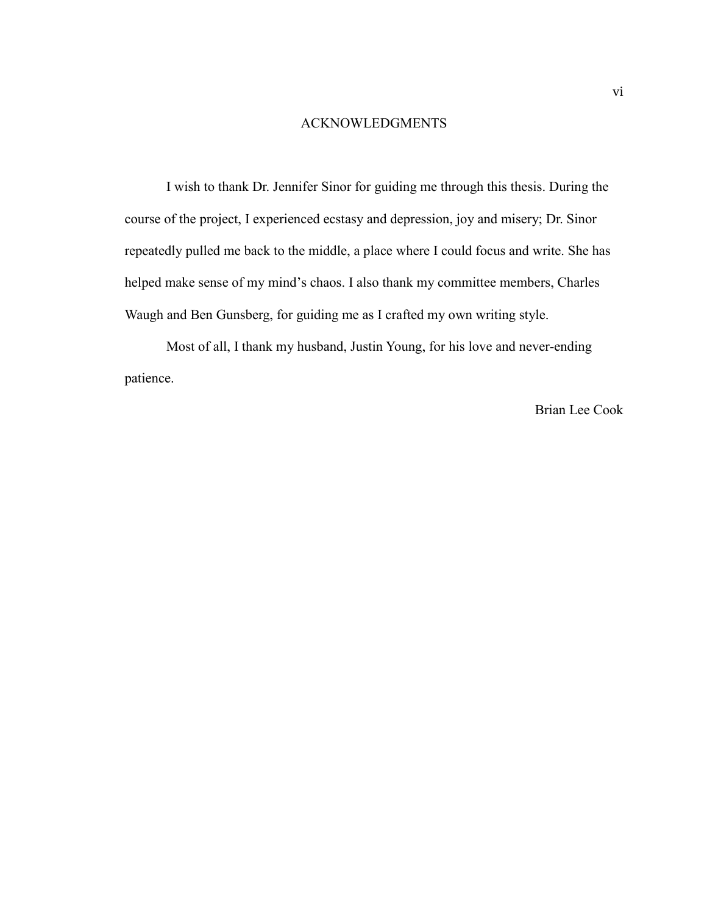# ACKNOWLEDGMENTS

I wish to thank Dr. Jennifer Sinor for guiding me through this thesis. During the course of the project, I experienced ecstasy and depression, joy and misery; Dr. Sinor repeatedly pulled me back to the middle, a place where I could focus and write. She has helped make sense of my mind's chaos. I also thank my committee members, Charles Waugh and Ben Gunsberg, for guiding me as I crafted my own writing style.

Most of all, I thank my husband, Justin Young, for his love and never-ending patience.

Brian Lee Cook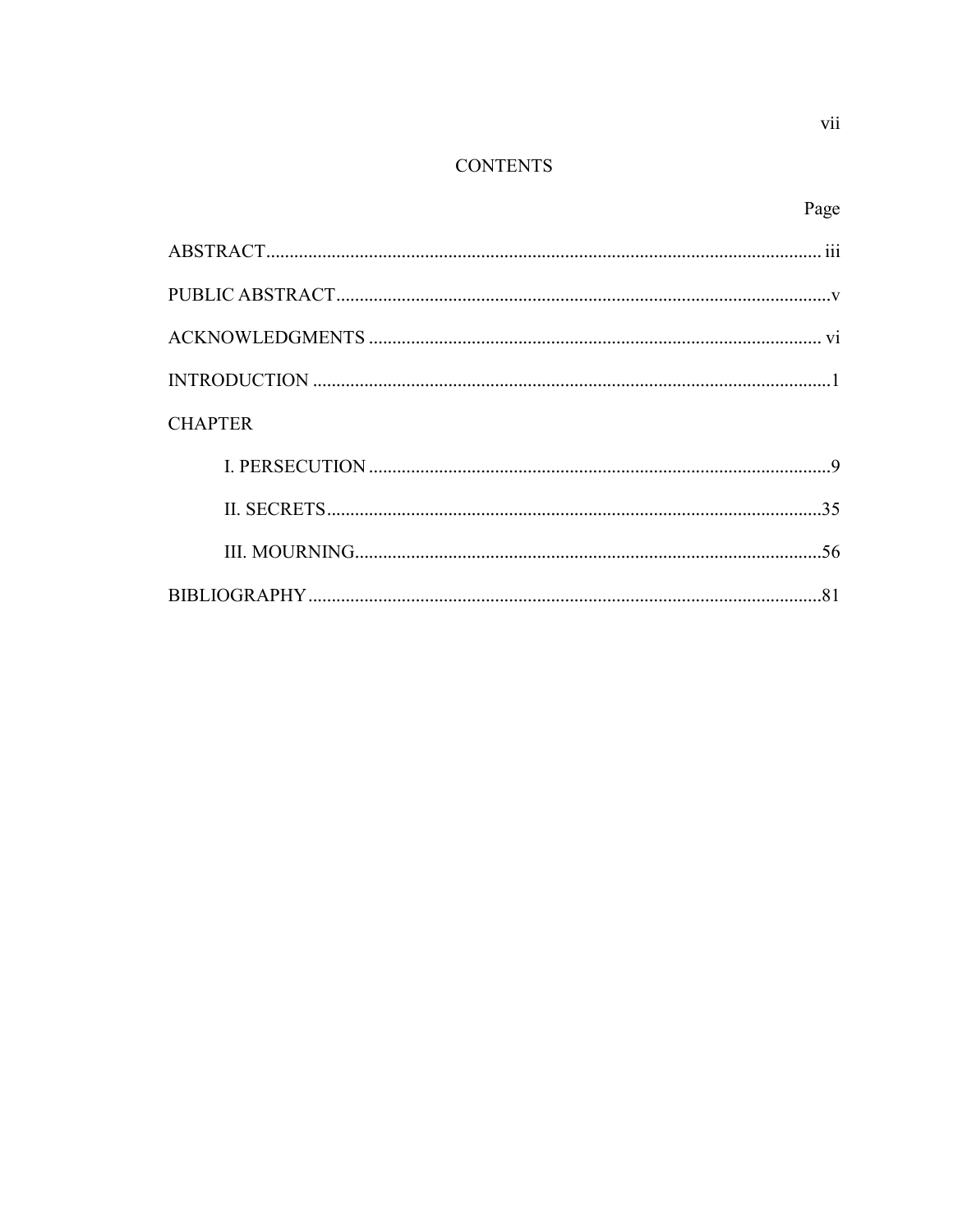# CONTENTS

Page

ABSTRACT ........ iii

PUBLIC ABSTRACT ........ v

ACKNOWLEDGMENTS ........ vi

INTRODUCTION ........ 1

CHAPTER

- I. PERSECUTION ........ 9
- II. SECRETS ........ 35
- III. MOURNING ........ 56

BIBLIOGRAPHY ........ 81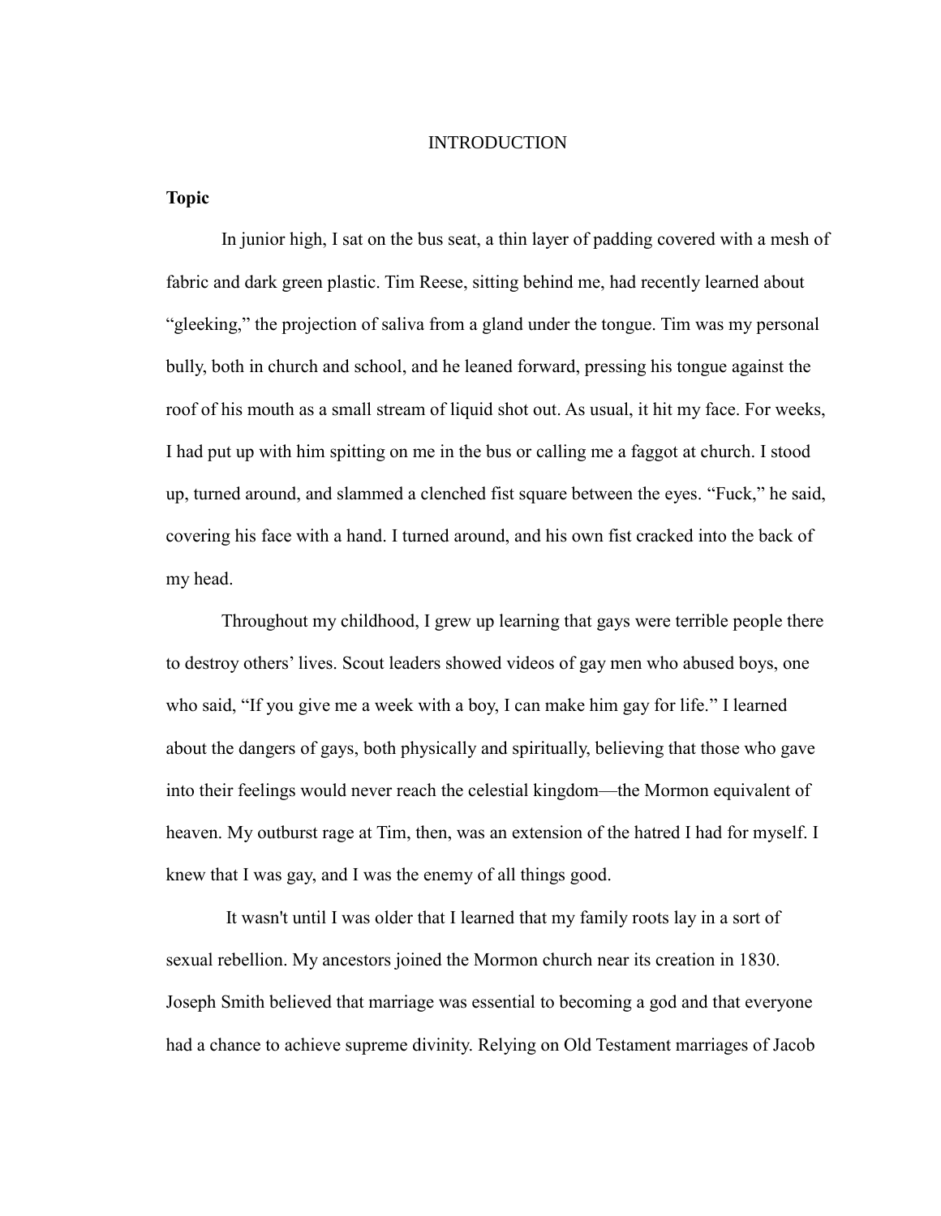# INTRODUCTION

**Topic**

In junior high, I sat on the bus seat, a thin layer of padding covered with a mesh of fabric and dark green plastic. Tim Reese, sitting behind me, had recently learned about "gleeking," the projection of saliva from a gland under the tongue. Tim was my personal bully, both in church and school, and he leaned forward, pressing his tongue against the roof of his mouth as a small stream of liquid shot out. As usual, it hit my face. For weeks, I had put up with him spitting on me in the bus or calling me a faggot at church. I stood up, turned around, and slammed a clenched fist square between the eyes. "Fuck," he said, covering his face with a hand. I turned around, and his own fist cracked into the back of my head.

Throughout my childhood, I grew up learning that gays were terrible people there to destroy others' lives. Scout leaders showed videos of gay men who abused boys, one who said, "If you give me a week with a boy, I can make him gay for life." I learned about the dangers of gays, both physically and spiritually, believing that those who gave into their feelings would never reach the celestial kingdom—the Mormon equivalent of heaven. My outburst rage at Tim, then, was an extension of the hatred I had for myself. I knew that I was gay, and I was the enemy of all things good.

It wasn't until I was older that I learned that my family roots lay in a sort of sexual rebellion. My ancestors joined the Mormon church near its creation in 1830. Joseph Smith believed that marriage was essential to becoming a god and that everyone had a chance to achieve supreme divinity. Relying on Old Testament marriages of Jacob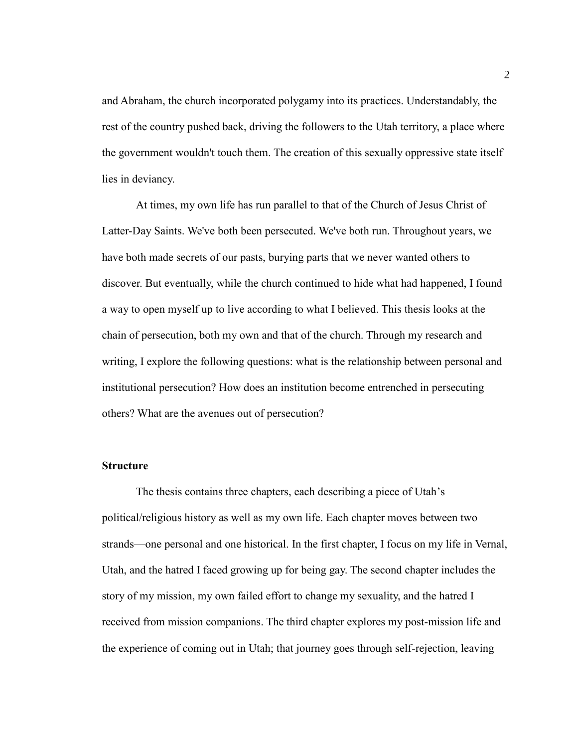and Abraham, the church incorporated polygamy into its practices. Understandably, the rest of the country pushed back, driving the followers to the Utah territory, a place where the government wouldn't touch them. The creation of this sexually oppressive state itself lies in deviancy.

At times, my own life has run parallel to that of the Church of Jesus Christ of Latter-Day Saints. We've both been persecuted. We've both run. Throughout years, we have both made secrets of our pasts, burying parts that we never wanted others to discover. But eventually, while the church continued to hide what had happened, I found a way to open myself up to live according to what I believed. This thesis looks at the chain of persecution, both my own and that of the church. Through my research and writing, I explore the following questions: what is the relationship between personal and institutional persecution? How does an institution become entrenched in persecuting others? What are the avenues out of persecution?

## Structure

The thesis contains three chapters, each describing a piece of Utah's political/religious history as well as my own life. Each chapter moves between two strands—one personal and one historical. In the first chapter, I focus on my life in Vernal, Utah, and the hatred I faced growing up for being gay. The second chapter includes the story of my mission, my own failed effort to change my sexuality, and the hatred I received from mission companions. The third chapter explores my post-mission life and the experience of coming out in Utah; that journey goes through self-rejection, leaving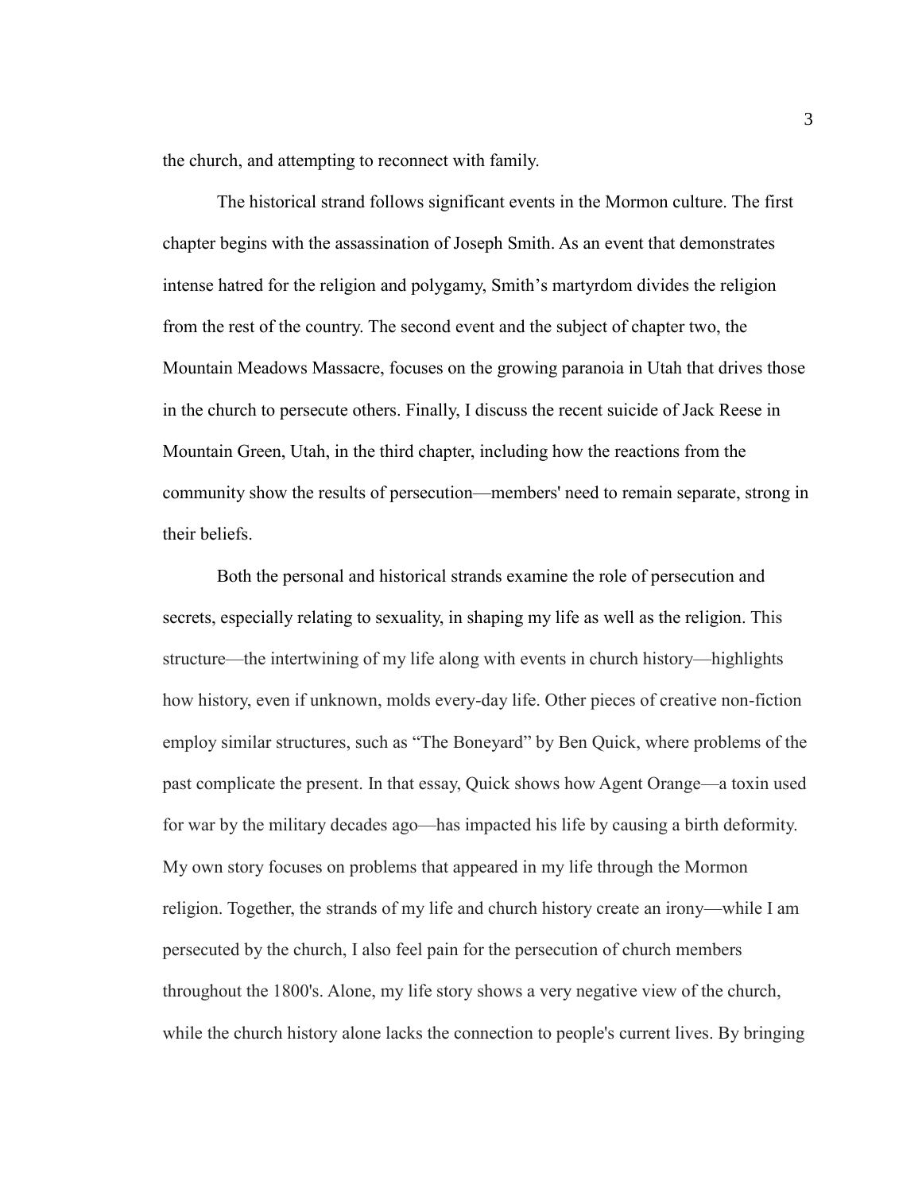the church, and attempting to reconnect with family.

The historical strand follows significant events in the Mormon culture. The first chapter begins with the assassination of Joseph Smith. As an event that demonstrates intense hatred for the religion and polygamy, Smith's martyrdom divides the religion from the rest of the country. The second event and the subject of chapter two, the Mountain Meadows Massacre, focuses on the growing paranoia in Utah that drives those in the church to persecute others. Finally, I discuss the recent suicide of Jack Reese in Mountain Green, Utah, in the third chapter, including how the reactions from the community show the results of persecution—members' need to remain separate, strong in their beliefs.

Both the personal and historical strands examine the role of persecution and secrets, especially relating to sexuality, in shaping my life as well as the religion. This structure—the intertwining of my life along with events in church history—highlights how history, even if unknown, molds every-day life. Other pieces of creative non-fiction employ similar structures, such as "The Boneyard" by Ben Quick, where problems of the past complicate the present. In that essay, Quick shows how Agent Orange—a toxin used for war by the military decades ago—has impacted his life by causing a birth deformity. My own story focuses on problems that appeared in my life through the Mormon religion. Together, the strands of my life and church history create an irony—while I am persecuted by the church, I also feel pain for the persecution of church members throughout the 1800's. Alone, my life story shows a very negative view of the church, while the church history alone lacks the connection to people's current lives. By bringing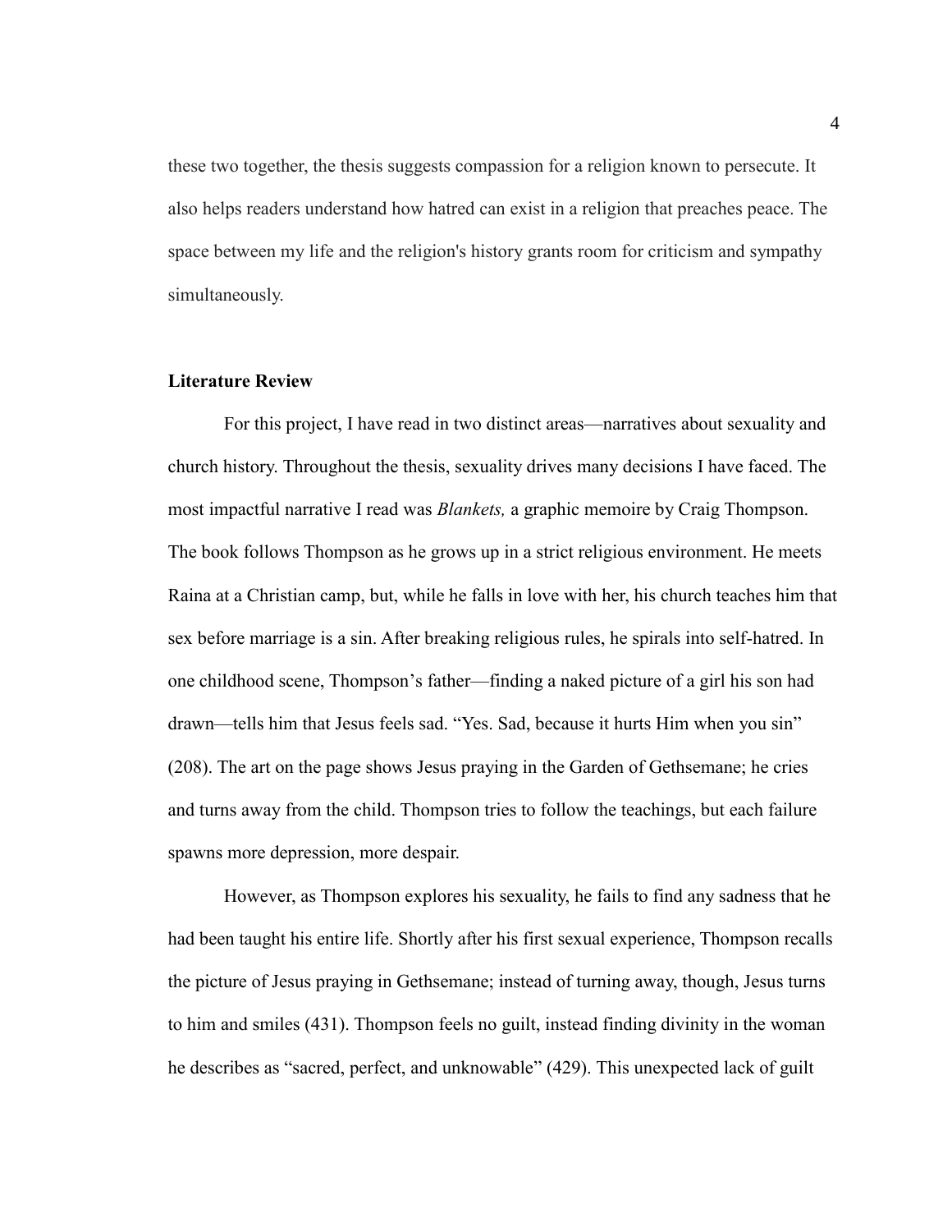these two together, the thesis suggests compassion for a religion known to persecute. It also helps readers understand how hatred can exist in a religion that preaches peace. The space between my life and the religion's history grants room for criticism and sympathy simultaneously.

## Literature Review

For this project, I have read in two distinct areas—narratives about sexuality and church history. Throughout the thesis, sexuality drives many decisions I have faced. The most impactful narrative I read was *Blankets,* a graphic memoire by Craig Thompson. The book follows Thompson as he grows up in a strict religious environment. He meets Raina at a Christian camp, but, while he falls in love with her, his church teaches him that sex before marriage is a sin. After breaking religious rules, he spirals into self-hatred. In one childhood scene, Thompson's father—finding a naked picture of a girl his son had drawn—tells him that Jesus feels sad. "Yes. Sad, because it hurts Him when you sin" (208). The art on the page shows Jesus praying in the Garden of Gethsemane; he cries and turns away from the child. Thompson tries to follow the teachings, but each failure spawns more depression, more despair.

However, as Thompson explores his sexuality, he fails to find any sadness that he had been taught his entire life. Shortly after his first sexual experience, Thompson recalls the picture of Jesus praying in Gethsemane; instead of turning away, though, Jesus turns to him and smiles (431). Thompson feels no guilt, instead finding divinity in the woman he describes as "sacred, perfect, and unknowable" (429). This unexpected lack of guilt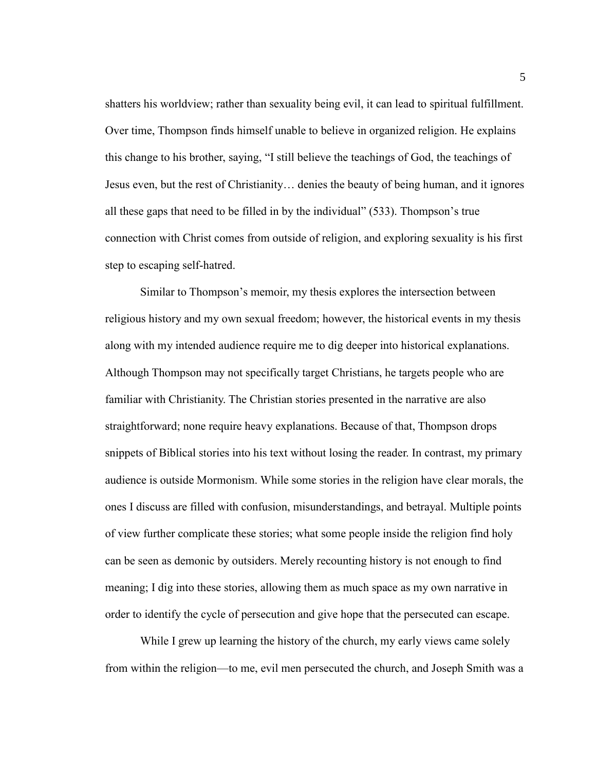shatters his worldview; rather than sexuality being evil, it can lead to spiritual fulfillment. Over time, Thompson finds himself unable to believe in organized religion. He explains this change to his brother, saying, "I still believe the teachings of God, the teachings of Jesus even, but the rest of Christianity… denies the beauty of being human, and it ignores all these gaps that need to be filled in by the individual" (533). Thompson's true connection with Christ comes from outside of religion, and exploring sexuality is his first step to escaping self-hatred.

Similar to Thompson's memoir, my thesis explores the intersection between religious history and my own sexual freedom; however, the historical events in my thesis along with my intended audience require me to dig deeper into historical explanations. Although Thompson may not specifically target Christians, he targets people who are familiar with Christianity. The Christian stories presented in the narrative are also straightforward; none require heavy explanations. Because of that, Thompson drops snippets of Biblical stories into his text without losing the reader. In contrast, my primary audience is outside Mormonism. While some stories in the religion have clear morals, the ones I discuss are filled with confusion, misunderstandings, and betrayal. Multiple points of view further complicate these stories; what some people inside the religion find holy can be seen as demonic by outsiders. Merely recounting history is not enough to find meaning; I dig into these stories, allowing them as much space as my own narrative in order to identify the cycle of persecution and give hope that the persecuted can escape.

While I grew up learning the history of the church, my early views came solely from within the religion—to me, evil men persecuted the church, and Joseph Smith was a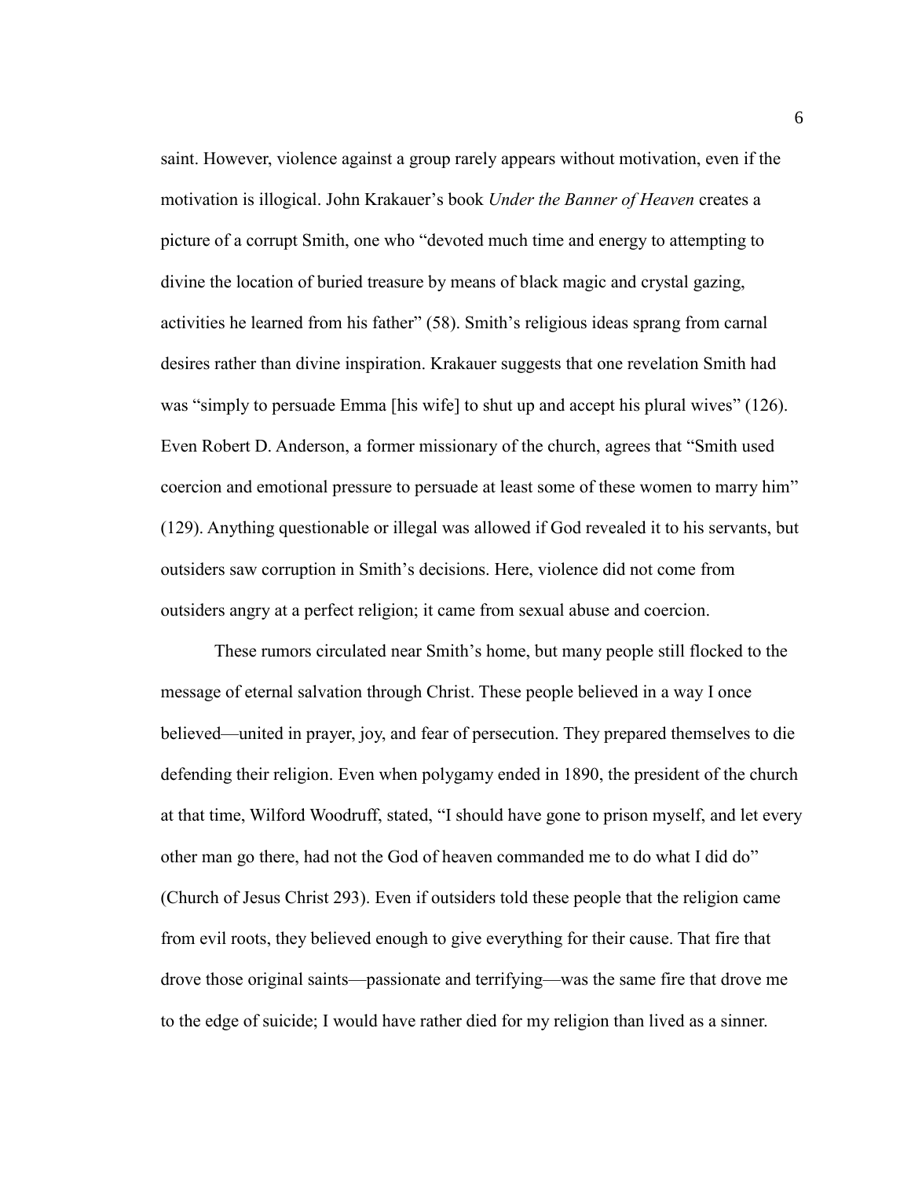saint. However, violence against a group rarely appears without motivation, even if the motivation is illogical. John Krakauer's book *Under the Banner of Heaven* creates a picture of a corrupt Smith, one who "devoted much time and energy to attempting to divine the location of buried treasure by means of black magic and crystal gazing, activities he learned from his father" (58). Smith's religious ideas sprang from carnal desires rather than divine inspiration. Krakauer suggests that one revelation Smith had was "simply to persuade Emma [his wife] to shut up and accept his plural wives" (126). Even Robert D. Anderson, a former missionary of the church, agrees that "Smith used coercion and emotional pressure to persuade at least some of these women to marry him" (129). Anything questionable or illegal was allowed if God revealed it to his servants, but outsiders saw corruption in Smith's decisions. Here, violence did not come from outsiders angry at a perfect religion; it came from sexual abuse and coercion.

These rumors circulated near Smith's home, but many people still flocked to the message of eternal salvation through Christ. These people believed in a way I once believed—united in prayer, joy, and fear of persecution. They prepared themselves to die defending their religion. Even when polygamy ended in 1890, the president of the church at that time, Wilford Woodruff, stated, "I should have gone to prison myself, and let every other man go there, had not the God of heaven commanded me to do what I did do" (Church of Jesus Christ 293). Even if outsiders told these people that the religion came from evil roots, they believed enough to give everything for their cause. That fire that drove those original saints—passionate and terrifying—was the same fire that drove me to the edge of suicide; I would have rather died for my religion than lived as a sinner.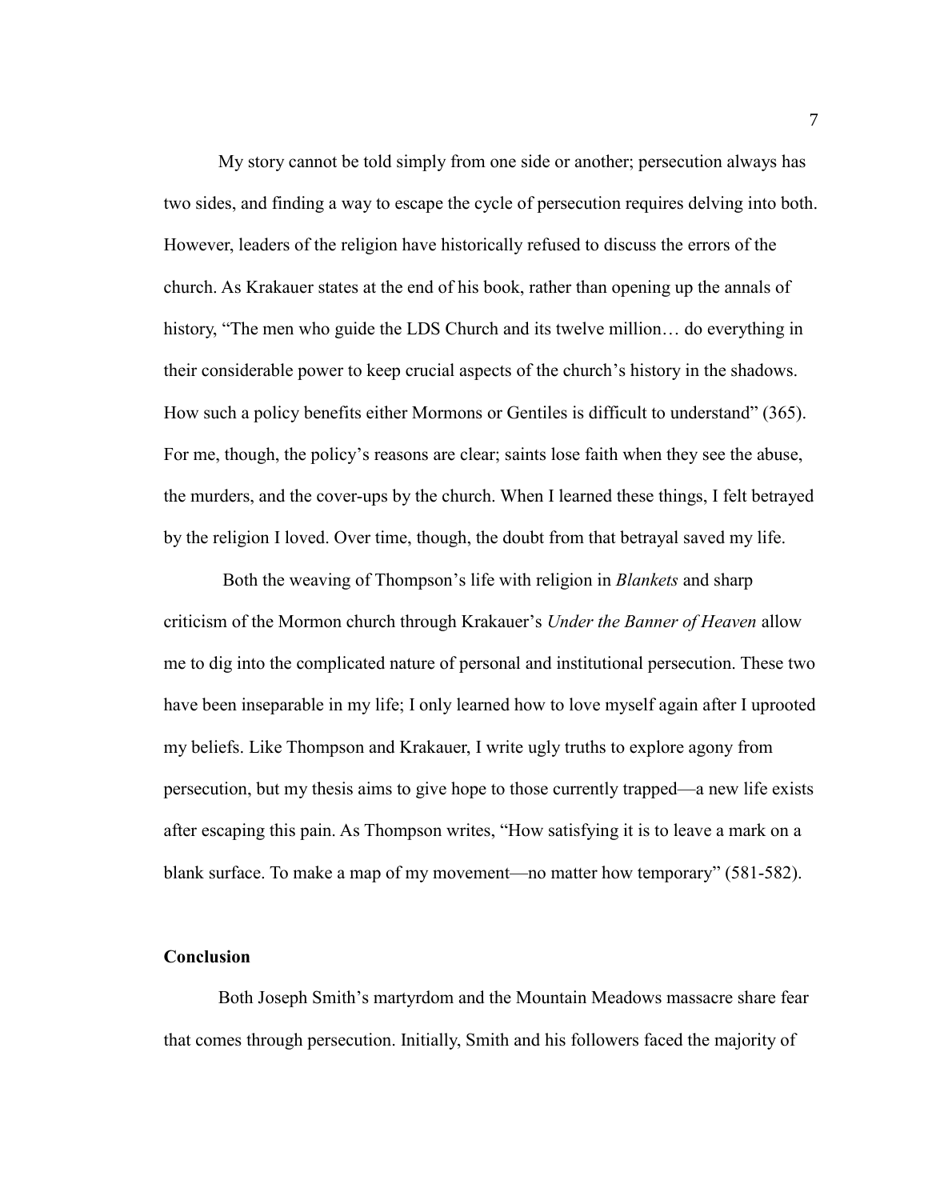My story cannot be told simply from one side or another; persecution always has two sides, and finding a way to escape the cycle of persecution requires delving into both. However, leaders of the religion have historically refused to discuss the errors of the church. As Krakauer states at the end of his book, rather than opening up the annals of history, "The men who guide the LDS Church and its twelve million… do everything in their considerable power to keep crucial aspects of the church's history in the shadows. How such a policy benefits either Mormons or Gentiles is difficult to understand" (365). For me, though, the policy's reasons are clear; saints lose faith when they see the abuse, the murders, and the cover-ups by the church. When I learned these things, I felt betrayed by the religion I loved. Over time, though, the doubt from that betrayal saved my life.

Both the weaving of Thompson's life with religion in *Blankets* and sharp criticism of the Mormon church through Krakauer's *Under the Banner of Heaven* allow me to dig into the complicated nature of personal and institutional persecution. These two have been inseparable in my life; I only learned how to love myself again after I uprooted my beliefs. Like Thompson and Krakauer, I write ugly truths to explore agony from persecution, but my thesis aims to give hope to those currently trapped—a new life exists after escaping this pain. As Thompson writes, "How satisfying it is to leave a mark on a blank surface. To make a map of my movement—no matter how temporary" (581-582).

**Conclusion**

Both Joseph Smith's martyrdom and the Mountain Meadows massacre share fear that comes through persecution. Initially, Smith and his followers faced the majority of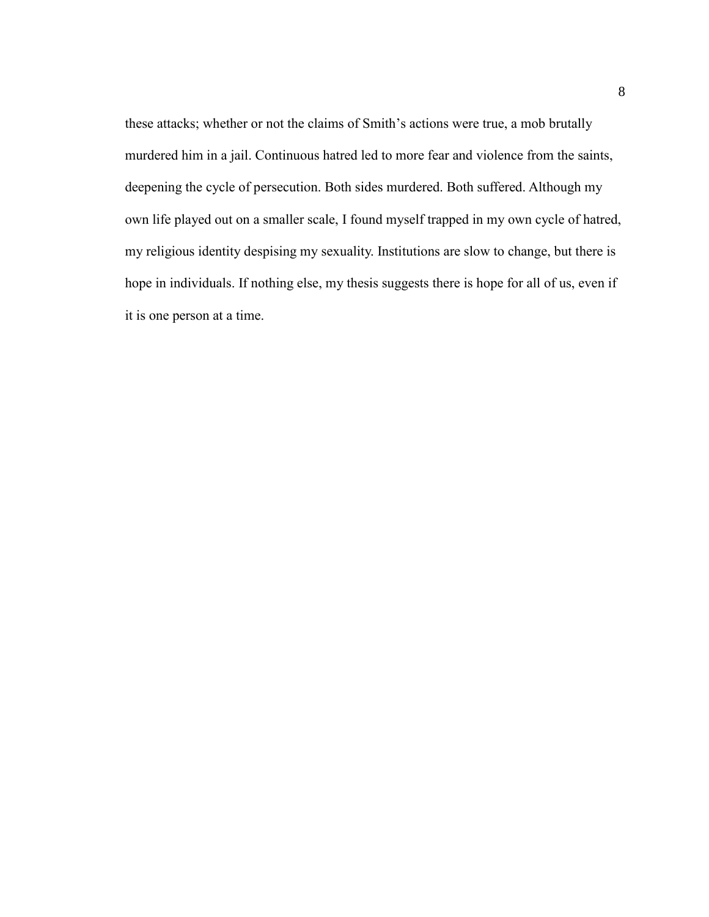these attacks; whether or not the claims of Smith's actions were true, a mob brutally murdered him in a jail. Continuous hatred led to more fear and violence from the saints, deepening the cycle of persecution. Both sides murdered. Both suffered. Although my own life played out on a smaller scale, I found myself trapped in my own cycle of hatred, my religious identity despising my sexuality. Institutions are slow to change, but there is hope in individuals. If nothing else, my thesis suggests there is hope for all of us, even if it is one person at a time.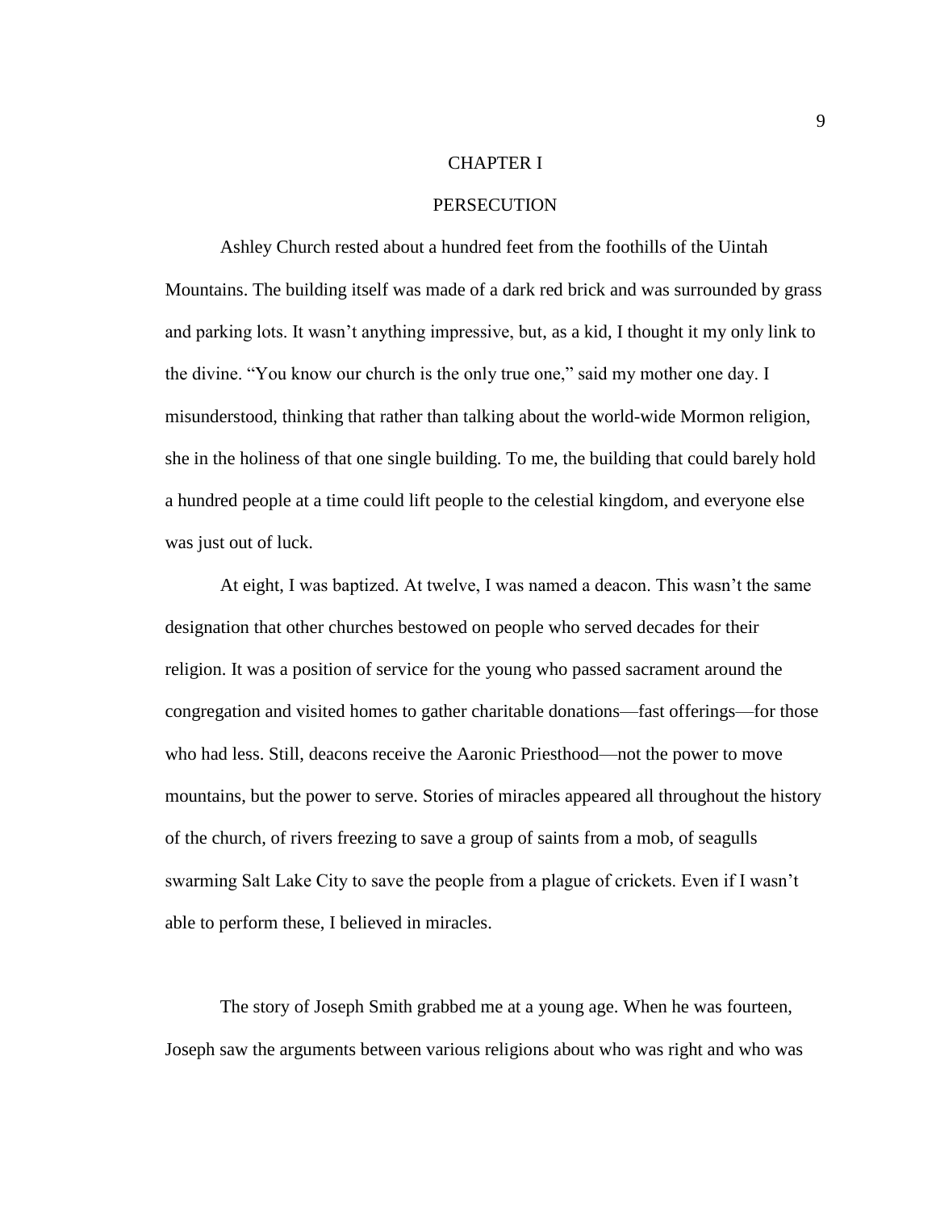# CHAPTER I

## PERSECUTION

Ashley Church rested about a hundred feet from the foothills of the Uintah Mountains. The building itself was made of a dark red brick and was surrounded by grass and parking lots. It wasn't anything impressive, but, as a kid, I thought it my only link to the divine. "You know our church is the only true one," said my mother one day. I misunderstood, thinking that rather than talking about the world-wide Mormon religion, she in the holiness of that one single building. To me, the building that could barely hold a hundred people at a time could lift people to the celestial kingdom, and everyone else was just out of luck.

At eight, I was baptized. At twelve, I was named a deacon. This wasn't the same designation that other churches bestowed on people who served decades for their religion. It was a position of service for the young who passed sacrament around the congregation and visited homes to gather charitable donations—fast offerings—for those who had less. Still, deacons receive the Aaronic Priesthood—not the power to move mountains, but the power to serve. Stories of miracles appeared all throughout the history of the church, of rivers freezing to save a group of saints from a mob, of seagulls swarming Salt Lake City to save the people from a plague of crickets. Even if I wasn't able to perform these, I believed in miracles.

The story of Joseph Smith grabbed me at a young age. When he was fourteen, Joseph saw the arguments between various religions about who was right and who was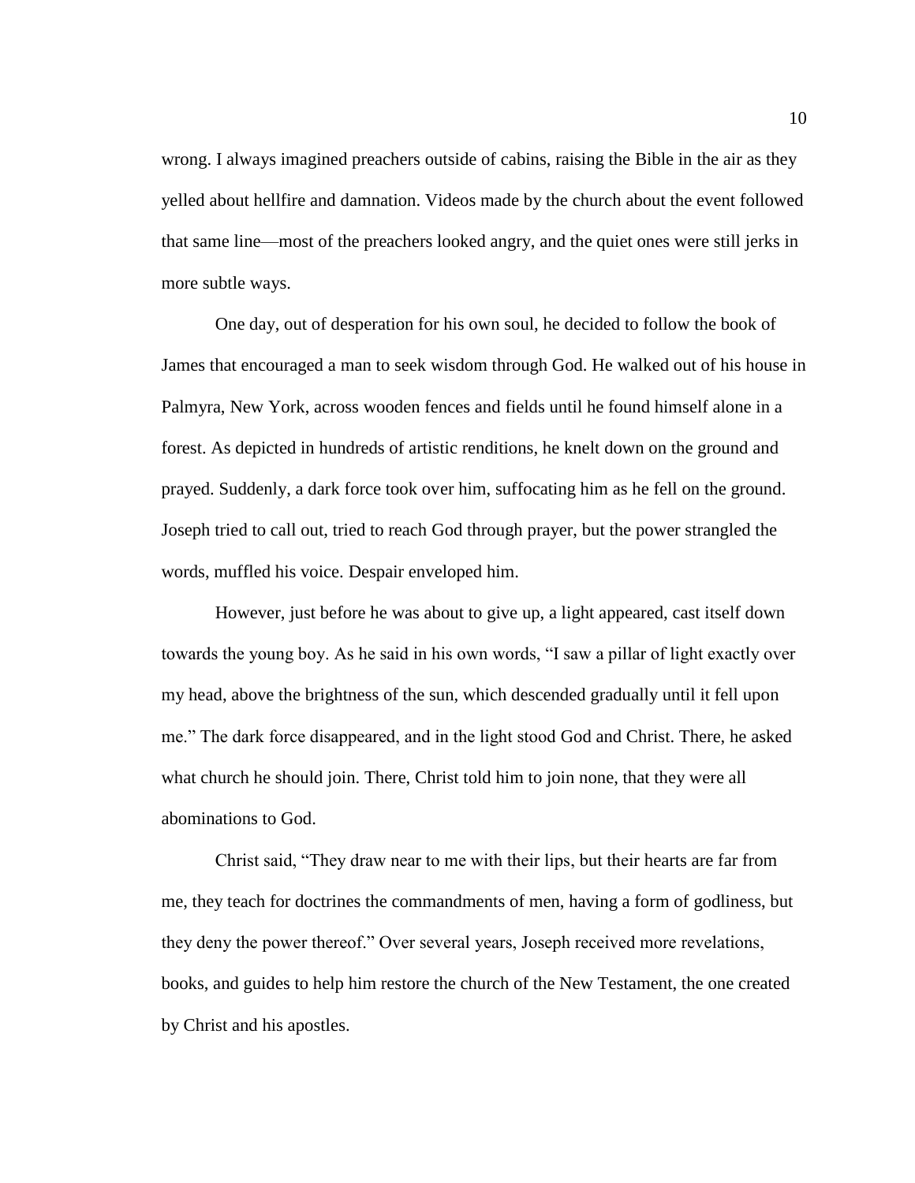wrong. I always imagined preachers outside of cabins, raising the Bible in the air as they yelled about hellfire and damnation. Videos made by the church about the event followed that same line—most of the preachers looked angry, and the quiet ones were still jerks in more subtle ways.

One day, out of desperation for his own soul, he decided to follow the book of James that encouraged a man to seek wisdom through God. He walked out of his house in Palmyra, New York, across wooden fences and fields until he found himself alone in a forest. As depicted in hundreds of artistic renditions, he knelt down on the ground and prayed. Suddenly, a dark force took over him, suffocating him as he fell on the ground. Joseph tried to call out, tried to reach God through prayer, but the power strangled the words, muffled his voice. Despair enveloped him.

However, just before he was about to give up, a light appeared, cast itself down towards the young boy. As he said in his own words, "I saw a pillar of light exactly over my head, above the brightness of the sun, which descended gradually until it fell upon me." The dark force disappeared, and in the light stood God and Christ. There, he asked what church he should join. There, Christ told him to join none, that they were all abominations to God.

Christ said, "They draw near to me with their lips, but their hearts are far from me, they teach for doctrines the commandments of men, having a form of godliness, but they deny the power thereof." Over several years, Joseph received more revelations, books, and guides to help him restore the church of the New Testament, the one created by Christ and his apostles.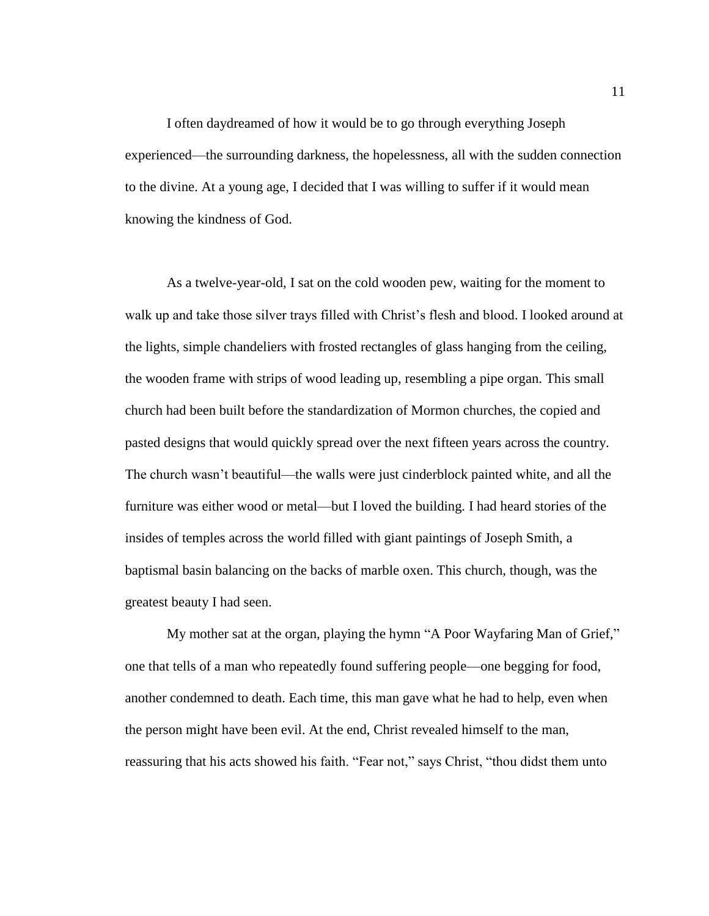I often daydreamed of how it would be to go through everything Joseph experienced—the surrounding darkness, the hopelessness, all with the sudden connection to the divine. At a young age, I decided that I was willing to suffer if it would mean knowing the kindness of God.

As a twelve-year-old, I sat on the cold wooden pew, waiting for the moment to walk up and take those silver trays filled with Christ's flesh and blood. I looked around at the lights, simple chandeliers with frosted rectangles of glass hanging from the ceiling, the wooden frame with strips of wood leading up, resembling a pipe organ. This small church had been built before the standardization of Mormon churches, the copied and pasted designs that would quickly spread over the next fifteen years across the country. The church wasn't beautiful—the walls were just cinderblock painted white, and all the furniture was either wood or metal—but I loved the building. I had heard stories of the insides of temples across the world filled with giant paintings of Joseph Smith, a baptismal basin balancing on the backs of marble oxen. This church, though, was the greatest beauty I had seen.

My mother sat at the organ, playing the hymn "A Poor Wayfaring Man of Grief," one that tells of a man who repeatedly found suffering people—one begging for food, another condemned to death. Each time, this man gave what he had to help, even when the person might have been evil. At the end, Christ revealed himself to the man, reassuring that his acts showed his faith. "Fear not," says Christ, "thou didst them unto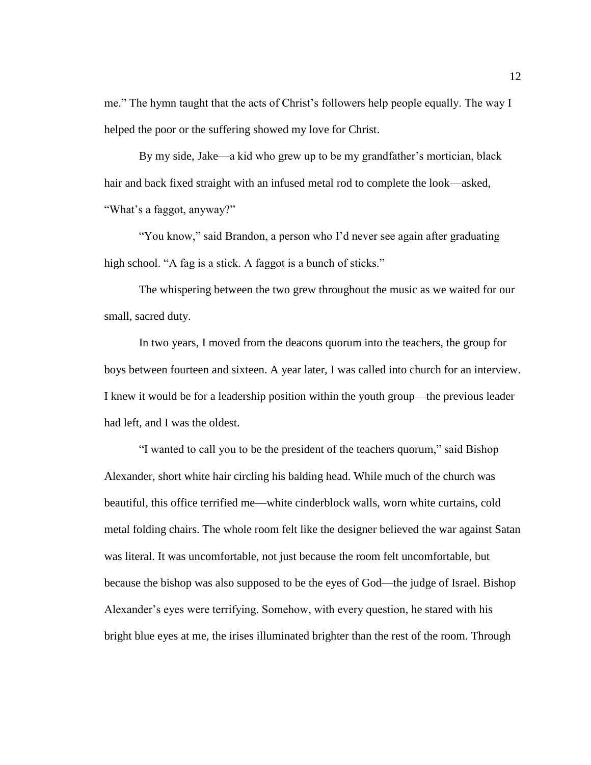me." The hymn taught that the acts of Christ's followers help people equally. The way I helped the poor or the suffering showed my love for Christ.

By my side, Jake—a kid who grew up to be my grandfather's mortician, black hair and back fixed straight with an infused metal rod to complete the look—asked, "What's a faggot, anyway?"

"You know," said Brandon, a person who I'd never see again after graduating high school. "A fag is a stick. A faggot is a bunch of sticks."

The whispering between the two grew throughout the music as we waited for our small, sacred duty.

In two years, I moved from the deacons quorum into the teachers, the group for boys between fourteen and sixteen. A year later, I was called into church for an interview. I knew it would be for a leadership position within the youth group—the previous leader had left, and I was the oldest.

"I wanted to call you to be the president of the teachers quorum," said Bishop Alexander, short white hair circling his balding head. While much of the church was beautiful, this office terrified me—white cinderblock walls, worn white curtains, cold metal folding chairs. The whole room felt like the designer believed the war against Satan was literal. It was uncomfortable, not just because the room felt uncomfortable, but because the bishop was also supposed to be the eyes of God—the judge of Israel. Bishop Alexander's eyes were terrifying. Somehow, with every question, he stared with his bright blue eyes at me, the irises illuminated brighter than the rest of the room. Through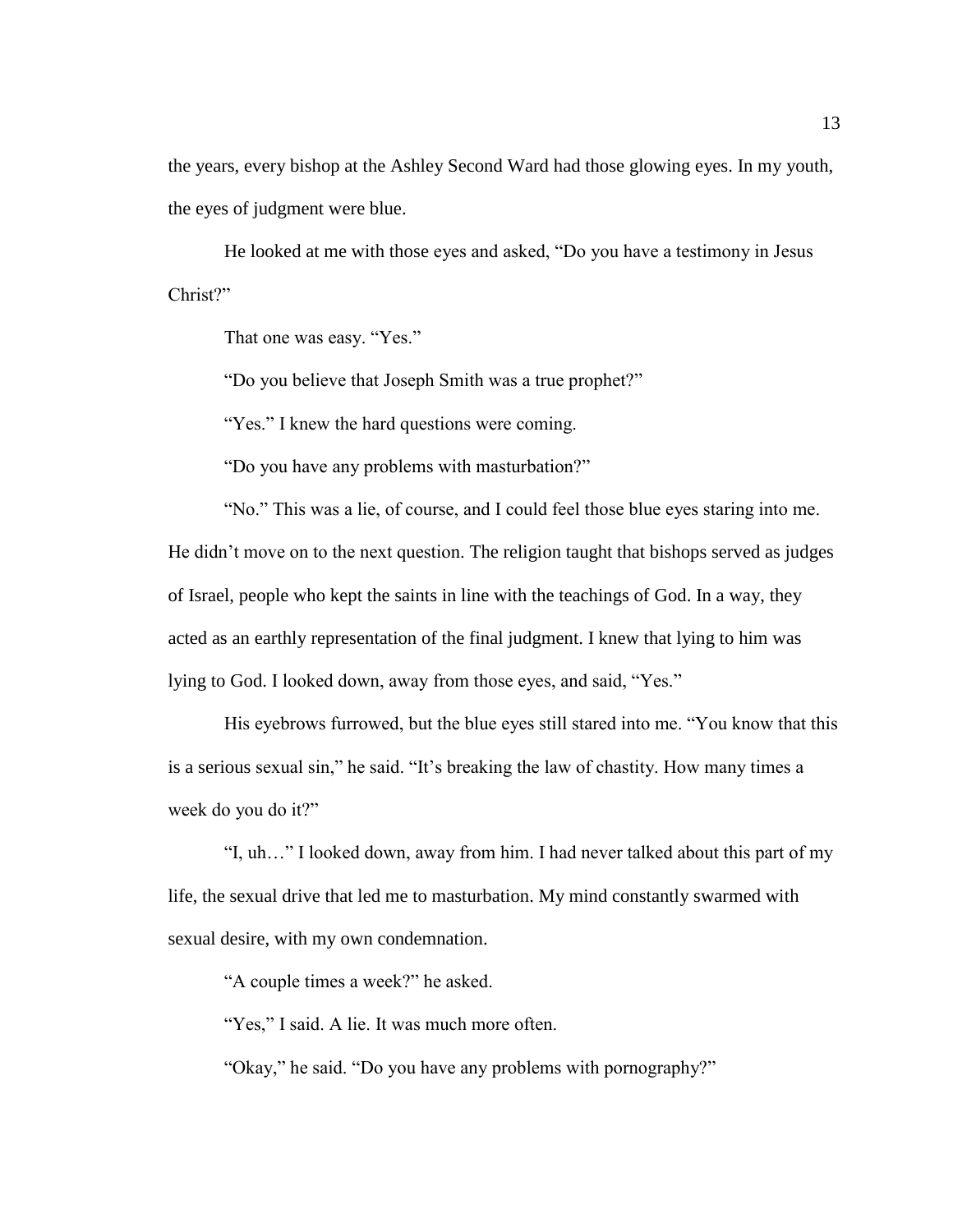the years, every bishop at the Ashley Second Ward had those glowing eyes. In my youth, the eyes of judgment were blue.

He looked at me with those eyes and asked, "Do you have a testimony in Jesus Christ?"

That one was easy. "Yes."

"Do you believe that Joseph Smith was a true prophet?"

"Yes." I knew the hard questions were coming.

"Do you have any problems with masturbation?"

"No." This was a lie, of course, and I could feel those blue eyes staring into me. He didn't move on to the next question. The religion taught that bishops served as judges of Israel, people who kept the saints in line with the teachings of God. In a way, they acted as an earthly representation of the final judgment. I knew that lying to him was lying to God. I looked down, away from those eyes, and said, "Yes."

His eyebrows furrowed, but the blue eyes still stared into me. "You know that this is a serious sexual sin," he said. "It's breaking the law of chastity. How many times a week do you do it?"

"I, uh…" I looked down, away from him. I had never talked about this part of my life, the sexual drive that led me to masturbation. My mind constantly swarmed with sexual desire, with my own condemnation.

"A couple times a week?" he asked.

"Yes," I said. A lie. It was much more often.

"Okay," he said. "Do you have any problems with pornography?"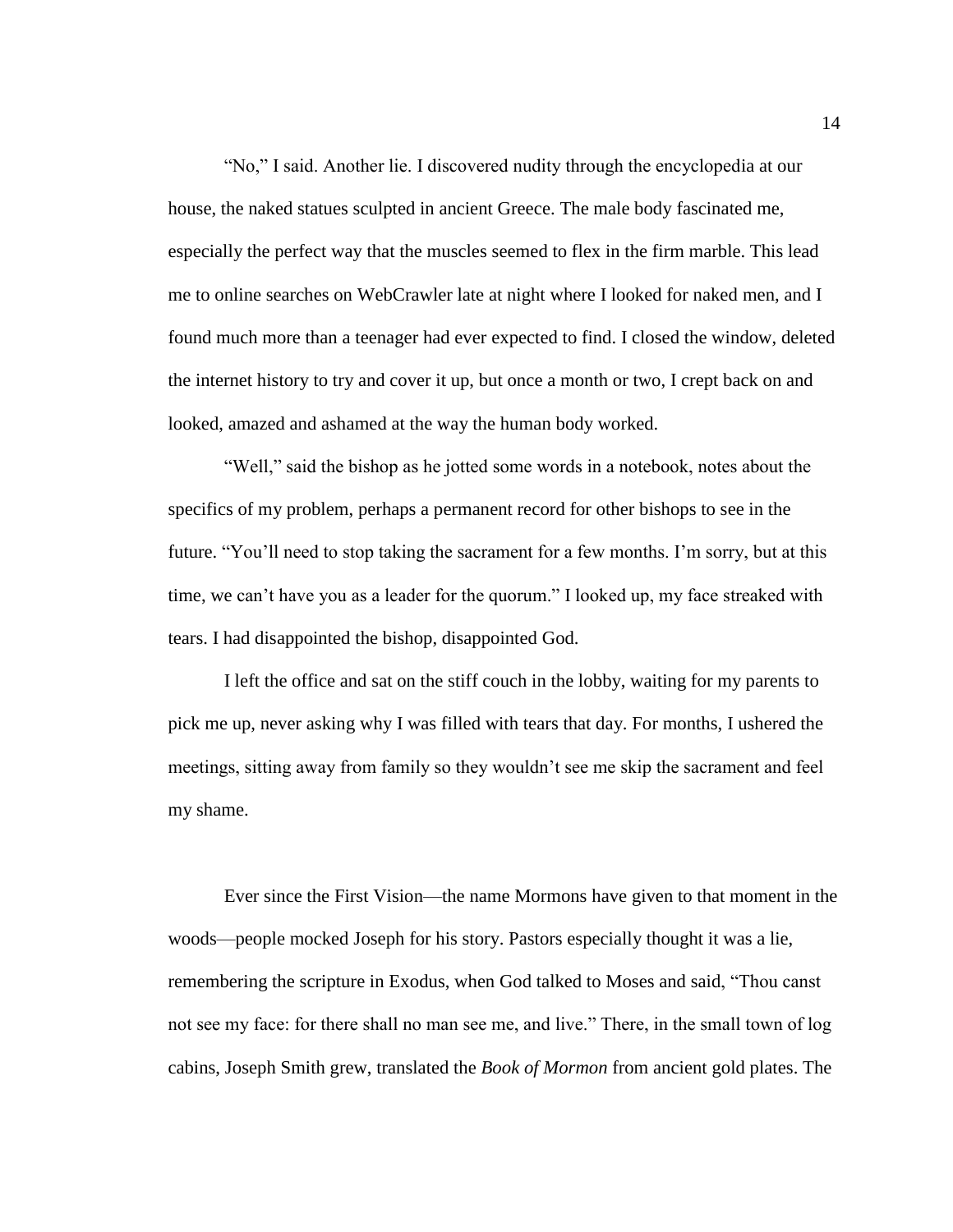"No," I said. Another lie. I discovered nudity through the encyclopedia at our house, the naked statues sculpted in ancient Greece. The male body fascinated me, especially the perfect way that the muscles seemed to flex in the firm marble. This lead me to online searches on WebCrawler late at night where I looked for naked men, and I found much more than a teenager had ever expected to find. I closed the window, deleted the internet history to try and cover it up, but once a month or two, I crept back on and looked, amazed and ashamed at the way the human body worked.

"Well," said the bishop as he jotted some words in a notebook, notes about the specifics of my problem, perhaps a permanent record for other bishops to see in the future. "You'll need to stop taking the sacrament for a few months. I'm sorry, but at this time, we can't have you as a leader for the quorum." I looked up, my face streaked with tears. I had disappointed the bishop, disappointed God.

I left the office and sat on the stiff couch in the lobby, waiting for my parents to pick me up, never asking why I was filled with tears that day. For months, I ushered the meetings, sitting away from family so they wouldn't see me skip the sacrament and feel my shame.

Ever since the First Vision—the name Mormons have given to that moment in the woods—people mocked Joseph for his story. Pastors especially thought it was a lie, remembering the scripture in Exodus, when God talked to Moses and said, "Thou canst not see my face: for there shall no man see me, and live." There, in the small town of log cabins, Joseph Smith grew, translated the *Book of Mormon* from ancient gold plates. The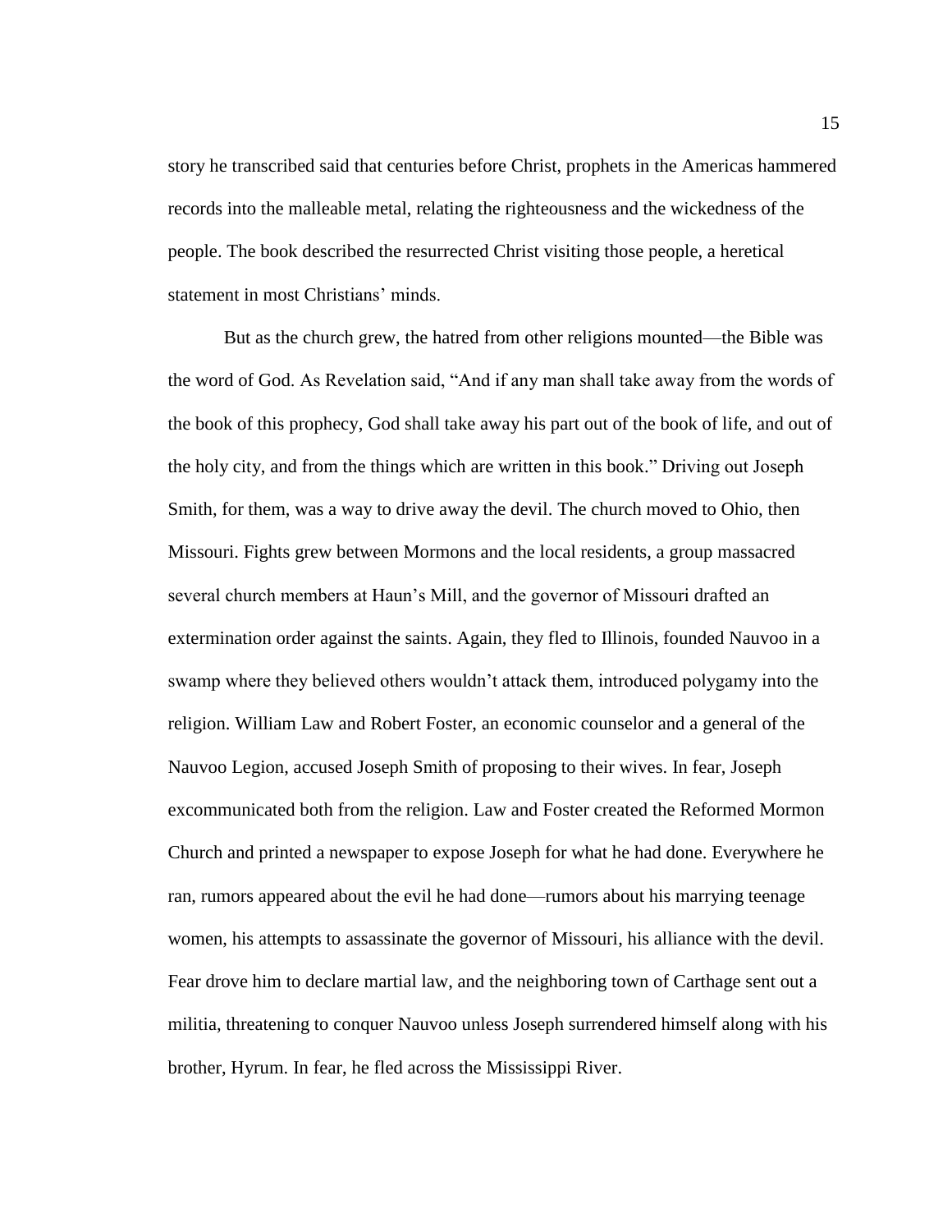story he transcribed said that centuries before Christ, prophets in the Americas hammered records into the malleable metal, relating the righteousness and the wickedness of the people. The book described the resurrected Christ visiting those people, a heretical statement in most Christians' minds.

But as the church grew, the hatred from other religions mounted—the Bible was the word of God. As Revelation said, "And if any man shall take away from the words of the book of this prophecy, God shall take away his part out of the book of life, and out of the holy city, and from the things which are written in this book." Driving out Joseph Smith, for them, was a way to drive away the devil. The church moved to Ohio, then Missouri. Fights grew between Mormons and the local residents, a group massacred several church members at Haun's Mill, and the governor of Missouri drafted an extermination order against the saints. Again, they fled to Illinois, founded Nauvoo in a swamp where they believed others wouldn't attack them, introduced polygamy into the religion. William Law and Robert Foster, an economic counselor and a general of the Nauvoo Legion, accused Joseph Smith of proposing to their wives. In fear, Joseph excommunicated both from the religion. Law and Foster created the Reformed Mormon Church and printed a newspaper to expose Joseph for what he had done. Everywhere he ran, rumors appeared about the evil he had done—rumors about his marrying teenage women, his attempts to assassinate the governor of Missouri, his alliance with the devil. Fear drove him to declare martial law, and the neighboring town of Carthage sent out a militia, threatening to conquer Nauvoo unless Joseph surrendered himself along with his brother, Hyrum. In fear, he fled across the Mississippi River.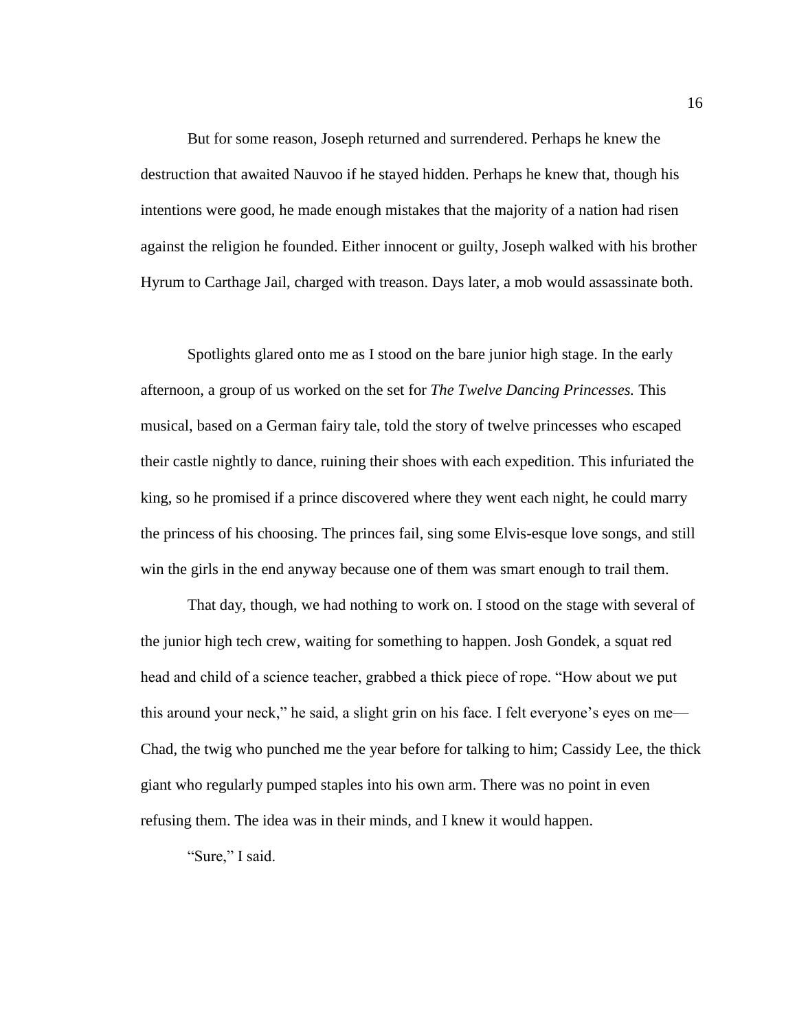But for some reason, Joseph returned and surrendered. Perhaps he knew the destruction that awaited Nauvoo if he stayed hidden. Perhaps he knew that, though his intentions were good, he made enough mistakes that the majority of a nation had risen against the religion he founded. Either innocent or guilty, Joseph walked with his brother Hyrum to Carthage Jail, charged with treason. Days later, a mob would assassinate both.

Spotlights glared onto me as I stood on the bare junior high stage. In the early afternoon, a group of us worked on the set for *The Twelve Dancing Princesses.* This musical, based on a German fairy tale, told the story of twelve princesses who escaped their castle nightly to dance, ruining their shoes with each expedition. This infuriated the king, so he promised if a prince discovered where they went each night, he could marry the princess of his choosing. The princes fail, sing some Elvis-esque love songs, and still win the girls in the end anyway because one of them was smart enough to trail them.

That day, though, we had nothing to work on. I stood on the stage with several of the junior high tech crew, waiting for something to happen. Josh Gondek, a squat red head and child of a science teacher, grabbed a thick piece of rope. "How about we put this around your neck," he said, a slight grin on his face. I felt everyone's eyes on me—Chad, the twig who punched me the year before for talking to him; Cassidy Lee, the thick giant who regularly pumped staples into his own arm. There was no point in even refusing them. The idea was in their minds, and I knew it would happen.

"Sure," I said.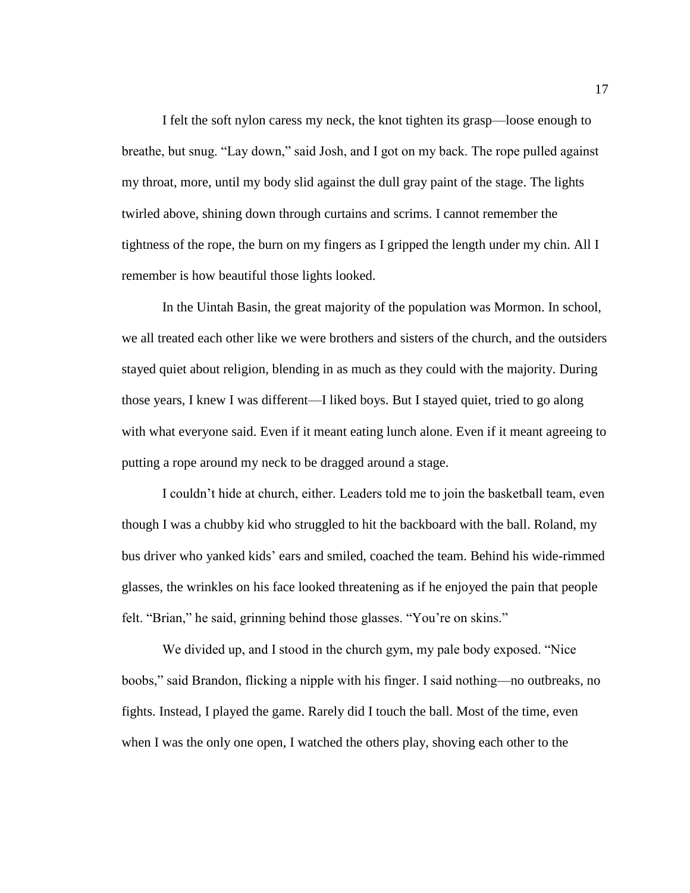I felt the soft nylon caress my neck, the knot tighten its grasp—loose enough to breathe, but snug. "Lay down," said Josh, and I got on my back. The rope pulled against my throat, more, until my body slid against the dull gray paint of the stage. The lights twirled above, shining down through curtains and scrims. I cannot remember the tightness of the rope, the burn on my fingers as I gripped the length under my chin. All I remember is how beautiful those lights looked.

In the Uintah Basin, the great majority of the population was Mormon. In school, we all treated each other like we were brothers and sisters of the church, and the outsiders stayed quiet about religion, blending in as much as they could with the majority. During those years, I knew I was different—I liked boys. But I stayed quiet, tried to go along with what everyone said. Even if it meant eating lunch alone. Even if it meant agreeing to putting a rope around my neck to be dragged around a stage.

I couldn't hide at church, either. Leaders told me to join the basketball team, even though I was a chubby kid who struggled to hit the backboard with the ball. Roland, my bus driver who yanked kids' ears and smiled, coached the team. Behind his wide-rimmed glasses, the wrinkles on his face looked threatening as if he enjoyed the pain that people felt. "Brian," he said, grinning behind those glasses. "You're on skins."

We divided up, and I stood in the church gym, my pale body exposed. "Nice boobs," said Brandon, flicking a nipple with his finger. I said nothing—no outbreaks, no fights. Instead, I played the game. Rarely did I touch the ball. Most of the time, even when I was the only one open, I watched the others play, shoving each other to the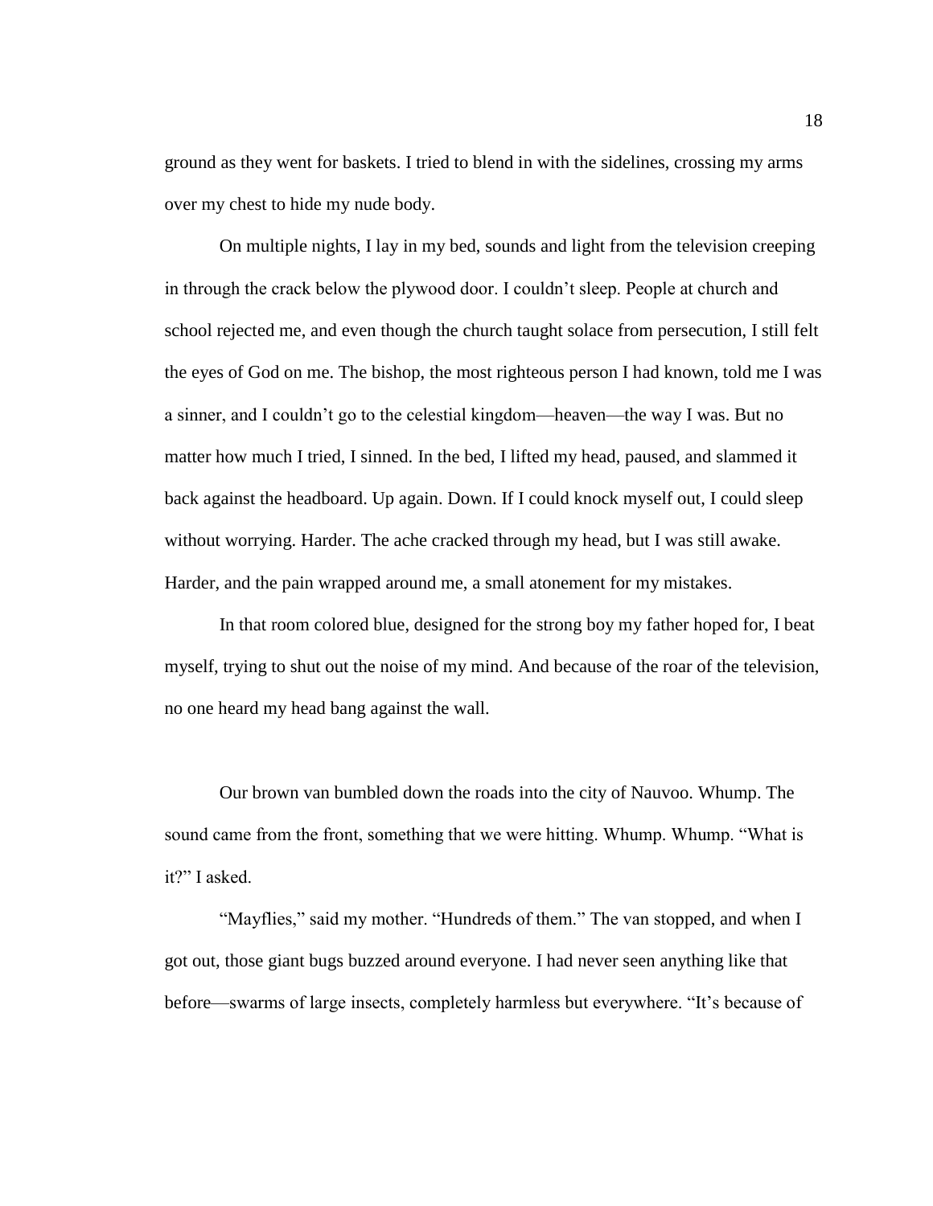ground as they went for baskets. I tried to blend in with the sidelines, crossing my arms over my chest to hide my nude body.

On multiple nights, I lay in my bed, sounds and light from the television creeping in through the crack below the plywood door. I couldn't sleep. People at church and school rejected me, and even though the church taught solace from persecution, I still felt the eyes of God on me. The bishop, the most righteous person I had known, told me I was a sinner, and I couldn't go to the celestial kingdom—heaven—the way I was. But no matter how much I tried, I sinned. In the bed, I lifted my head, paused, and slammed it back against the headboard. Up again. Down. If I could knock myself out, I could sleep without worrying. Harder. The ache cracked through my head, but I was still awake. Harder, and the pain wrapped around me, a small atonement for my mistakes.

In that room colored blue, designed for the strong boy my father hoped for, I beat myself, trying to shut out the noise of my mind. And because of the roar of the television, no one heard my head bang against the wall.

Our brown van bumbled down the roads into the city of Nauvoo. Whump. The sound came from the front, something that we were hitting. Whump. Whump. "What is it?" I asked.

"Mayflies," said my mother. "Hundreds of them." The van stopped, and when I got out, those giant bugs buzzed around everyone. I had never seen anything like that before—swarms of large insects, completely harmless but everywhere. "It's because of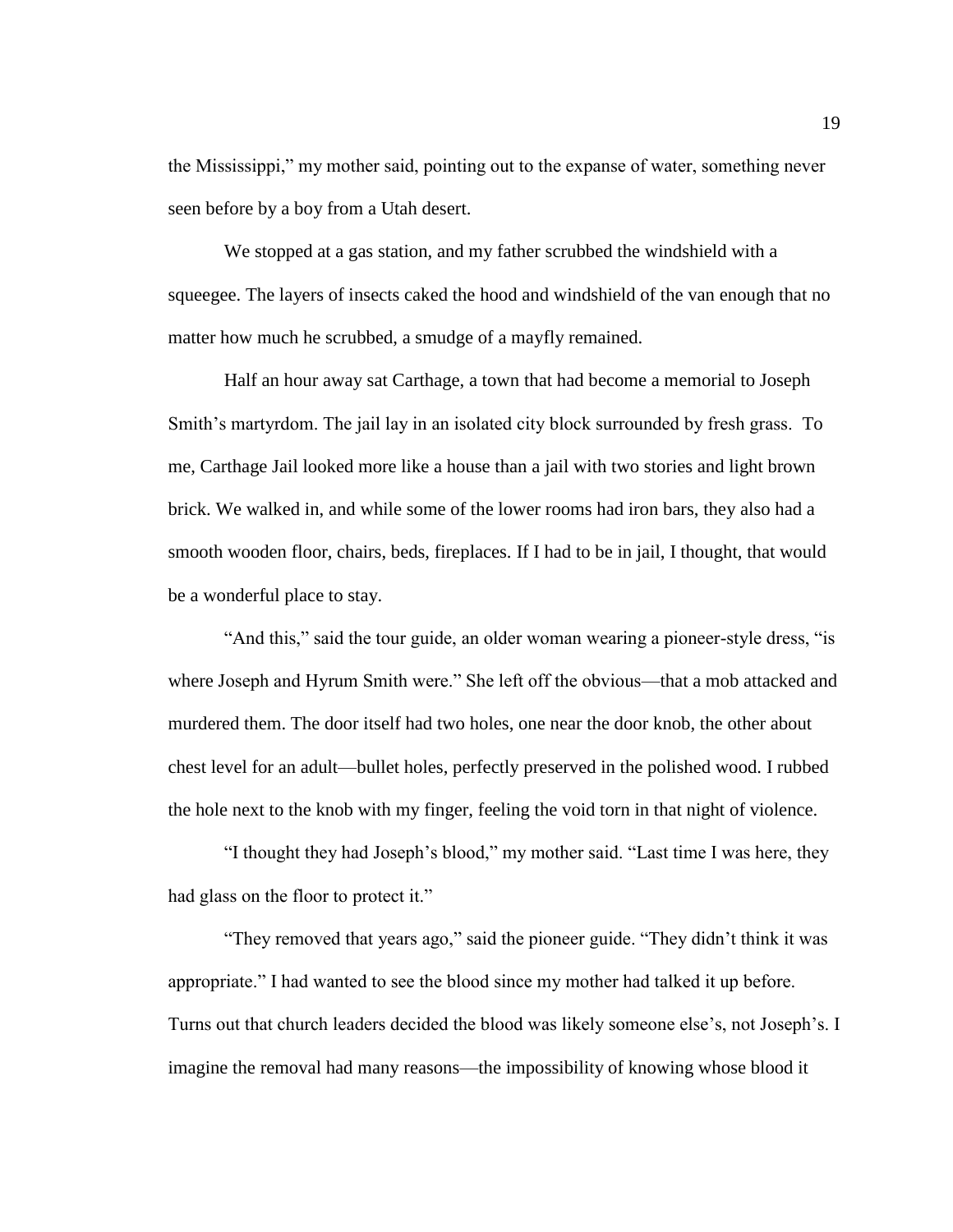the Mississippi," my mother said, pointing out to the expanse of water, something never seen before by a boy from a Utah desert.

We stopped at a gas station, and my father scrubbed the windshield with a squeegee. The layers of insects caked the hood and windshield of the van enough that no matter how much he scrubbed, a smudge of a mayfly remained.

Half an hour away sat Carthage, a town that had become a memorial to Joseph Smith's martyrdom. The jail lay in an isolated city block surrounded by fresh grass. To me, Carthage Jail looked more like a house than a jail with two stories and light brown brick. We walked in, and while some of the lower rooms had iron bars, they also had a smooth wooden floor, chairs, beds, fireplaces. If I had to be in jail, I thought, that would be a wonderful place to stay.

"And this," said the tour guide, an older woman wearing a pioneer-style dress, "is where Joseph and Hyrum Smith were." She left off the obvious—that a mob attacked and murdered them. The door itself had two holes, one near the door knob, the other about chest level for an adult—bullet holes, perfectly preserved in the polished wood. I rubbed the hole next to the knob with my finger, feeling the void torn in that night of violence.

"I thought they had Joseph's blood," my mother said. "Last time I was here, they had glass on the floor to protect it."

"They removed that years ago," said the pioneer guide. "They didn't think it was appropriate." I had wanted to see the blood since my mother had talked it up before. Turns out that church leaders decided the blood was likely someone else's, not Joseph's. I imagine the removal had many reasons—the impossibility of knowing whose blood it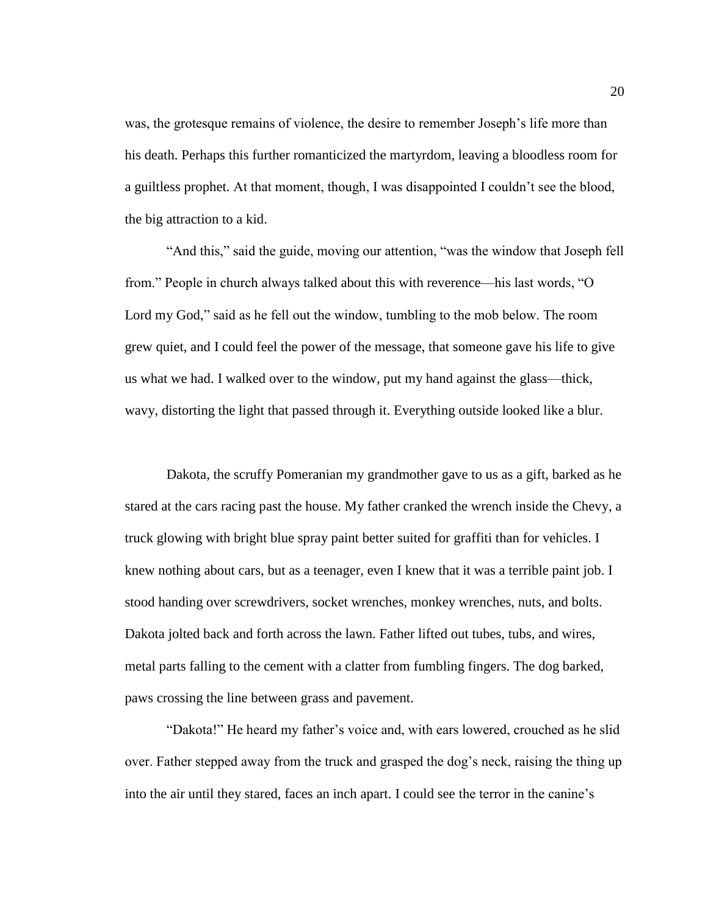was, the grotesque remains of violence, the desire to remember Joseph's life more than his death. Perhaps this further romanticized the martyrdom, leaving a bloodless room for a guiltless prophet. At that moment, though, I was disappointed I couldn't see the blood, the big attraction to a kid.

"And this," said the guide, moving our attention, "was the window that Joseph fell from." People in church always talked about this with reverence—his last words, "O Lord my God," said as he fell out the window, tumbling to the mob below. The room grew quiet, and I could feel the power of the message, that someone gave his life to give us what we had. I walked over to the window, put my hand against the glass—thick, wavy, distorting the light that passed through it. Everything outside looked like a blur.

Dakota, the scruffy Pomeranian my grandmother gave to us as a gift, barked as he stared at the cars racing past the house. My father cranked the wrench inside the Chevy, a truck glowing with bright blue spray paint better suited for graffiti than for vehicles. I knew nothing about cars, but as a teenager, even I knew that it was a terrible paint job. I stood handing over screwdrivers, socket wrenches, monkey wrenches, nuts, and bolts. Dakota jolted back and forth across the lawn. Father lifted out tubes, tubs, and wires, metal parts falling to the cement with a clatter from fumbling fingers. The dog barked, paws crossing the line between grass and pavement.

"Dakota!" He heard my father's voice and, with ears lowered, crouched as he slid over. Father stepped away from the truck and grasped the dog's neck, raising the thing up into the air until they stared, faces an inch apart. I could see the terror in the canine's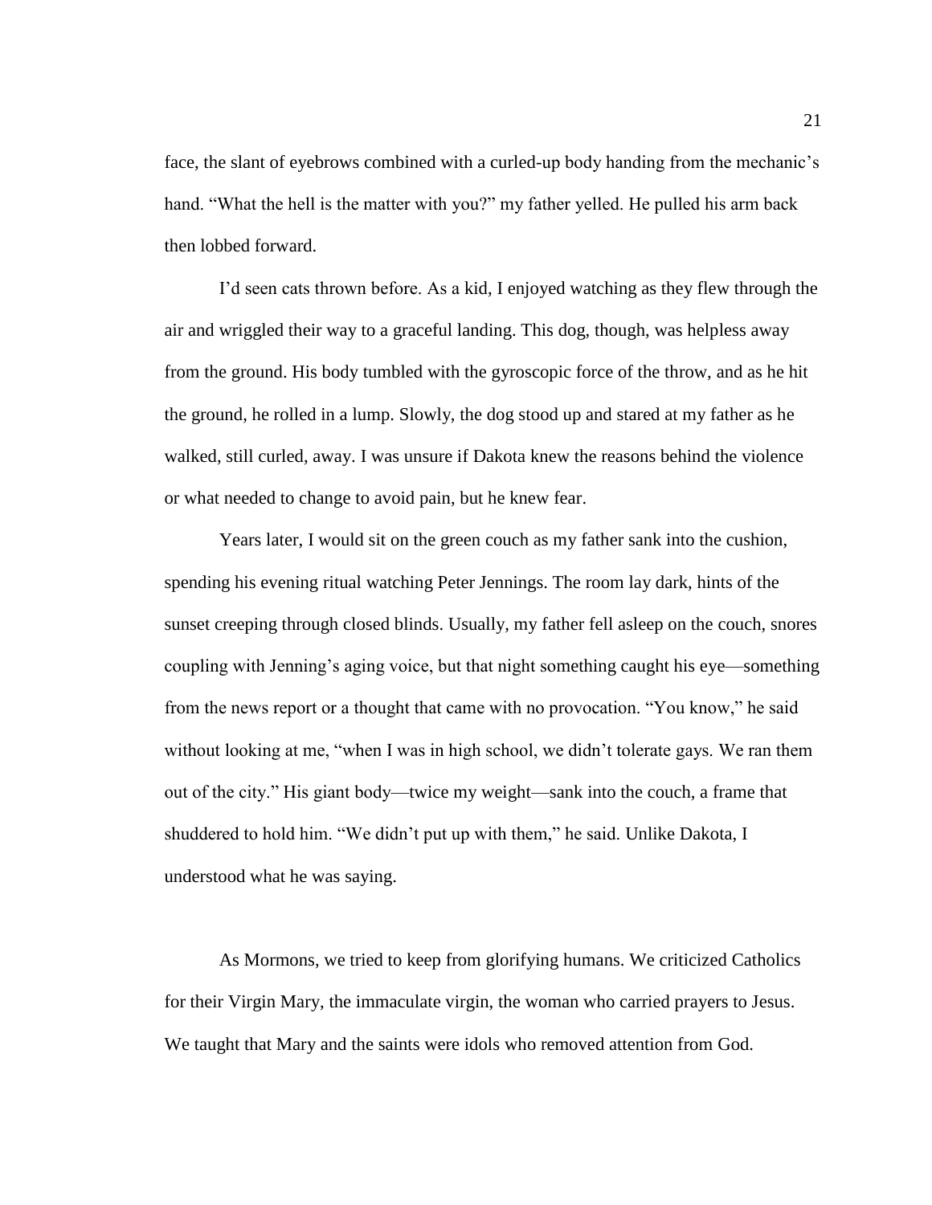face, the slant of eyebrows combined with a curled-up body handing from the mechanic's hand. "What the hell is the matter with you?" my father yelled. He pulled his arm back then lobbed forward.

I'd seen cats thrown before. As a kid, I enjoyed watching as they flew through the air and wriggled their way to a graceful landing. This dog, though, was helpless away from the ground. His body tumbled with the gyroscopic force of the throw, and as he hit the ground, he rolled in a lump. Slowly, the dog stood up and stared at my father as he walked, still curled, away. I was unsure if Dakota knew the reasons behind the violence or what needed to change to avoid pain, but he knew fear.

Years later, I would sit on the green couch as my father sank into the cushion, spending his evening ritual watching Peter Jennings. The room lay dark, hints of the sunset creeping through closed blinds. Usually, my father fell asleep on the couch, snores coupling with Jenning's aging voice, but that night something caught his eye—something from the news report or a thought that came with no provocation. "You know," he said without looking at me, "when I was in high school, we didn't tolerate gays. We ran them out of the city." His giant body—twice my weight—sank into the couch, a frame that shuddered to hold him. "We didn't put up with them," he said. Unlike Dakota, I understood what he was saying.

As Mormons, we tried to keep from glorifying humans. We criticized Catholics for their Virgin Mary, the immaculate virgin, the woman who carried prayers to Jesus. We taught that Mary and the saints were idols who removed attention from God.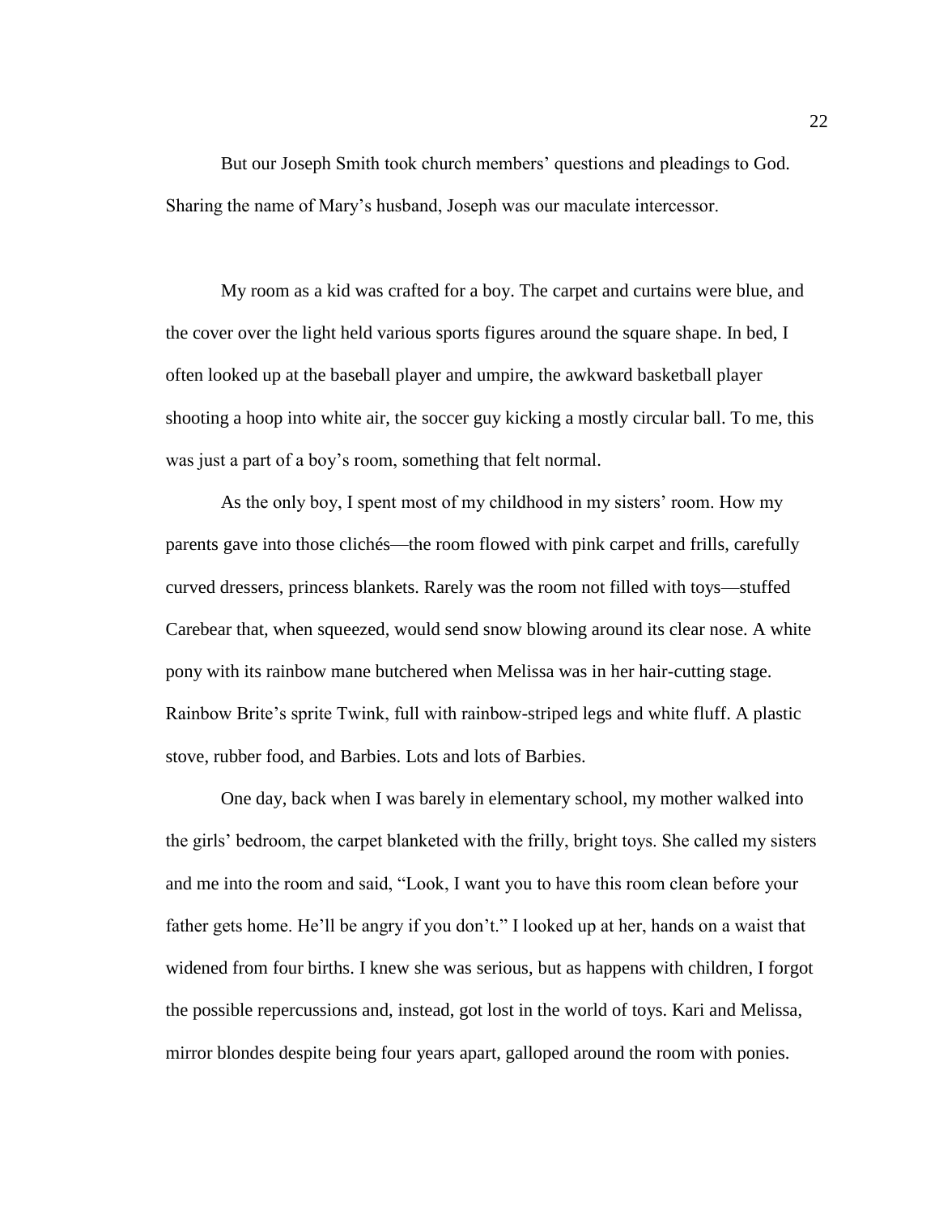But our Joseph Smith took church members' questions and pleadings to God. Sharing the name of Mary's husband, Joseph was our maculate intercessor.

My room as a kid was crafted for a boy. The carpet and curtains were blue, and the cover over the light held various sports figures around the square shape. In bed, I often looked up at the baseball player and umpire, the awkward basketball player shooting a hoop into white air, the soccer guy kicking a mostly circular ball. To me, this was just a part of a boy's room, something that felt normal.

As the only boy, I spent most of my childhood in my sisters' room. How my parents gave into those clichés—the room flowed with pink carpet and frills, carefully curved dressers, princess blankets. Rarely was the room not filled with toys—stuffed Carebear that, when squeezed, would send snow blowing around its clear nose. A white pony with its rainbow mane butchered when Melissa was in her hair-cutting stage. Rainbow Brite's sprite Twink, full with rainbow-striped legs and white fluff. A plastic stove, rubber food, and Barbies. Lots and lots of Barbies.

One day, back when I was barely in elementary school, my mother walked into the girls' bedroom, the carpet blanketed with the frilly, bright toys. She called my sisters and me into the room and said, "Look, I want you to have this room clean before your father gets home. He'll be angry if you don't." I looked up at her, hands on a waist that widened from four births. I knew she was serious, but as happens with children, I forgot the possible repercussions and, instead, got lost in the world of toys. Kari and Melissa, mirror blondes despite being four years apart, galloped around the room with ponies.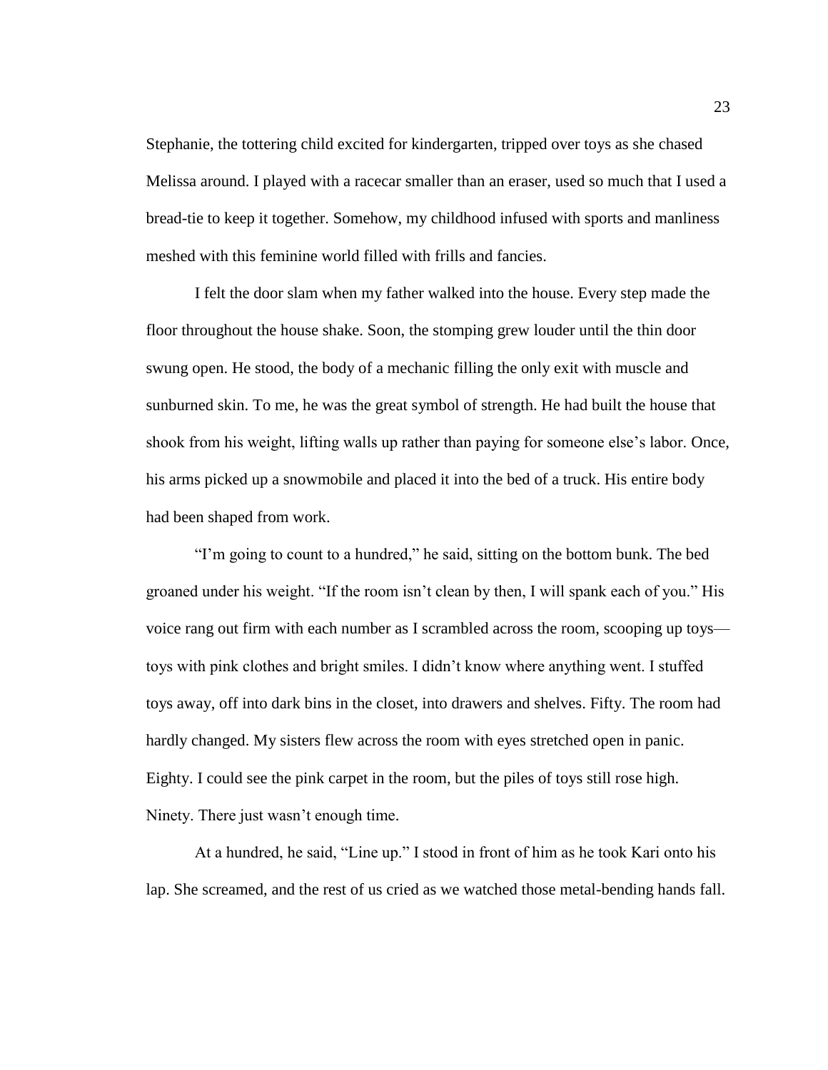Stephanie, the tottering child excited for kindergarten, tripped over toys as she chased Melissa around. I played with a racecar smaller than an eraser, used so much that I used a bread-tie to keep it together. Somehow, my childhood infused with sports and manliness meshed with this feminine world filled with frills and fancies.

I felt the door slam when my father walked into the house. Every step made the floor throughout the house shake. Soon, the stomping grew louder until the thin door swung open. He stood, the body of a mechanic filling the only exit with muscle and sunburned skin. To me, he was the great symbol of strength. He had built the house that shook from his weight, lifting walls up rather than paying for someone else's labor. Once, his arms picked up a snowmobile and placed it into the bed of a truck. His entire body had been shaped from work.

"I'm going to count to a hundred," he said, sitting on the bottom bunk. The bed groaned under his weight. "If the room isn't clean by then, I will spank each of you." His voice rang out firm with each number as I scrambled across the room, scooping up toys—toys with pink clothes and bright smiles. I didn't know where anything went. I stuffed toys away, off into dark bins in the closet, into drawers and shelves. Fifty. The room had hardly changed. My sisters flew across the room with eyes stretched open in panic. Eighty. I could see the pink carpet in the room, but the piles of toys still rose high. Ninety. There just wasn't enough time.

At a hundred, he said, "Line up." I stood in front of him as he took Kari onto his lap. She screamed, and the rest of us cried as we watched those metal-bending hands fall.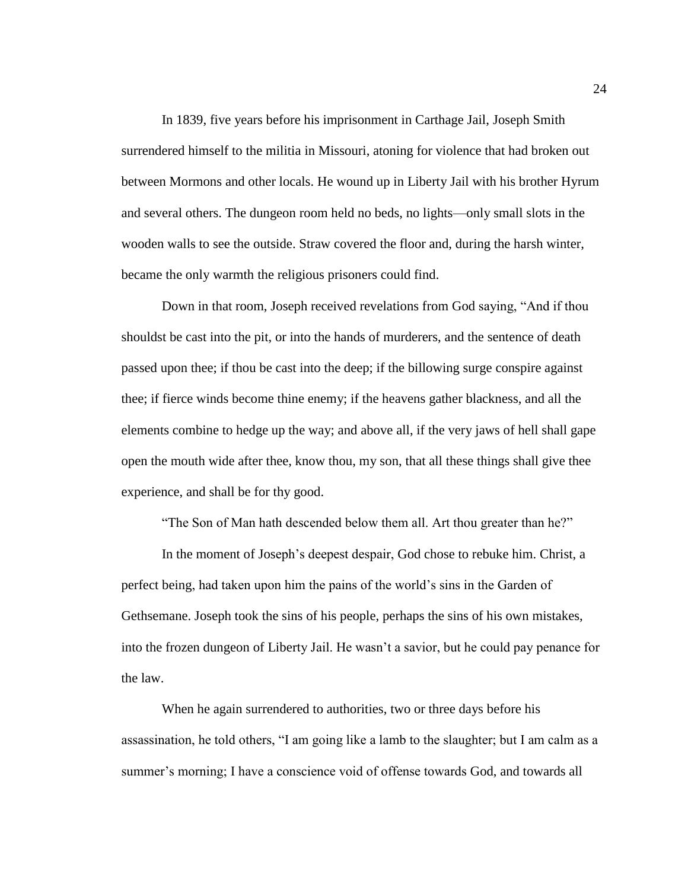In 1839, five years before his imprisonment in Carthage Jail, Joseph Smith surrendered himself to the militia in Missouri, atoning for violence that had broken out between Mormons and other locals. He wound up in Liberty Jail with his brother Hyrum and several others. The dungeon room held no beds, no lights—only small slots in the wooden walls to see the outside. Straw covered the floor and, during the harsh winter, became the only warmth the religious prisoners could find.

Down in that room, Joseph received revelations from God saying, "And if thou shouldst be cast into the pit, or into the hands of murderers, and the sentence of death passed upon thee; if thou be cast into the deep; if the billowing surge conspire against thee; if fierce winds become thine enemy; if the heavens gather blackness, and all the elements combine to hedge up the way; and above all, if the very jaws of hell shall gape open the mouth wide after thee, know thou, my son, that all these things shall give thee experience, and shall be for thy good.

"The Son of Man hath descended below them all. Art thou greater than he?"

In the moment of Joseph's deepest despair, God chose to rebuke him. Christ, a perfect being, had taken upon him the pains of the world's sins in the Garden of Gethsemane. Joseph took the sins of his people, perhaps the sins of his own mistakes, into the frozen dungeon of Liberty Jail. He wasn't a savior, but he could pay penance for the law.

When he again surrendered to authorities, two or three days before his assassination, he told others, "I am going like a lamb to the slaughter; but I am calm as a summer's morning; I have a conscience void of offense towards God, and towards all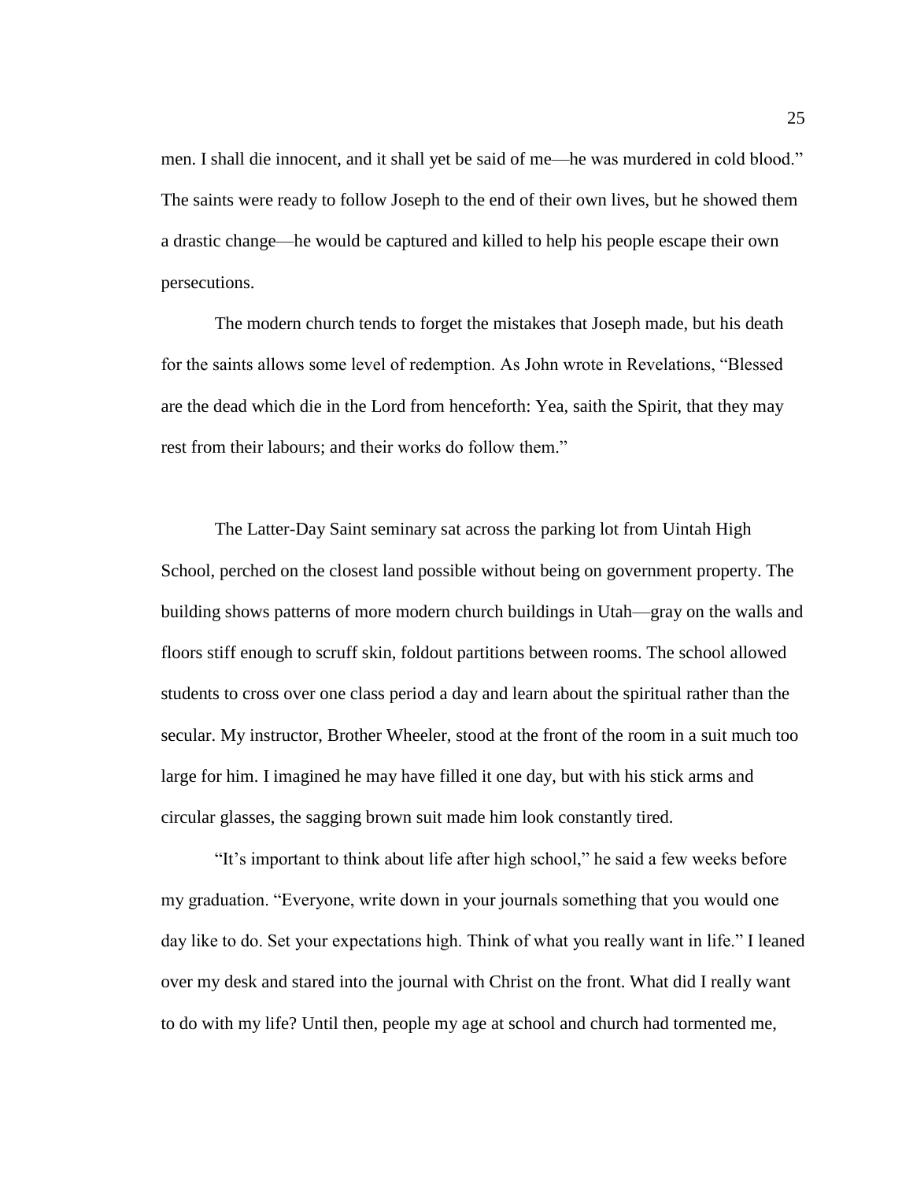men. I shall die innocent, and it shall yet be said of me—he was murdered in cold blood." The saints were ready to follow Joseph to the end of their own lives, but he showed them a drastic change—he would be captured and killed to help his people escape their own persecutions.

The modern church tends to forget the mistakes that Joseph made, but his death for the saints allows some level of redemption. As John wrote in Revelations, "Blessed are the dead which die in the Lord from henceforth: Yea, saith the Spirit, that they may rest from their labours; and their works do follow them."

The Latter-Day Saint seminary sat across the parking lot from Uintah High School, perched on the closest land possible without being on government property. The building shows patterns of more modern church buildings in Utah—gray on the walls and floors stiff enough to scruff skin, foldout partitions between rooms. The school allowed students to cross over one class period a day and learn about the spiritual rather than the secular. My instructor, Brother Wheeler, stood at the front of the room in a suit much too large for him. I imagined he may have filled it one day, but with his stick arms and circular glasses, the sagging brown suit made him look constantly tired.

"It's important to think about life after high school," he said a few weeks before my graduation. "Everyone, write down in your journals something that you would one day like to do. Set your expectations high. Think of what you really want in life." I leaned over my desk and stared into the journal with Christ on the front. What did I really want to do with my life? Until then, people my age at school and church had tormented me,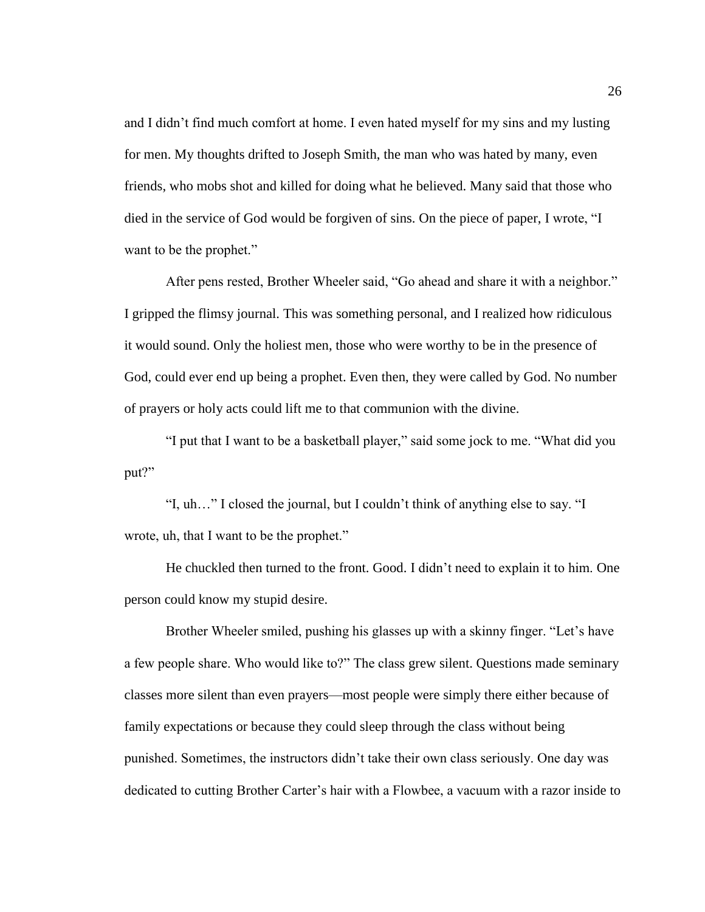and I didn't find much comfort at home. I even hated myself for my sins and my lusting for men. My thoughts drifted to Joseph Smith, the man who was hated by many, even friends, who mobs shot and killed for doing what he believed. Many said that those who died in the service of God would be forgiven of sins. On the piece of paper, I wrote, "I want to be the prophet."

After pens rested, Brother Wheeler said, "Go ahead and share it with a neighbor." I gripped the flimsy journal. This was something personal, and I realized how ridiculous it would sound. Only the holiest men, those who were worthy to be in the presence of God, could ever end up being a prophet. Even then, they were called by God. No number of prayers or holy acts could lift me to that communion with the divine.

"I put that I want to be a basketball player," said some jock to me. "What did you put?"

"I, uh…" I closed the journal, but I couldn't think of anything else to say. "I wrote, uh, that I want to be the prophet."

He chuckled then turned to the front. Good. I didn't need to explain it to him. One person could know my stupid desire.

Brother Wheeler smiled, pushing his glasses up with a skinny finger. "Let's have a few people share. Who would like to?" The class grew silent. Questions made seminary classes more silent than even prayers—most people were simply there either because of family expectations or because they could sleep through the class without being punished. Sometimes, the instructors didn't take their own class seriously. One day was dedicated to cutting Brother Carter's hair with a Flowbee, a vacuum with a razor inside to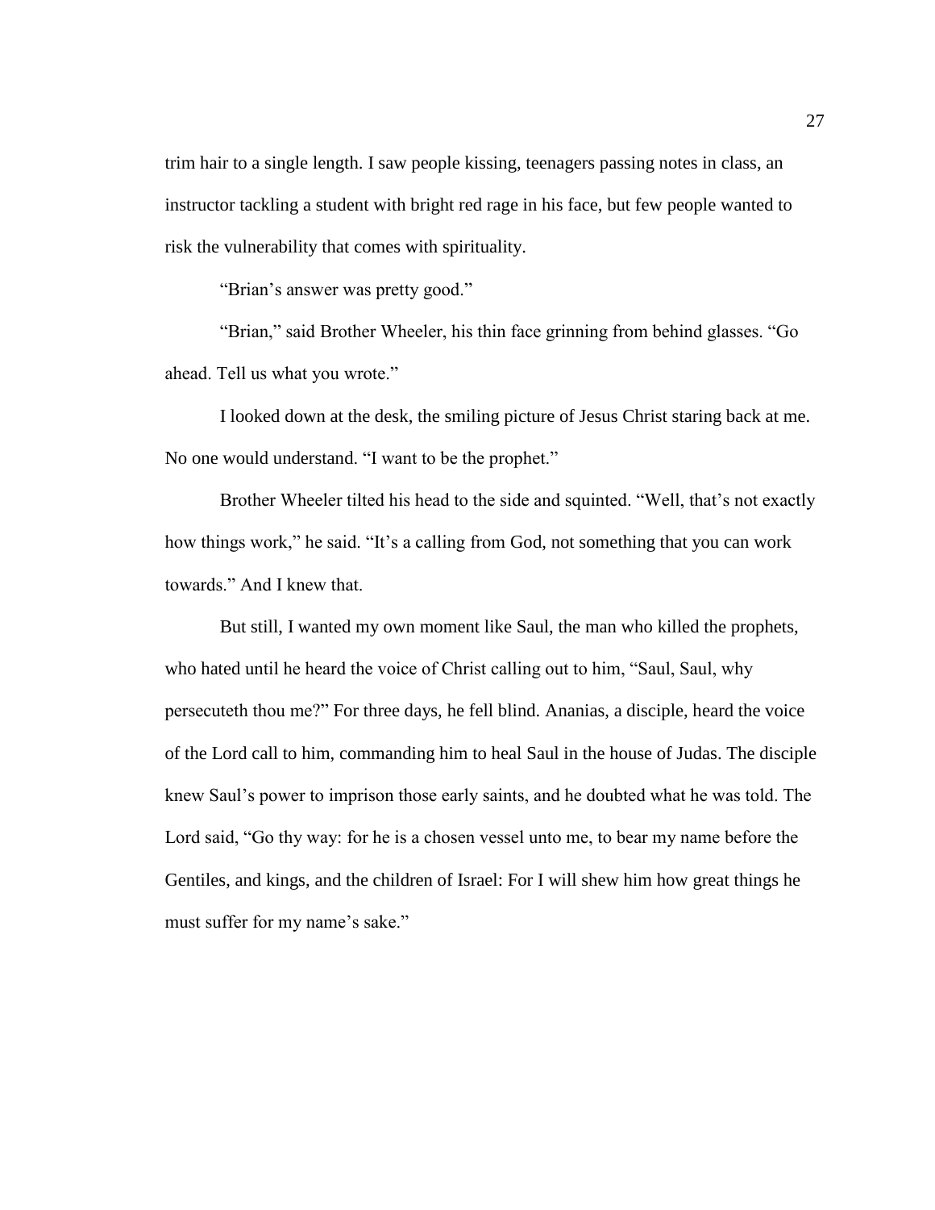trim hair to a single length. I saw people kissing, teenagers passing notes in class, an instructor tackling a student with bright red rage in his face, but few people wanted to risk the vulnerability that comes with spirituality.

"Brian's answer was pretty good."

"Brian," said Brother Wheeler, his thin face grinning from behind glasses. "Go ahead. Tell us what you wrote."

I looked down at the desk, the smiling picture of Jesus Christ staring back at me. No one would understand. "I want to be the prophet."

Brother Wheeler tilted his head to the side and squinted. "Well, that's not exactly how things work," he said. "It's a calling from God, not something that you can work towards." And I knew that.

But still, I wanted my own moment like Saul, the man who killed the prophets, who hated until he heard the voice of Christ calling out to him, "Saul, Saul, why persecuteth thou me?" For three days, he fell blind. Ananias, a disciple, heard the voice of the Lord call to him, commanding him to heal Saul in the house of Judas. The disciple knew Saul's power to imprison those early saints, and he doubted what he was told. The Lord said, "Go thy way: for he is a chosen vessel unto me, to bear my name before the Gentiles, and kings, and the children of Israel: For I will shew him how great things he must suffer for my name's sake."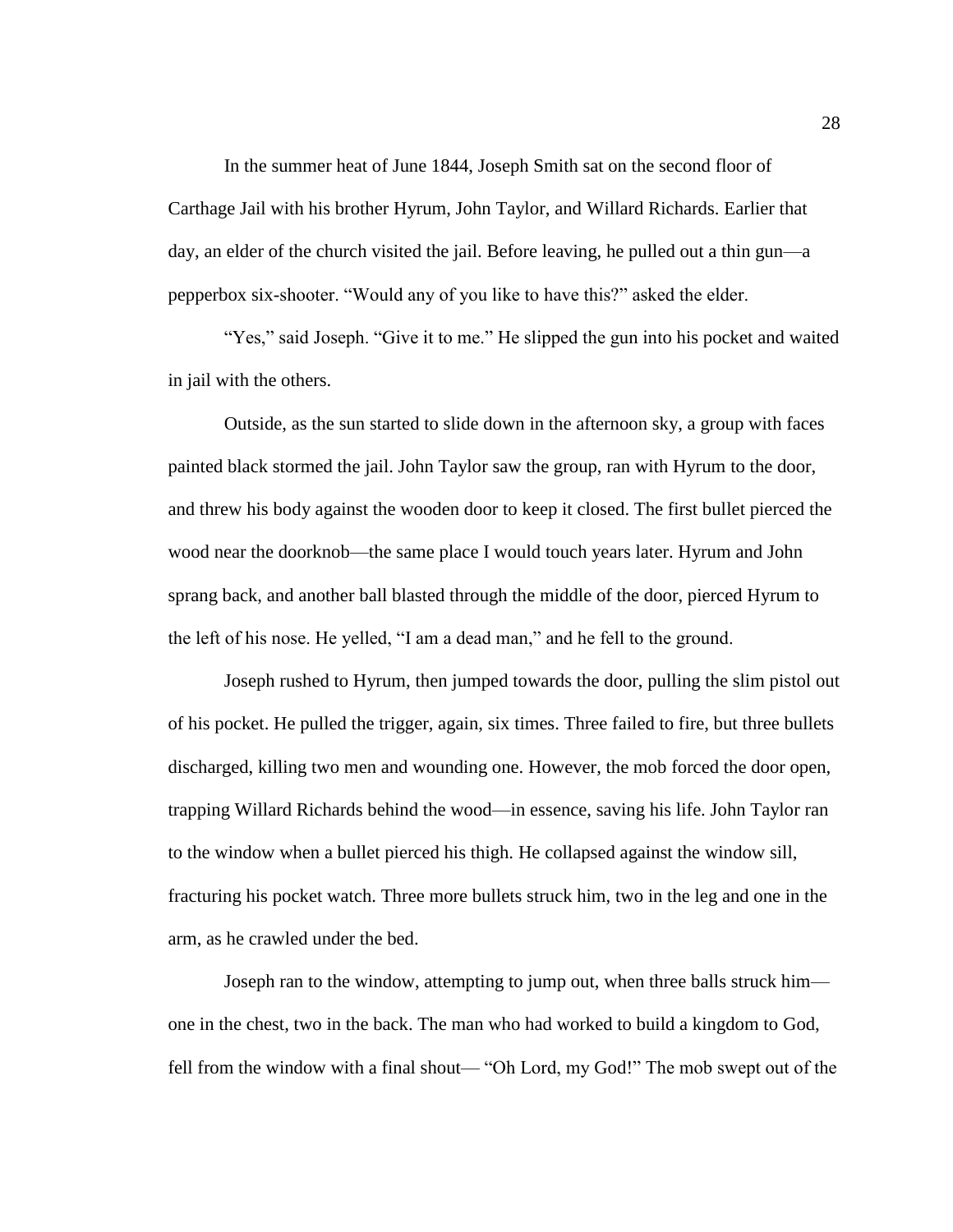In the summer heat of June 1844, Joseph Smith sat on the second floor of Carthage Jail with his brother Hyrum, John Taylor, and Willard Richards. Earlier that day, an elder of the church visited the jail. Before leaving, he pulled out a thin gun—a pepperbox six-shooter. "Would any of you like to have this?" asked the elder.

"Yes," said Joseph. "Give it to me." He slipped the gun into his pocket and waited in jail with the others.

Outside, as the sun started to slide down in the afternoon sky, a group with faces painted black stormed the jail. John Taylor saw the group, ran with Hyrum to the door, and threw his body against the wooden door to keep it closed. The first bullet pierced the wood near the doorknob—the same place I would touch years later. Hyrum and John sprang back, and another ball blasted through the middle of the door, pierced Hyrum to the left of his nose. He yelled, "I am a dead man," and he fell to the ground.

Joseph rushed to Hyrum, then jumped towards the door, pulling the slim pistol out of his pocket. He pulled the trigger, again, six times. Three failed to fire, but three bullets discharged, killing two men and wounding one. However, the mob forced the door open, trapping Willard Richards behind the wood—in essence, saving his life. John Taylor ran to the window when a bullet pierced his thigh. He collapsed against the window sill, fracturing his pocket watch. Three more bullets struck him, two in the leg and one in the arm, as he crawled under the bed.

Joseph ran to the window, attempting to jump out, when three balls struck him—one in the chest, two in the back. The man who had worked to build a kingdom to God, fell from the window with a final shout— "Oh Lord, my God!" The mob swept out of the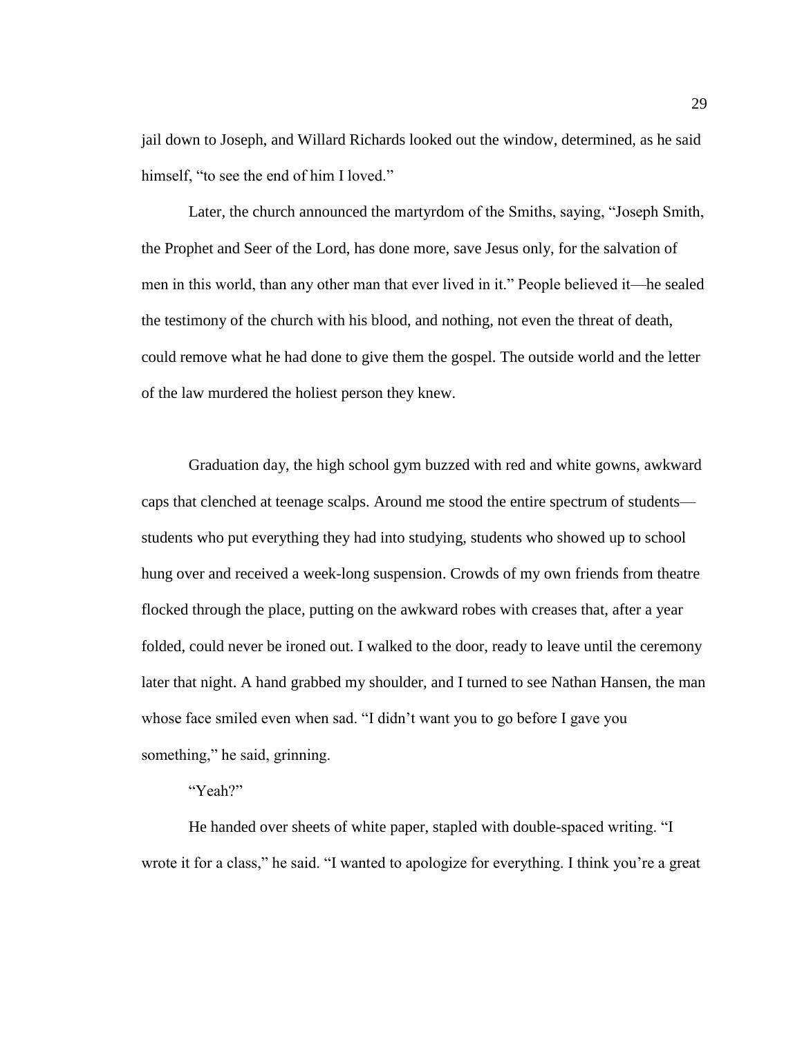jail down to Joseph, and Willard Richards looked out the window, determined, as he said himself, "to see the end of him I loved."

Later, the church announced the martyrdom of the Smiths, saying, "Joseph Smith, the Prophet and Seer of the Lord, has done more, save Jesus only, for the salvation of men in this world, than any other man that ever lived in it." People believed it—he sealed the testimony of the church with his blood, and nothing, not even the threat of death, could remove what he had done to give them the gospel. The outside world and the letter of the law murdered the holiest person they knew.

Graduation day, the high school gym buzzed with red and white gowns, awkward caps that clenched at teenage scalps. Around me stood the entire spectrum of students—students who put everything they had into studying, students who showed up to school hung over and received a week-long suspension. Crowds of my own friends from theatre flocked through the place, putting on the awkward robes with creases that, after a year folded, could never be ironed out. I walked to the door, ready to leave until the ceremony later that night. A hand grabbed my shoulder, and I turned to see Nathan Hansen, the man whose face smiled even when sad. "I didn't want you to go before I gave you something," he said, grinning.

"Yeah?"

He handed over sheets of white paper, stapled with double-spaced writing. "I wrote it for a class," he said. "I wanted to apologize for everything. I think you're a great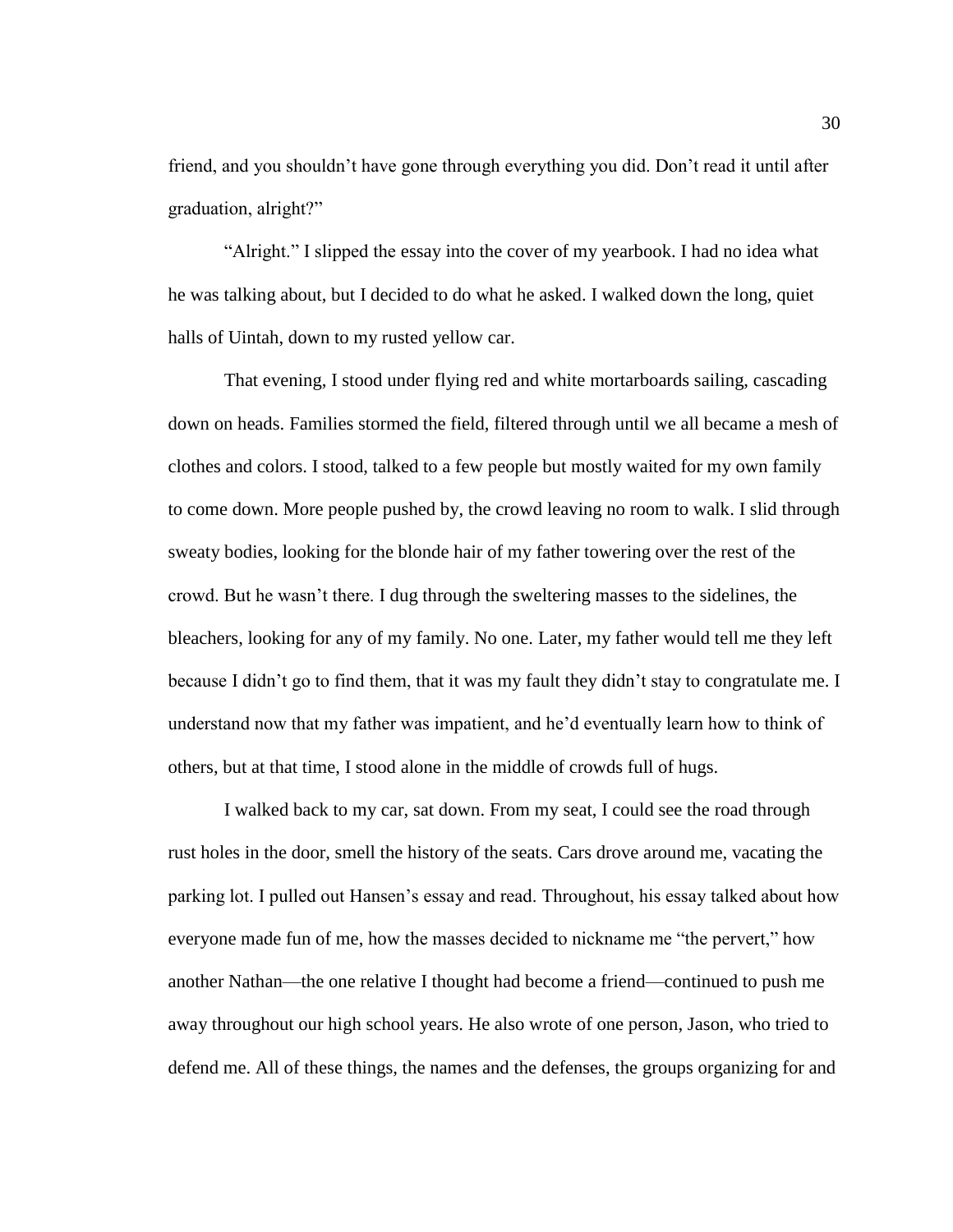friend, and you shouldn't have gone through everything you did. Don't read it until after graduation, alright?"

"Alright." I slipped the essay into the cover of my yearbook. I had no idea what he was talking about, but I decided to do what he asked. I walked down the long, quiet halls of Uintah, down to my rusted yellow car.

That evening, I stood under flying red and white mortarboards sailing, cascading down on heads. Families stormed the field, filtered through until we all became a mesh of clothes and colors. I stood, talked to a few people but mostly waited for my own family to come down. More people pushed by, the crowd leaving no room to walk. I slid through sweaty bodies, looking for the blonde hair of my father towering over the rest of the crowd. But he wasn't there. I dug through the sweltering masses to the sidelines, the bleachers, looking for any of my family. No one. Later, my father would tell me they left because I didn't go to find them, that it was my fault they didn't stay to congratulate me. I understand now that my father was impatient, and he'd eventually learn how to think of others, but at that time, I stood alone in the middle of crowds full of hugs.

I walked back to my car, sat down. From my seat, I could see the road through rust holes in the door, smell the history of the seats. Cars drove around me, vacating the parking lot. I pulled out Hansen's essay and read. Throughout, his essay talked about how everyone made fun of me, how the masses decided to nickname me "the pervert," how another Nathan—the one relative I thought had become a friend—continued to push me away throughout our high school years. He also wrote of one person, Jason, who tried to defend me. All of these things, the names and the defenses, the groups organizing for and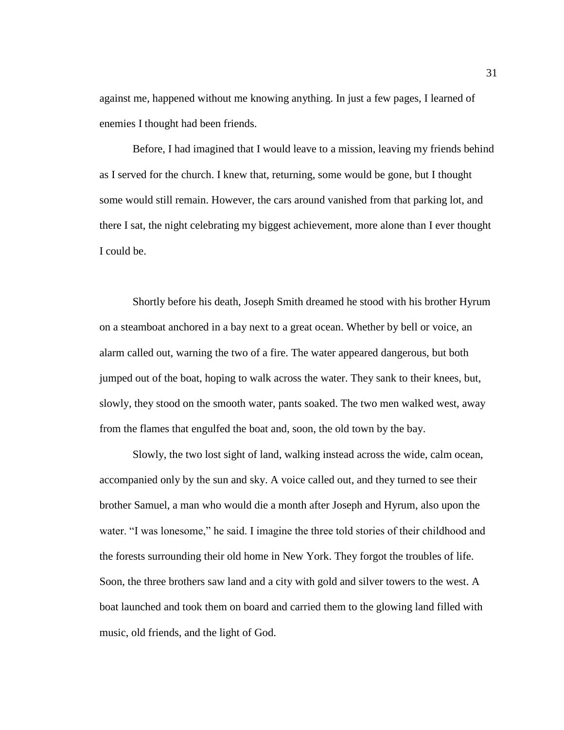against me, happened without me knowing anything. In just a few pages, I learned of enemies I thought had been friends.

Before, I had imagined that I would leave to a mission, leaving my friends behind as I served for the church. I knew that, returning, some would be gone, but I thought some would still remain. However, the cars around vanished from that parking lot, and there I sat, the night celebrating my biggest achievement, more alone than I ever thought I could be.

Shortly before his death, Joseph Smith dreamed he stood with his brother Hyrum on a steamboat anchored in a bay next to a great ocean. Whether by bell or voice, an alarm called out, warning the two of a fire. The water appeared dangerous, but both jumped out of the boat, hoping to walk across the water. They sank to their knees, but, slowly, they stood on the smooth water, pants soaked. The two men walked west, away from the flames that engulfed the boat and, soon, the old town by the bay.

Slowly, the two lost sight of land, walking instead across the wide, calm ocean, accompanied only by the sun and sky. A voice called out, and they turned to see their brother Samuel, a man who would die a month after Joseph and Hyrum, also upon the water. "I was lonesome," he said. I imagine the three told stories of their childhood and the forests surrounding their old home in New York. They forgot the troubles of life. Soon, the three brothers saw land and a city with gold and silver towers to the west. A boat launched and took them on board and carried them to the glowing land filled with music, old friends, and the light of God.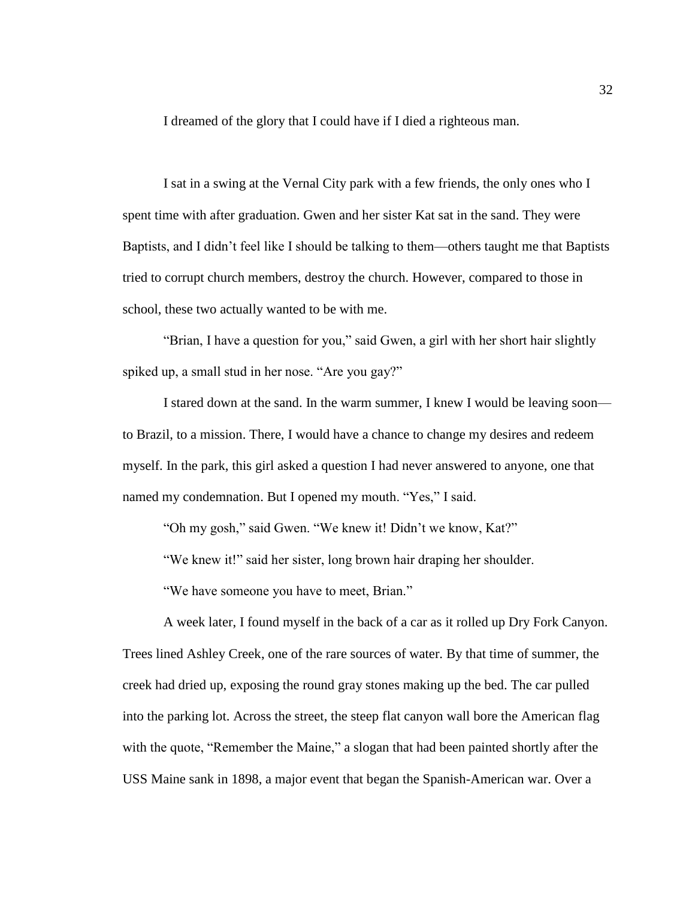I dreamed of the glory that I could have if I died a righteous man.

I sat in a swing at the Vernal City park with a few friends, the only ones who I spent time with after graduation. Gwen and her sister Kat sat in the sand. They were Baptists, and I didn't feel like I should be talking to them—others taught me that Baptists tried to corrupt church members, destroy the church. However, compared to those in school, these two actually wanted to be with me.

"Brian, I have a question for you," said Gwen, a girl with her short hair slightly spiked up, a small stud in her nose. "Are you gay?"

I stared down at the sand. In the warm summer, I knew I would be leaving soon—to Brazil, to a mission. There, I would have a chance to change my desires and redeem myself. In the park, this girl asked a question I had never answered to anyone, one that named my condemnation. But I opened my mouth. "Yes," I said.

"Oh my gosh," said Gwen. "We knew it! Didn't we know, Kat?"

"We knew it!" said her sister, long brown hair draping her shoulder.

"We have someone you have to meet, Brian."

A week later, I found myself in the back of a car as it rolled up Dry Fork Canyon. Trees lined Ashley Creek, one of the rare sources of water. By that time of summer, the creek had dried up, exposing the round gray stones making up the bed. The car pulled into the parking lot. Across the street, the steep flat canyon wall bore the American flag with the quote, "Remember the Maine," a slogan that had been painted shortly after the USS Maine sank in 1898, a major event that began the Spanish-American war. Over a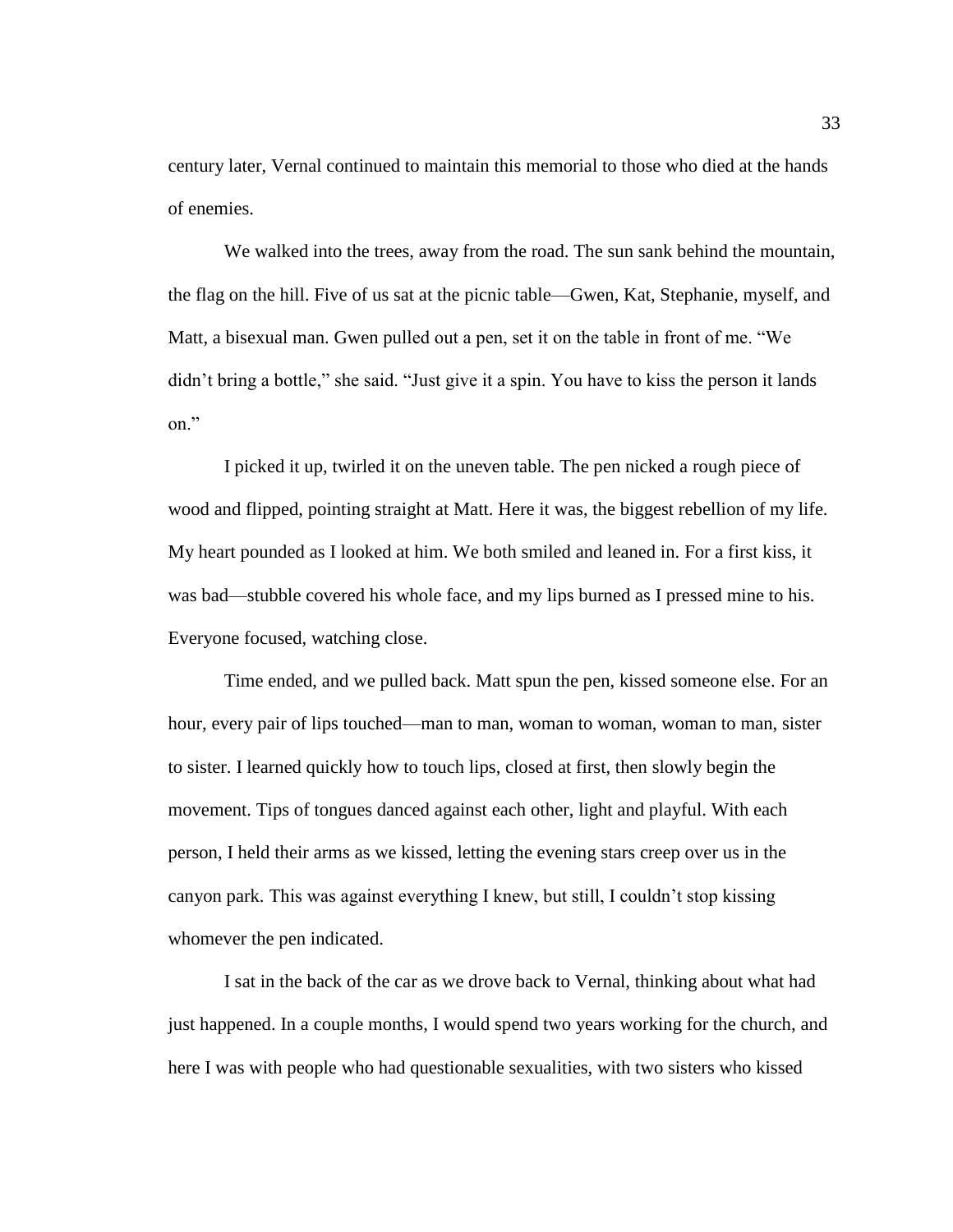century later, Vernal continued to maintain this memorial to those who died at the hands of enemies.

We walked into the trees, away from the road. The sun sank behind the mountain, the flag on the hill. Five of us sat at the picnic table—Gwen, Kat, Stephanie, myself, and Matt, a bisexual man. Gwen pulled out a pen, set it on the table in front of me. "We didn't bring a bottle," she said. "Just give it a spin. You have to kiss the person it lands on."

I picked it up, twirled it on the uneven table. The pen nicked a rough piece of wood and flipped, pointing straight at Matt. Here it was, the biggest rebellion of my life. My heart pounded as I looked at him. We both smiled and leaned in. For a first kiss, it was bad—stubble covered his whole face, and my lips burned as I pressed mine to his. Everyone focused, watching close.

Time ended, and we pulled back. Matt spun the pen, kissed someone else. For an hour, every pair of lips touched—man to man, woman to woman, woman to man, sister to sister. I learned quickly how to touch lips, closed at first, then slowly begin the movement. Tips of tongues danced against each other, light and playful. With each person, I held their arms as we kissed, letting the evening stars creep over us in the canyon park. This was against everything I knew, but still, I couldn't stop kissing whomever the pen indicated.

I sat in the back of the car as we drove back to Vernal, thinking about what had just happened. In a couple months, I would spend two years working for the church, and here I was with people who had questionable sexualities, with two sisters who kissed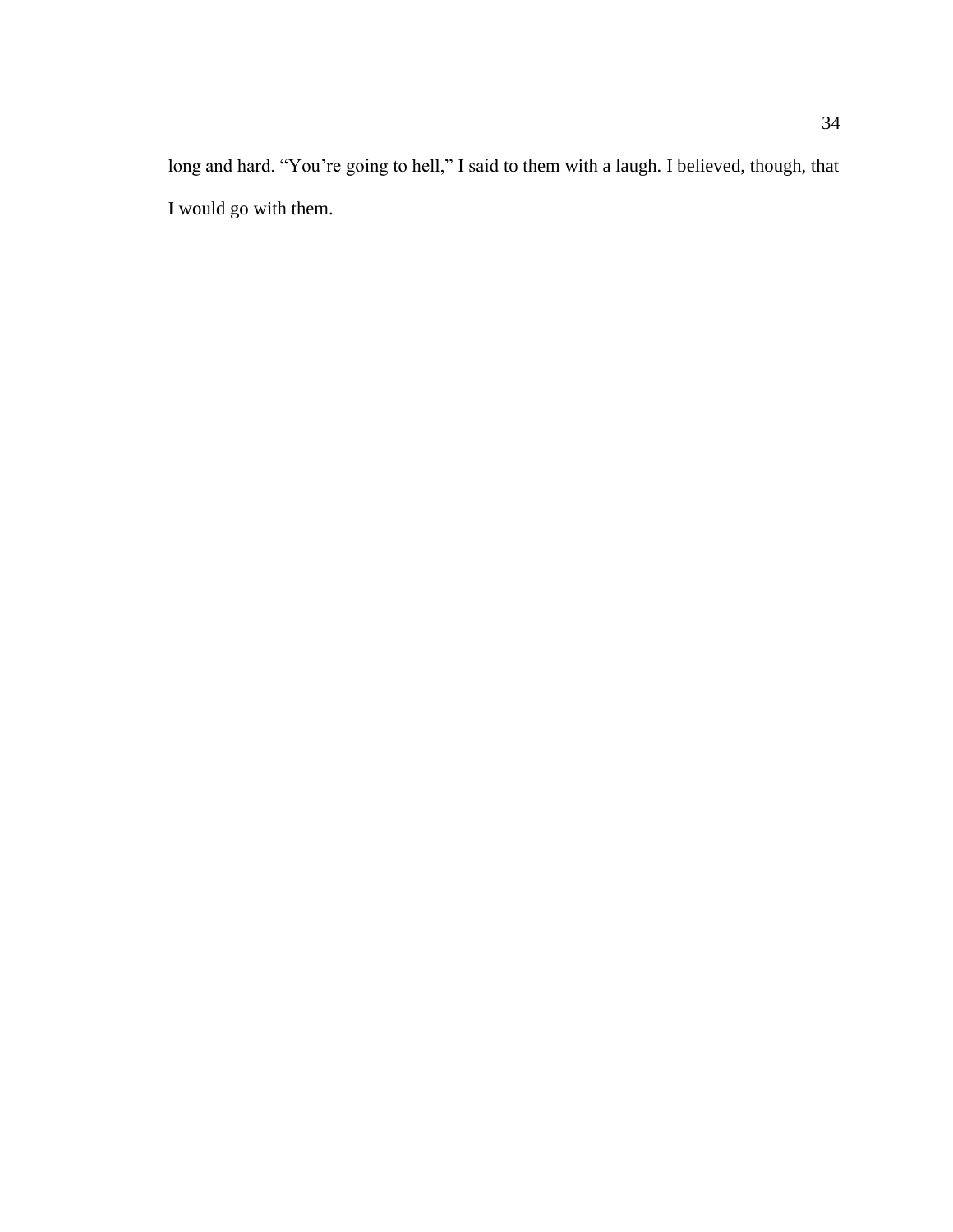long and hard. “You’re going to hell,” I said to them with a laugh. I believed, though, that I would go with them.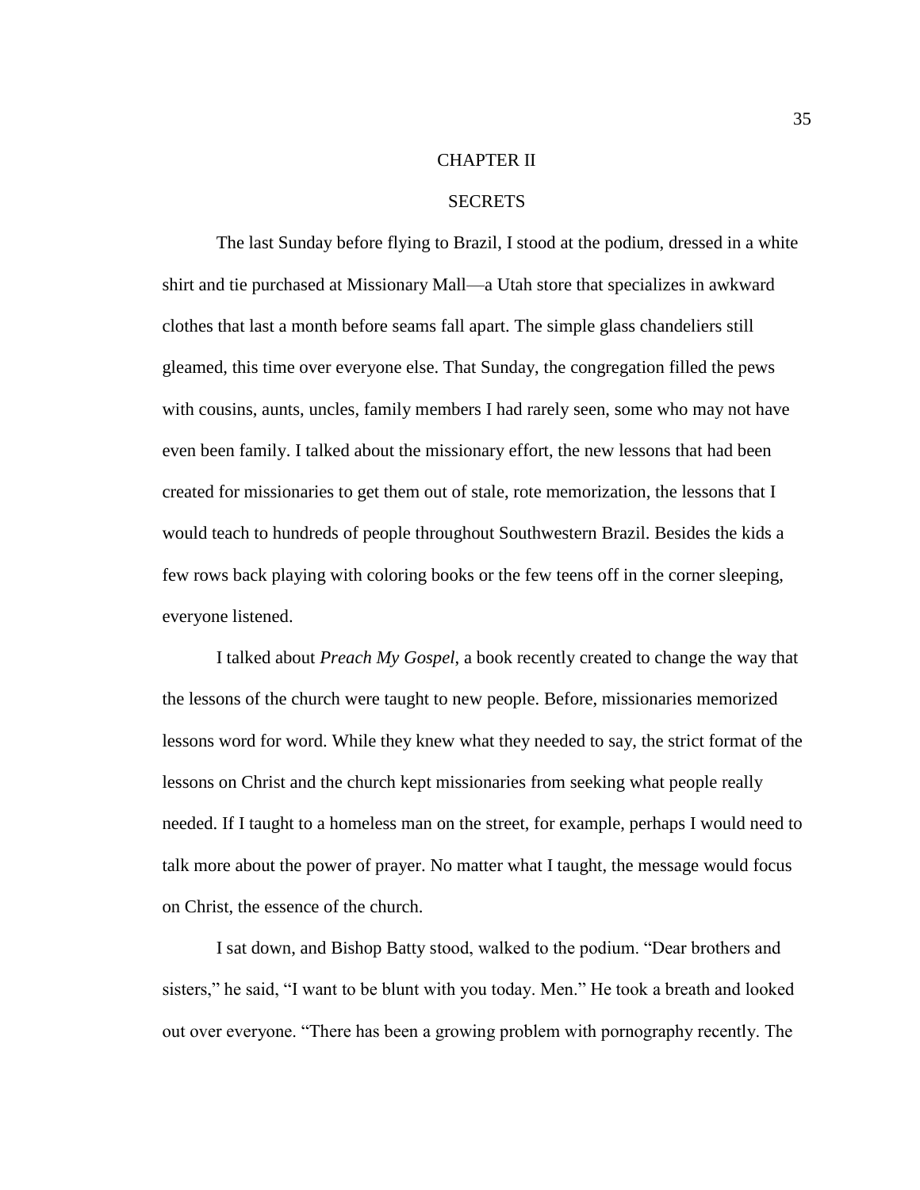# CHAPTER II

## SECRETS

The last Sunday before flying to Brazil, I stood at the podium, dressed in a white shirt and tie purchased at Missionary Mall—a Utah store that specializes in awkward clothes that last a month before seams fall apart. The simple glass chandeliers still gleamed, this time over everyone else. That Sunday, the congregation filled the pews with cousins, aunts, uncles, family members I had rarely seen, some who may not have even been family. I talked about the missionary effort, the new lessons that had been created for missionaries to get them out of stale, rote memorization, the lessons that I would teach to hundreds of people throughout Southwestern Brazil. Besides the kids a few rows back playing with coloring books or the few teens off in the corner sleeping, everyone listened.

I talked about *Preach My Gospel*, a book recently created to change the way that the lessons of the church were taught to new people. Before, missionaries memorized lessons word for word. While they knew what they needed to say, the strict format of the lessons on Christ and the church kept missionaries from seeking what people really needed. If I taught to a homeless man on the street, for example, perhaps I would need to talk more about the power of prayer. No matter what I taught, the message would focus on Christ, the essence of the church.

I sat down, and Bishop Batty stood, walked to the podium. "Dear brothers and sisters," he said, "I want to be blunt with you today. Men." He took a breath and looked out over everyone. "There has been a growing problem with pornography recently. The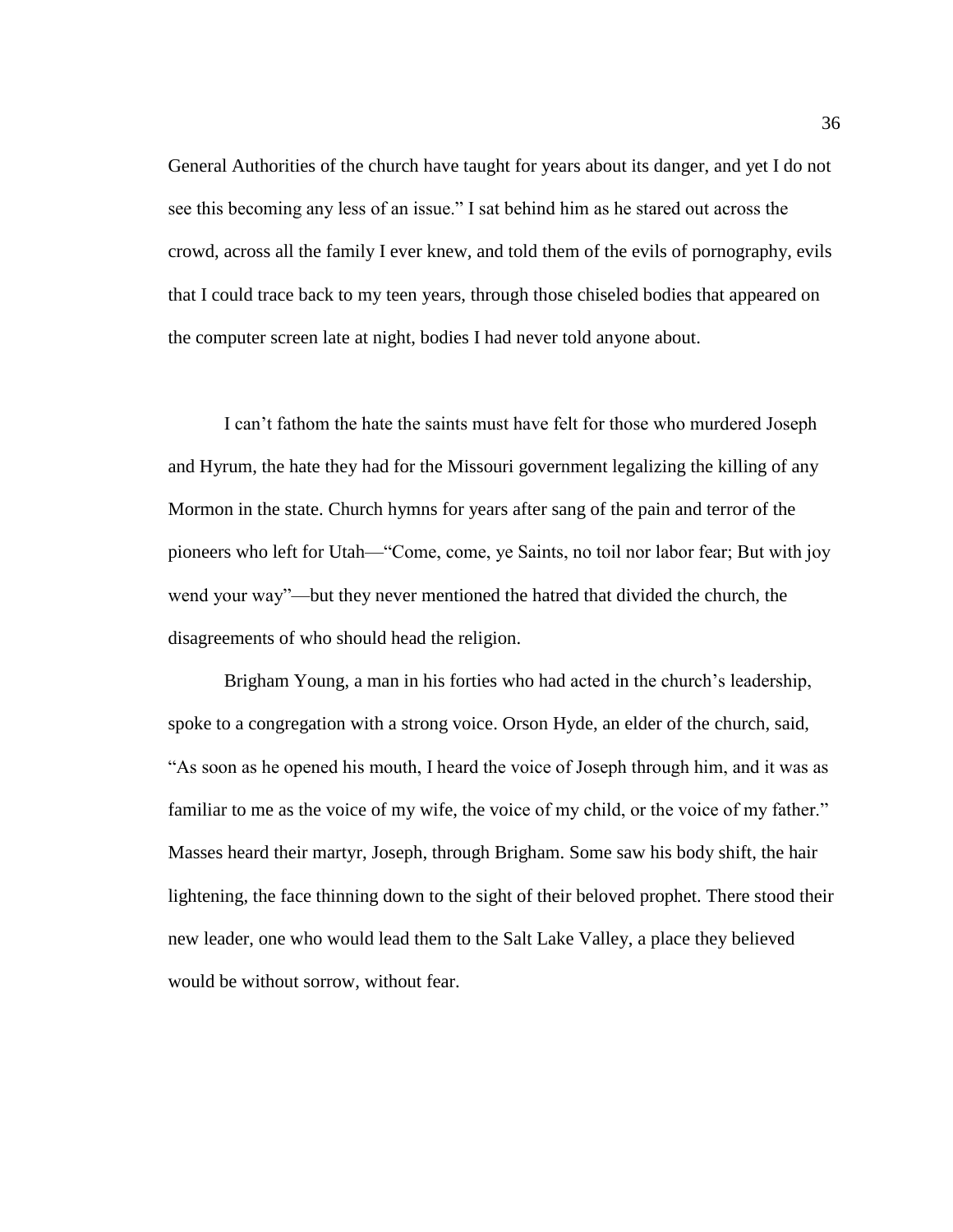General Authorities of the church have taught for years about its danger, and yet I do not see this becoming any less of an issue." I sat behind him as he stared out across the crowd, across all the family I ever knew, and told them of the evils of pornography, evils that I could trace back to my teen years, through those chiseled bodies that appeared on the computer screen late at night, bodies I had never told anyone about.

I can't fathom the hate the saints must have felt for those who murdered Joseph and Hyrum, the hate they had for the Missouri government legalizing the killing of any Mormon in the state. Church hymns for years after sang of the pain and terror of the pioneers who left for Utah—"Come, come, ye Saints, no toil nor labor fear; But with joy wend your way"—but they never mentioned the hatred that divided the church, the disagreements of who should head the religion.

Brigham Young, a man in his forties who had acted in the church's leadership, spoke to a congregation with a strong voice. Orson Hyde, an elder of the church, said, "As soon as he opened his mouth, I heard the voice of Joseph through him, and it was as familiar to me as the voice of my wife, the voice of my child, or the voice of my father." Masses heard their martyr, Joseph, through Brigham. Some saw his body shift, the hair lightening, the face thinning down to the sight of their beloved prophet. There stood their new leader, one who would lead them to the Salt Lake Valley, a place they believed would be without sorrow, without fear.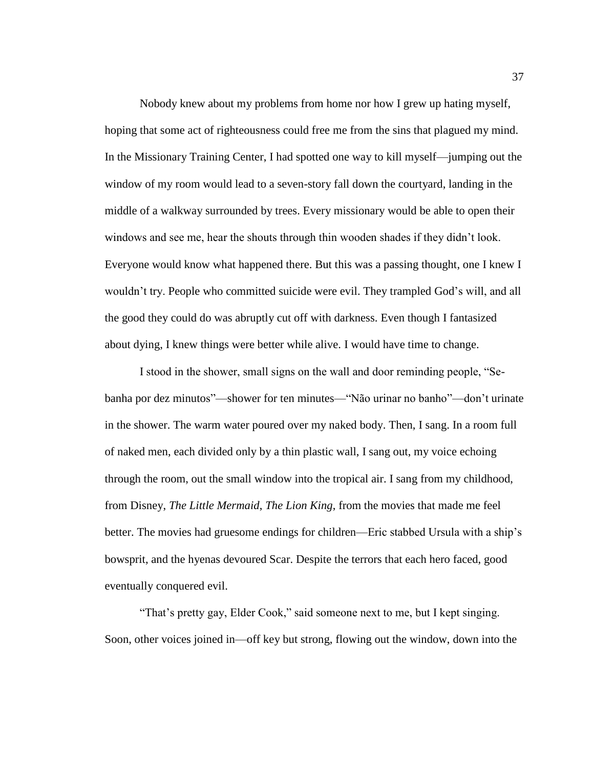Nobody knew about my problems from home nor how I grew up hating myself, hoping that some act of righteousness could free me from the sins that plagued my mind. In the Missionary Training Center, I had spotted one way to kill myself—jumping out the window of my room would lead to a seven-story fall down the courtyard, landing in the middle of a walkway surrounded by trees. Every missionary would be able to open their windows and see me, hear the shouts through thin wooden shades if they didn't look. Everyone would know what happened there. But this was a passing thought, one I knew I wouldn't try. People who committed suicide were evil. They trampled God's will, and all the good they could do was abruptly cut off with darkness. Even though I fantasized about dying, I knew things were better while alive. I would have time to change.

I stood in the shower, small signs on the wall and door reminding people, "Se-banha por dez minutos"—shower for ten minutes—"Não urinar no banho"—don't urinate in the shower. The warm water poured over my naked body. Then, I sang. In a room full of naked men, each divided only by a thin plastic wall, I sang out, my voice echoing through the room, out the small window into the tropical air. I sang from my childhood, from Disney, *The Little Mermaid*, *The Lion King*, from the movies that made me feel better. The movies had gruesome endings for children—Eric stabbed Ursula with a ship's bowsprit, and the hyenas devoured Scar. Despite the terrors that each hero faced, good eventually conquered evil.

"That's pretty gay, Elder Cook," said someone next to me, but I kept singing. Soon, other voices joined in—off key but strong, flowing out the window, down into the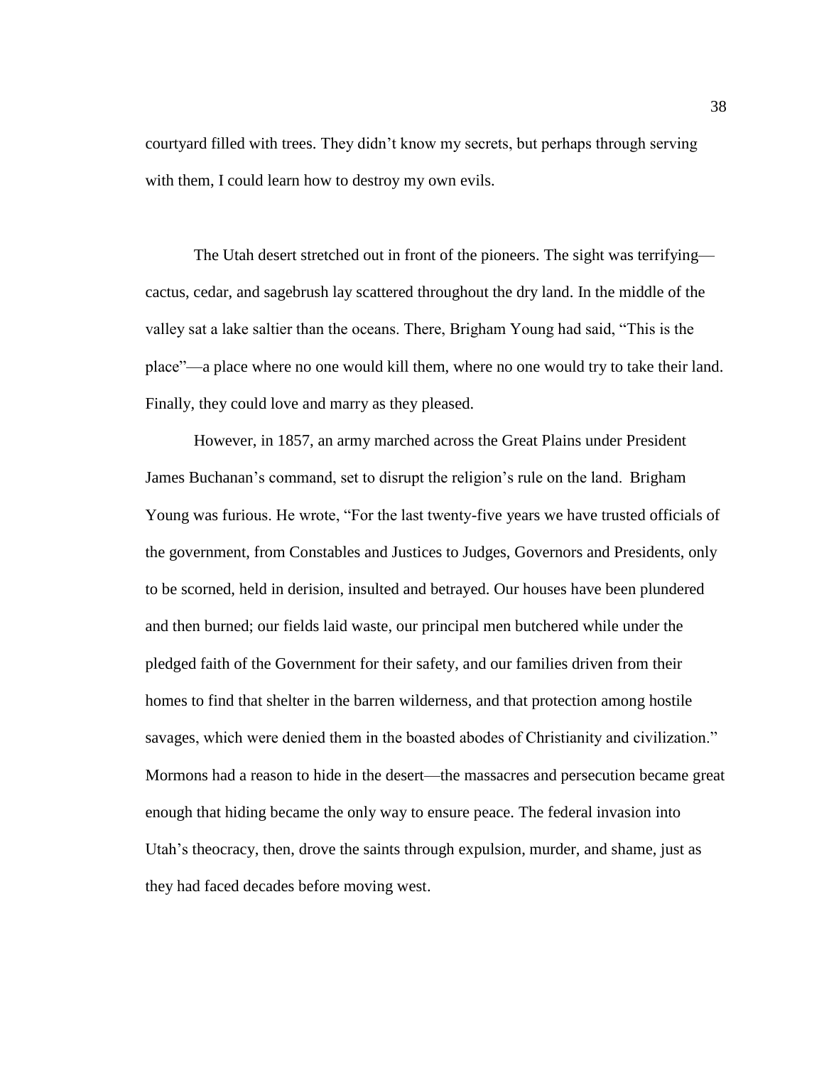courtyard filled with trees. They didn't know my secrets, but perhaps through serving with them, I could learn how to destroy my own evils.

The Utah desert stretched out in front of the pioneers. The sight was terrifying—cactus, cedar, and sagebrush lay scattered throughout the dry land. In the middle of the valley sat a lake saltier than the oceans. There, Brigham Young had said, "This is the place"—a place where no one would kill them, where no one would try to take their land. Finally, they could love and marry as they pleased.

However, in 1857, an army marched across the Great Plains under President James Buchanan's command, set to disrupt the religion's rule on the land. Brigham Young was furious. He wrote, "For the last twenty-five years we have trusted officials of the government, from Constables and Justices to Judges, Governors and Presidents, only to be scorned, held in derision, insulted and betrayed. Our houses have been plundered and then burned; our fields laid waste, our principal men butchered while under the pledged faith of the Government for their safety, and our families driven from their homes to find that shelter in the barren wilderness, and that protection among hostile savages, which were denied them in the boasted abodes of Christianity and civilization." Mormons had a reason to hide in the desert—the massacres and persecution became great enough that hiding became the only way to ensure peace. The federal invasion into Utah's theocracy, then, drove the saints through expulsion, murder, and shame, just as they had faced decades before moving west.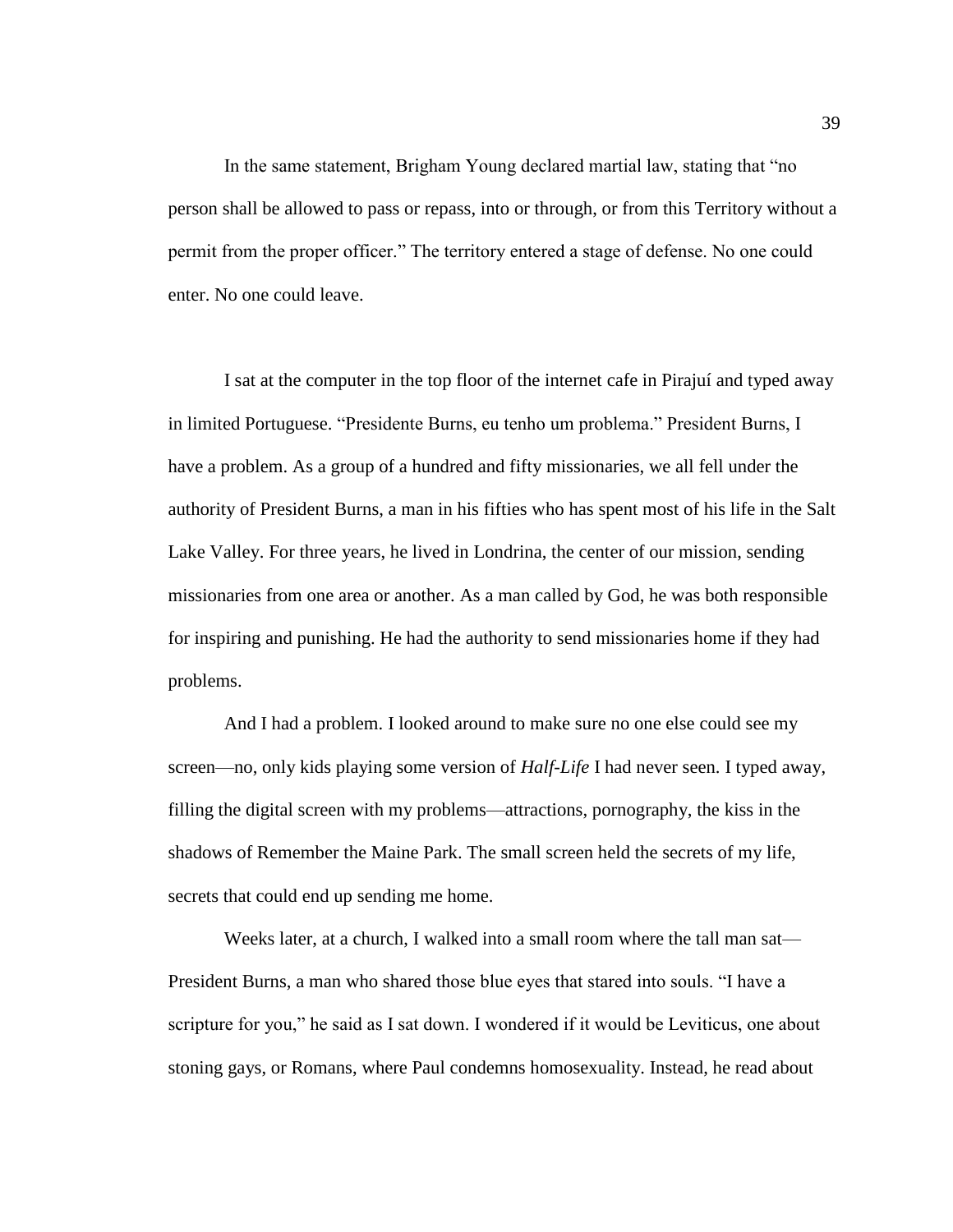In the same statement, Brigham Young declared martial law, stating that "no person shall be allowed to pass or repass, into or through, or from this Territory without a permit from the proper officer." The territory entered a stage of defense. No one could enter. No one could leave.

I sat at the computer in the top floor of the internet cafe in Pirajuí and typed away in limited Portuguese. "Presidente Burns, eu tenho um problema." President Burns, I have a problem. As a group of a hundred and fifty missionaries, we all fell under the authority of President Burns, a man in his fifties who has spent most of his life in the Salt Lake Valley. For three years, he lived in Londrina, the center of our mission, sending missionaries from one area or another. As a man called by God, he was both responsible for inspiring and punishing. He had the authority to send missionaries home if they had problems.

And I had a problem. I looked around to make sure no one else could see my screen—no, only kids playing some version of *Half-Life* I had never seen. I typed away, filling the digital screen with my problems—attractions, pornography, the kiss in the shadows of Remember the Maine Park. The small screen held the secrets of my life, secrets that could end up sending me home.

Weeks later, at a church, I walked into a small room where the tall man sat—President Burns, a man who shared those blue eyes that stared into souls. "I have a scripture for you," he said as I sat down. I wondered if it would be Leviticus, one about stoning gays, or Romans, where Paul condemns homosexuality. Instead, he read about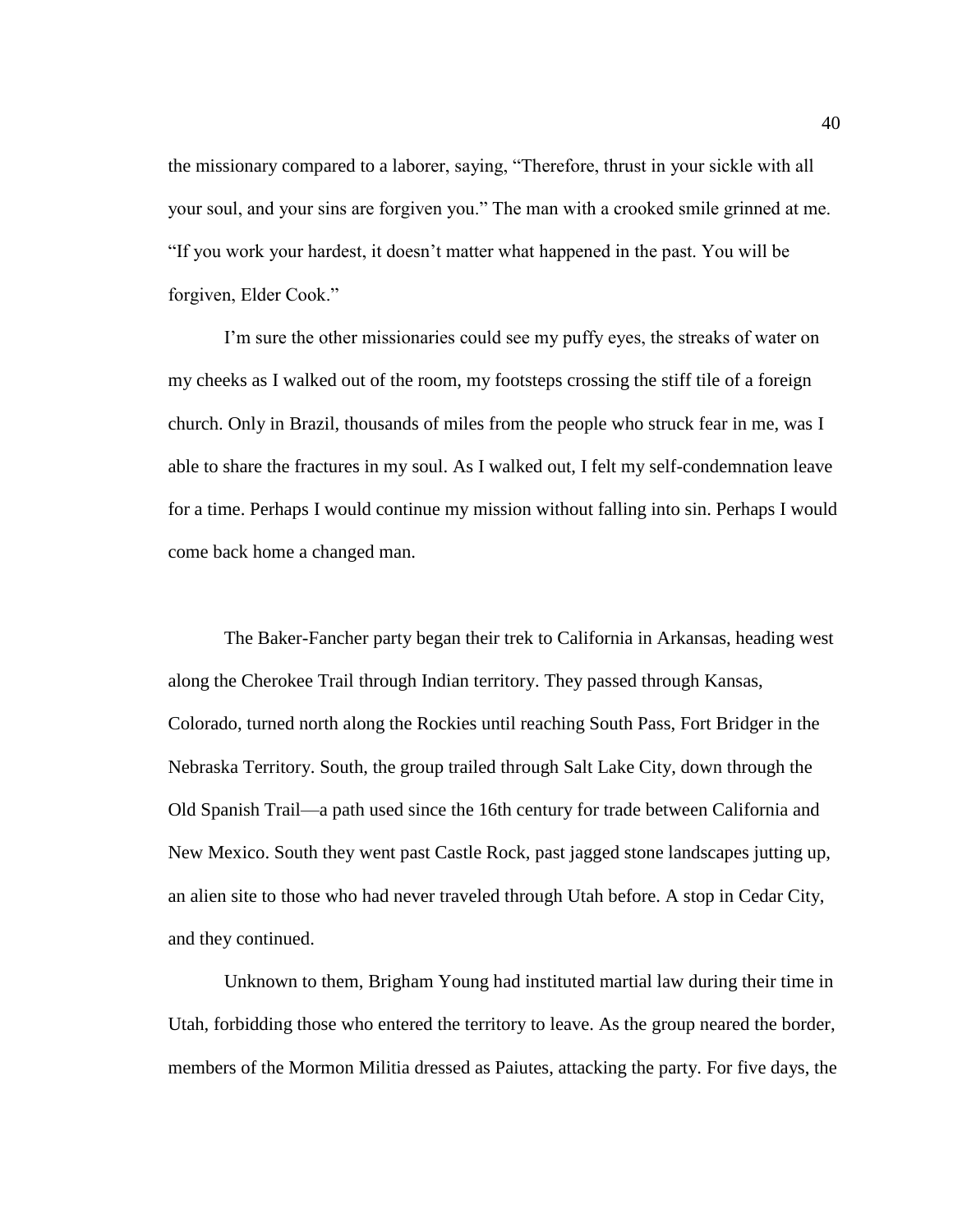the missionary compared to a laborer, saying, "Therefore, thrust in your sickle with all your soul, and your sins are forgiven you." The man with a crooked smile grinned at me. "If you work your hardest, it doesn't matter what happened in the past. You will be forgiven, Elder Cook."

I'm sure the other missionaries could see my puffy eyes, the streaks of water on my cheeks as I walked out of the room, my footsteps crossing the stiff tile of a foreign church. Only in Brazil, thousands of miles from the people who struck fear in me, was I able to share the fractures in my soul. As I walked out, I felt my self-condemnation leave for a time. Perhaps I would continue my mission without falling into sin. Perhaps I would come back home a changed man.

The Baker-Fancher party began their trek to California in Arkansas, heading west along the Cherokee Trail through Indian territory. They passed through Kansas, Colorado, turned north along the Rockies until reaching South Pass, Fort Bridger in the Nebraska Territory. South, the group trailed through Salt Lake City, down through the Old Spanish Trail—a path used since the 16th century for trade between California and New Mexico. South they went past Castle Rock, past jagged stone landscapes jutting up, an alien site to those who had never traveled through Utah before. A stop in Cedar City, and they continued.

Unknown to them, Brigham Young had instituted martial law during their time in Utah, forbidding those who entered the territory to leave. As the group neared the border, members of the Mormon Militia dressed as Paiutes, attacking the party. For five days, the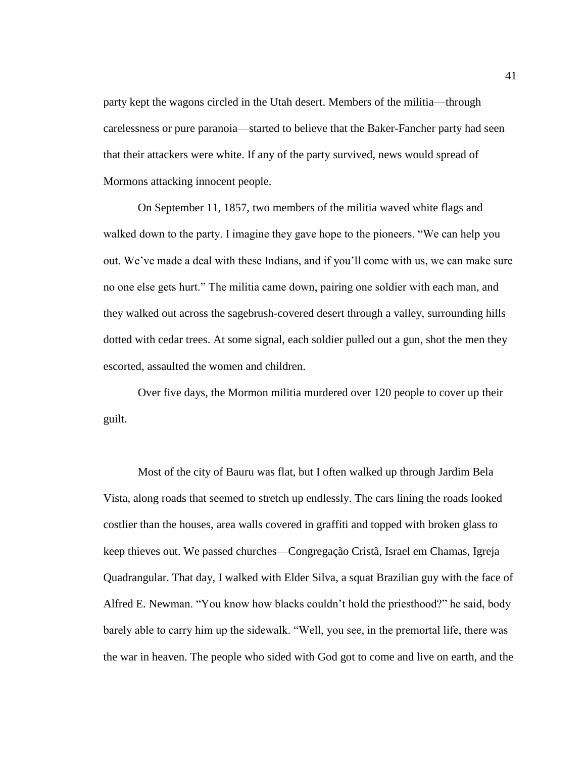party kept the wagons circled in the Utah desert. Members of the militia—through carelessness or pure paranoia—started to believe that the Baker-Fancher party had seen that their attackers were white. If any of the party survived, news would spread of Mormons attacking innocent people.

On September 11, 1857, two members of the militia waved white flags and walked down to the party. I imagine they gave hope to the pioneers. "We can help you out. We've made a deal with these Indians, and if you'll come with us, we can make sure no one else gets hurt." The militia came down, pairing one soldier with each man, and they walked out across the sagebrush-covered desert through a valley, surrounding hills dotted with cedar trees. At some signal, each soldier pulled out a gun, shot the men they escorted, assaulted the women and children.

Over five days, the Mormon militia murdered over 120 people to cover up their guilt.

Most of the city of Bauru was flat, but I often walked up through Jardim Bela Vista, along roads that seemed to stretch up endlessly. The cars lining the roads looked costlier than the houses, area walls covered in graffiti and topped with broken glass to keep thieves out. We passed churches—Congregação Cristã, Israel em Chamas, Igreja Quadrangular. That day, I walked with Elder Silva, a squat Brazilian guy with the face of Alfred E. Newman. "You know how blacks couldn't hold the priesthood?" he said, body barely able to carry him up the sidewalk. "Well, you see, in the premortal life, there was the war in heaven. The people who sided with God got to come and live on earth, and the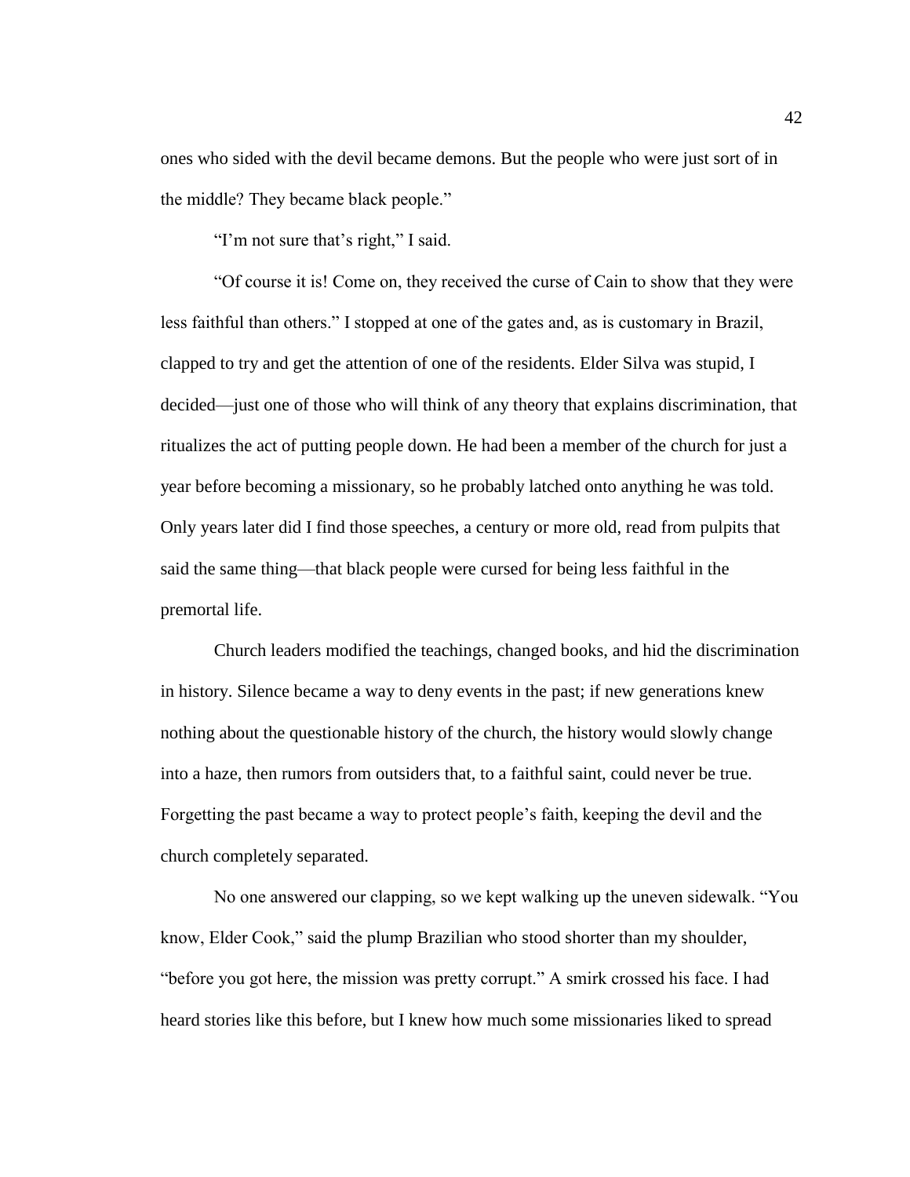ones who sided with the devil became demons. But the people who were just sort of in the middle? They became black people."

"I'm not sure that's right," I said.

"Of course it is! Come on, they received the curse of Cain to show that they were less faithful than others." I stopped at one of the gates and, as is customary in Brazil, clapped to try and get the attention of one of the residents. Elder Silva was stupid, I decided—just one of those who will think of any theory that explains discrimination, that ritualizes the act of putting people down. He had been a member of the church for just a year before becoming a missionary, so he probably latched onto anything he was told. Only years later did I find those speeches, a century or more old, read from pulpits that said the same thing—that black people were cursed for being less faithful in the premortal life.

Church leaders modified the teachings, changed books, and hid the discrimination in history. Silence became a way to deny events in the past; if new generations knew nothing about the questionable history of the church, the history would slowly change into a haze, then rumors from outsiders that, to a faithful saint, could never be true. Forgetting the past became a way to protect people's faith, keeping the devil and the church completely separated.

No one answered our clapping, so we kept walking up the uneven sidewalk. "You know, Elder Cook," said the plump Brazilian who stood shorter than my shoulder, "before you got here, the mission was pretty corrupt." A smirk crossed his face. I had heard stories like this before, but I knew how much some missionaries liked to spread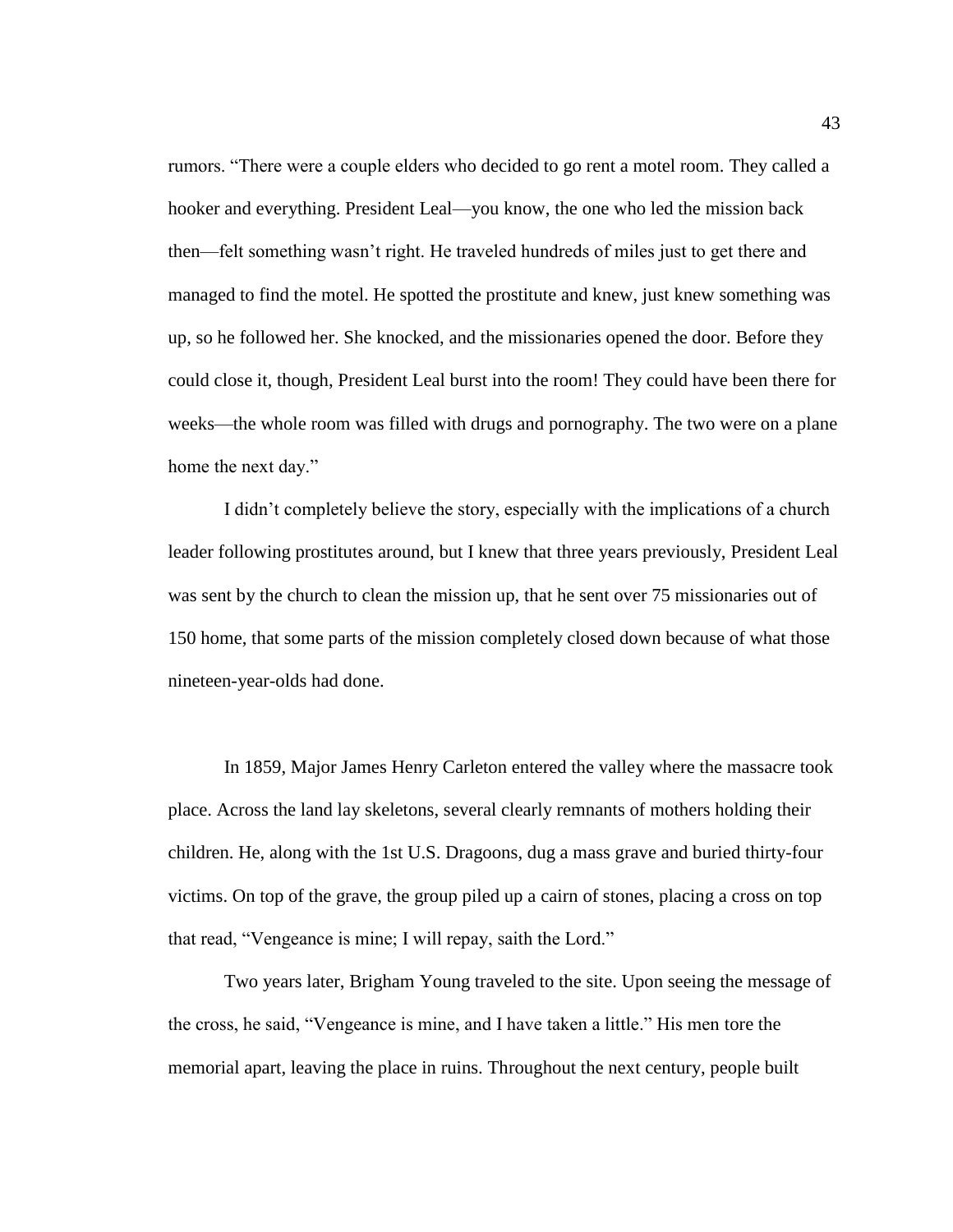rumors. "There were a couple elders who decided to go rent a motel room. They called a hooker and everything. President Leal—you know, the one who led the mission back then—felt something wasn't right. He traveled hundreds of miles just to get there and managed to find the motel. He spotted the prostitute and knew, just knew something was up, so he followed her. She knocked, and the missionaries opened the door. Before they could close it, though, President Leal burst into the room! They could have been there for weeks—the whole room was filled with drugs and pornography. The two were on a plane home the next day."

I didn't completely believe the story, especially with the implications of a church leader following prostitutes around, but I knew that three years previously, President Leal was sent by the church to clean the mission up, that he sent over 75 missionaries out of 150 home, that some parts of the mission completely closed down because of what those nineteen-year-olds had done.

In 1859, Major James Henry Carleton entered the valley where the massacre took place. Across the land lay skeletons, several clearly remnants of mothers holding their children. He, along with the 1st U.S. Dragoons, dug a mass grave and buried thirty-four victims. On top of the grave, the group piled up a cairn of stones, placing a cross on top that read, "Vengeance is mine; I will repay, saith the Lord."

Two years later, Brigham Young traveled to the site. Upon seeing the message of the cross, he said, "Vengeance is mine, and I have taken a little." His men tore the memorial apart, leaving the place in ruins. Throughout the next century, people built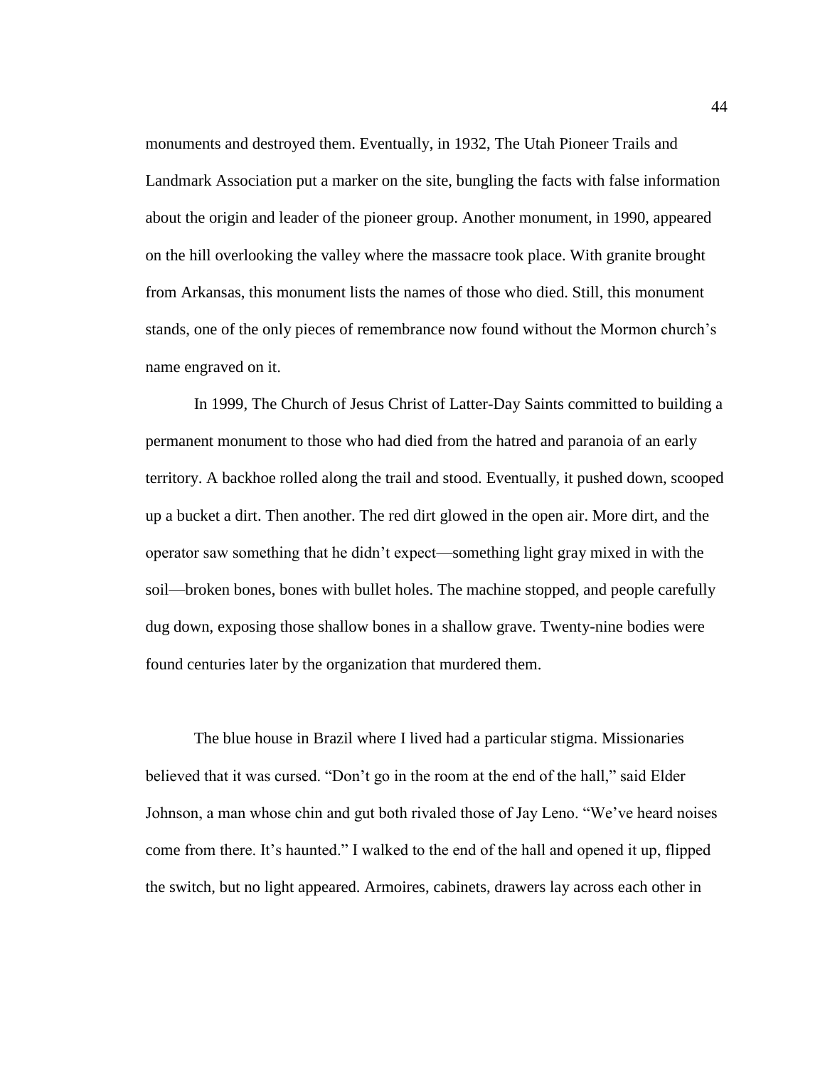monuments and destroyed them. Eventually, in 1932, The Utah Pioneer Trails and Landmark Association put a marker on the site, bungling the facts with false information about the origin and leader of the pioneer group. Another monument, in 1990, appeared on the hill overlooking the valley where the massacre took place. With granite brought from Arkansas, this monument lists the names of those who died. Still, this monument stands, one of the only pieces of remembrance now found without the Mormon church's name engraved on it.

In 1999, The Church of Jesus Christ of Latter-Day Saints committed to building a permanent monument to those who had died from the hatred and paranoia of an early territory. A backhoe rolled along the trail and stood. Eventually, it pushed down, scooped up a bucket a dirt. Then another. The red dirt glowed in the open air. More dirt, and the operator saw something that he didn't expect—something light gray mixed in with the soil—broken bones, bones with bullet holes. The machine stopped, and people carefully dug down, exposing those shallow bones in a shallow grave. Twenty-nine bodies were found centuries later by the organization that murdered them.

The blue house in Brazil where I lived had a particular stigma. Missionaries believed that it was cursed. "Don't go in the room at the end of the hall," said Elder Johnson, a man whose chin and gut both rivaled those of Jay Leno. "We've heard noises come from there. It's haunted." I walked to the end of the hall and opened it up, flipped the switch, but no light appeared. Armoires, cabinets, drawers lay across each other in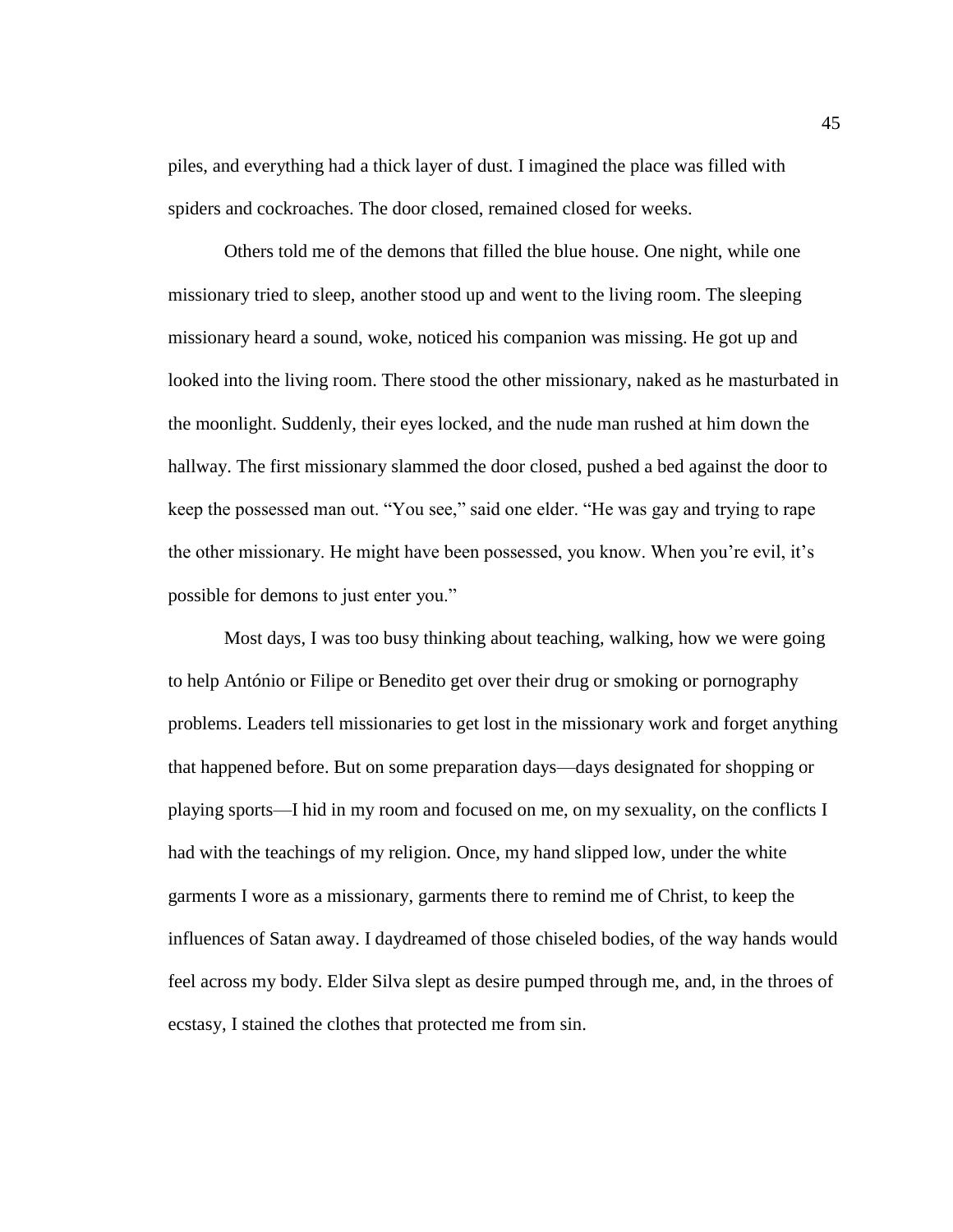piles, and everything had a thick layer of dust. I imagined the place was filled with spiders and cockroaches. The door closed, remained closed for weeks.

Others told me of the demons that filled the blue house. One night, while one missionary tried to sleep, another stood up and went to the living room. The sleeping missionary heard a sound, woke, noticed his companion was missing. He got up and looked into the living room. There stood the other missionary, naked as he masturbated in the moonlight. Suddenly, their eyes locked, and the nude man rushed at him down the hallway. The first missionary slammed the door closed, pushed a bed against the door to keep the possessed man out. "You see," said one elder. "He was gay and trying to rape the other missionary. He might have been possessed, you know. When you're evil, it's possible for demons to just enter you."

Most days, I was too busy thinking about teaching, walking, how we were going to help António or Filipe or Benedito get over their drug or smoking or pornography problems. Leaders tell missionaries to get lost in the missionary work and forget anything that happened before. But on some preparation days—days designated for shopping or playing sports—I hid in my room and focused on me, on my sexuality, on the conflicts I had with the teachings of my religion. Once, my hand slipped low, under the white garments I wore as a missionary, garments there to remind me of Christ, to keep the influences of Satan away. I daydreamed of those chiseled bodies, of the way hands would feel across my body. Elder Silva slept as desire pumped through me, and, in the throes of ecstasy, I stained the clothes that protected me from sin.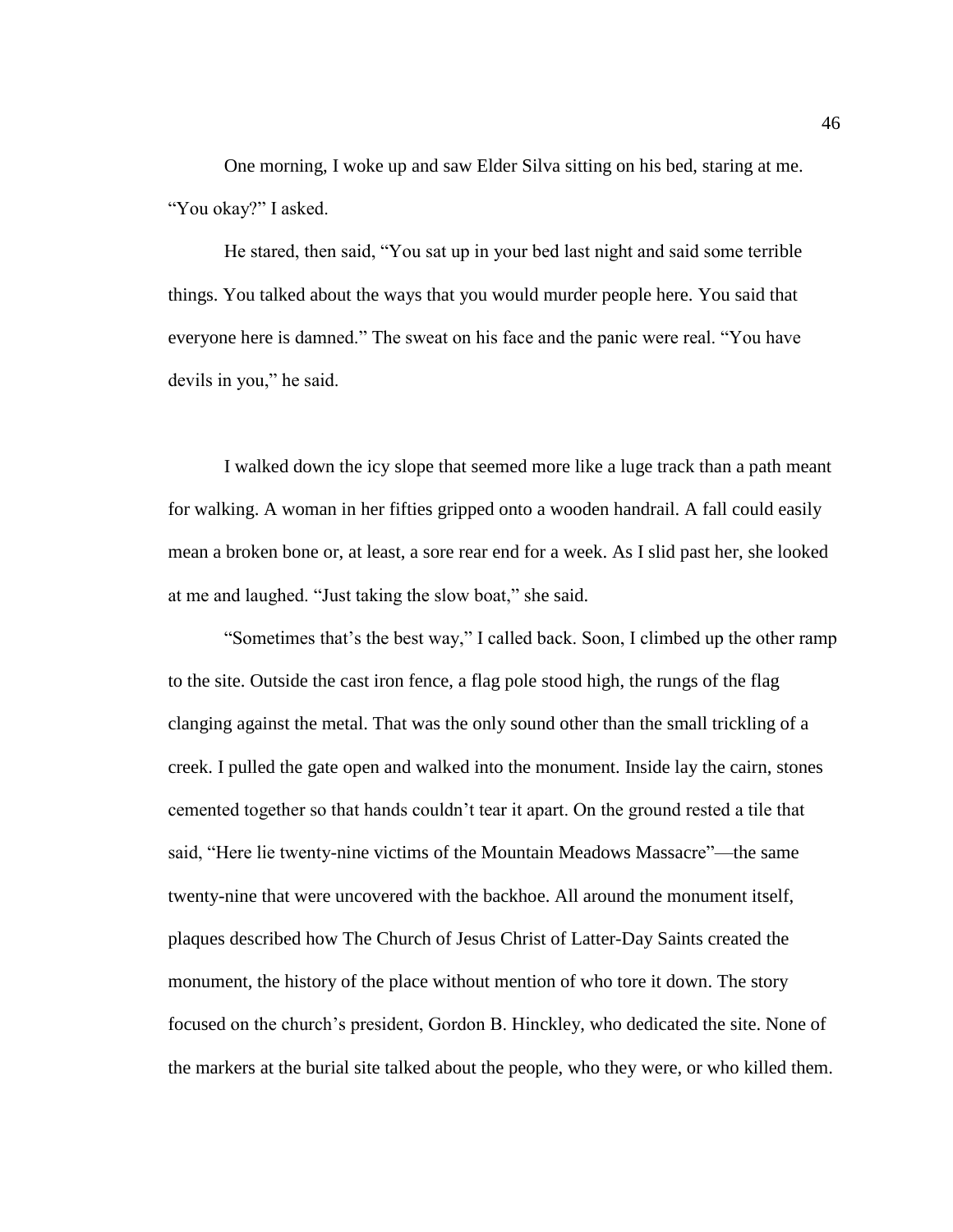One morning, I woke up and saw Elder Silva sitting on his bed, staring at me. "You okay?" I asked.

He stared, then said, "You sat up in your bed last night and said some terrible things. You talked about the ways that you would murder people here. You said that everyone here is damned." The sweat on his face and the panic were real. "You have devils in you," he said.

I walked down the icy slope that seemed more like a luge track than a path meant for walking. A woman in her fifties gripped onto a wooden handrail. A fall could easily mean a broken bone or, at least, a sore rear end for a week. As I slid past her, she looked at me and laughed. "Just taking the slow boat," she said.

"Sometimes that's the best way," I called back. Soon, I climbed up the other ramp to the site. Outside the cast iron fence, a flag pole stood high, the rungs of the flag clanging against the metal. That was the only sound other than the small trickling of a creek. I pulled the gate open and walked into the monument. Inside lay the cairn, stones cemented together so that hands couldn't tear it apart. On the ground rested a tile that said, "Here lie twenty-nine victims of the Mountain Meadows Massacre"—the same twenty-nine that were uncovered with the backhoe. All around the monument itself, plaques described how The Church of Jesus Christ of Latter-Day Saints created the monument, the history of the place without mention of who tore it down. The story focused on the church's president, Gordon B. Hinckley, who dedicated the site. None of the markers at the burial site talked about the people, who they were, or who killed them.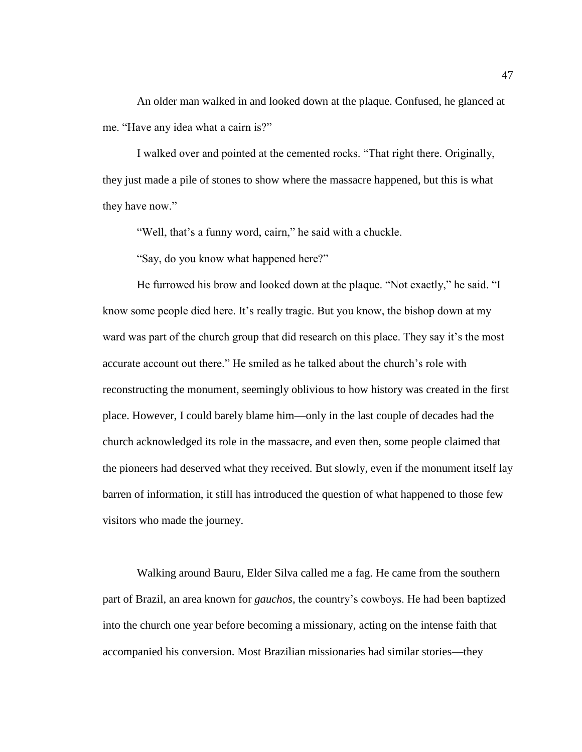An older man walked in and looked down at the plaque. Confused, he glanced at me. "Have any idea what a cairn is?"

I walked over and pointed at the cemented rocks. "That right there. Originally, they just made a pile of stones to show where the massacre happened, but this is what they have now."

"Well, that's a funny word, cairn," he said with a chuckle.

"Say, do you know what happened here?"

He furrowed his brow and looked down at the plaque. "Not exactly," he said. "I know some people died here. It's really tragic. But you know, the bishop down at my ward was part of the church group that did research on this place. They say it's the most accurate account out there." He smiled as he talked about the church's role with reconstructing the monument, seemingly oblivious to how history was created in the first place. However, I could barely blame him—only in the last couple of decades had the church acknowledged its role in the massacre, and even then, some people claimed that the pioneers had deserved what they received. But slowly, even if the monument itself lay barren of information, it still has introduced the question of what happened to those few visitors who made the journey.

Walking around Bauru, Elder Silva called me a fag. He came from the southern part of Brazil, an area known for *gauchos*, the country's cowboys. He had been baptized into the church one year before becoming a missionary, acting on the intense faith that accompanied his conversion. Most Brazilian missionaries had similar stories—they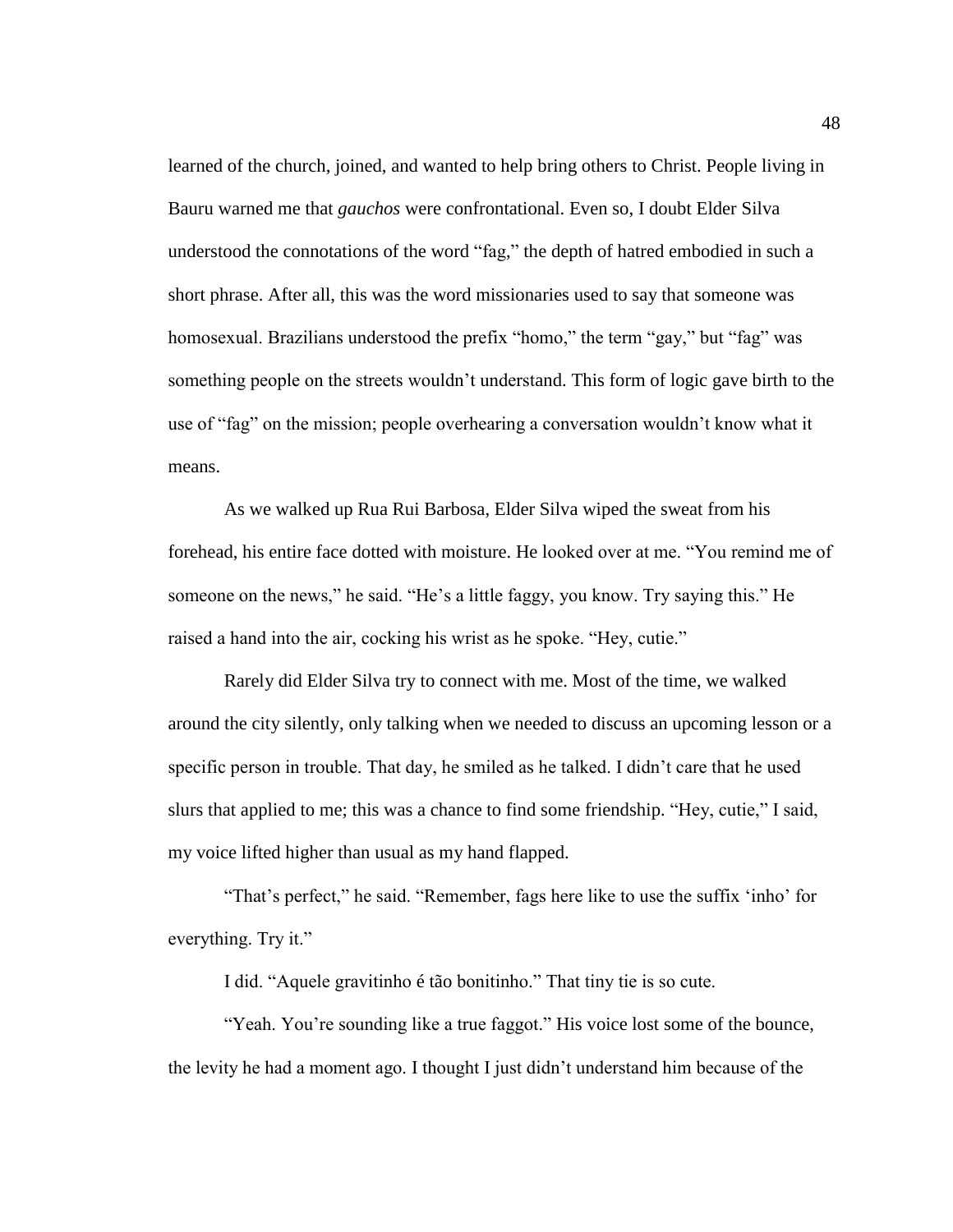learned of the church, joined, and wanted to help bring others to Christ. People living in Bauru warned me that *gauchos* were confrontational. Even so, I doubt Elder Silva understood the connotations of the word "fag," the depth of hatred embodied in such a short phrase. After all, this was the word missionaries used to say that someone was homosexual. Brazilians understood the prefix "homo," the term "gay," but "fag" was something people on the streets wouldn't understand. This form of logic gave birth to the use of "fag" on the mission; people overhearing a conversation wouldn't know what it means.

As we walked up Rua Rui Barbosa, Elder Silva wiped the sweat from his forehead, his entire face dotted with moisture. He looked over at me. "You remind me of someone on the news," he said. "He's a little faggy, you know. Try saying this." He raised a hand into the air, cocking his wrist as he spoke. "Hey, cutie."

Rarely did Elder Silva try to connect with me. Most of the time, we walked around the city silently, only talking when we needed to discuss an upcoming lesson or a specific person in trouble. That day, he smiled as he talked. I didn't care that he used slurs that applied to me; this was a chance to find some friendship. "Hey, cutie," I said, my voice lifted higher than usual as my hand flapped.

"That's perfect," he said. "Remember, fags here like to use the suffix 'inho' for everything. Try it."

I did. "Aquele gravitinho é tão bonitinho." That tiny tie is so cute.

"Yeah. You're sounding like a true faggot." His voice lost some of the bounce, the levity he had a moment ago. I thought I just didn't understand him because of the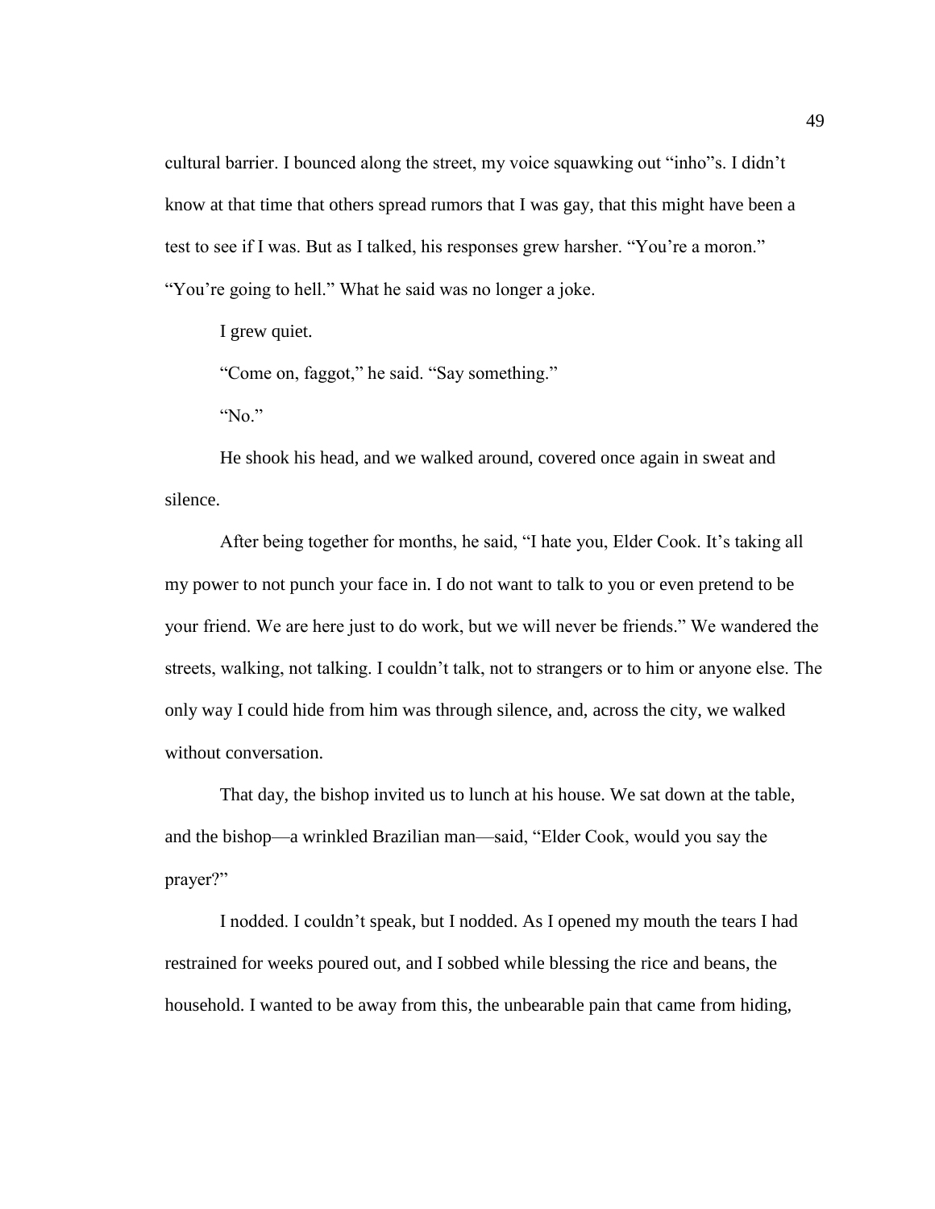cultural barrier. I bounced along the street, my voice squawking out "inho"s. I didn't know at that time that others spread rumors that I was gay, that this might have been a test to see if I was. But as I talked, his responses grew harsher. "You're a moron." "You're going to hell." What he said was no longer a joke.

I grew quiet.

"Come on, faggot," he said. "Say something."

"No."

He shook his head, and we walked around, covered once again in sweat and silence.

After being together for months, he said, "I hate you, Elder Cook. It's taking all my power to not punch your face in. I do not want to talk to you or even pretend to be your friend. We are here just to do work, but we will never be friends." We wandered the streets, walking, not talking. I couldn't talk, not to strangers or to him or anyone else. The only way I could hide from him was through silence, and, across the city, we walked without conversation.

That day, the bishop invited us to lunch at his house. We sat down at the table, and the bishop—a wrinkled Brazilian man—said, "Elder Cook, would you say the prayer?"

I nodded. I couldn't speak, but I nodded. As I opened my mouth the tears I had restrained for weeks poured out, and I sobbed while blessing the rice and beans, the household. I wanted to be away from this, the unbearable pain that came from hiding,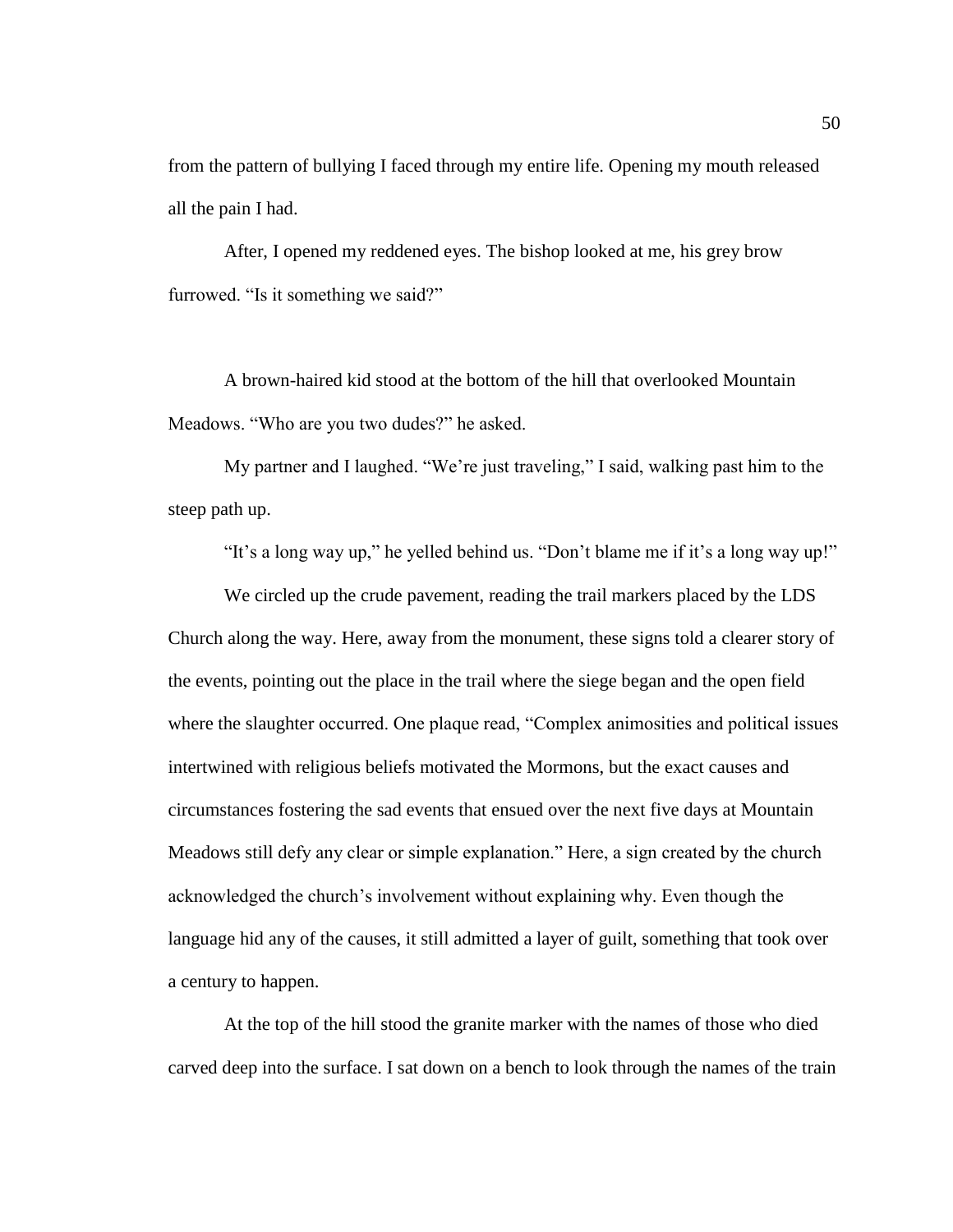from the pattern of bullying I faced through my entire life. Opening my mouth released all the pain I had.

After, I opened my reddened eyes. The bishop looked at me, his grey brow furrowed. "Is it something we said?"

A brown-haired kid stood at the bottom of the hill that overlooked Mountain Meadows. "Who are you two dudes?" he asked.

My partner and I laughed. "We're just traveling," I said, walking past him to the steep path up.

"It's a long way up," he yelled behind us. "Don't blame me if it's a long way up!"

We circled up the crude pavement, reading the trail markers placed by the LDS Church along the way. Here, away from the monument, these signs told a clearer story of the events, pointing out the place in the trail where the siege began and the open field where the slaughter occurred. One plaque read, "Complex animosities and political issues intertwined with religious beliefs motivated the Mormons, but the exact causes and circumstances fostering the sad events that ensued over the next five days at Mountain Meadows still defy any clear or simple explanation." Here, a sign created by the church acknowledged the church's involvement without explaining why. Even though the language hid any of the causes, it still admitted a layer of guilt, something that took over a century to happen.

At the top of the hill stood the granite marker with the names of those who died carved deep into the surface. I sat down on a bench to look through the names of the train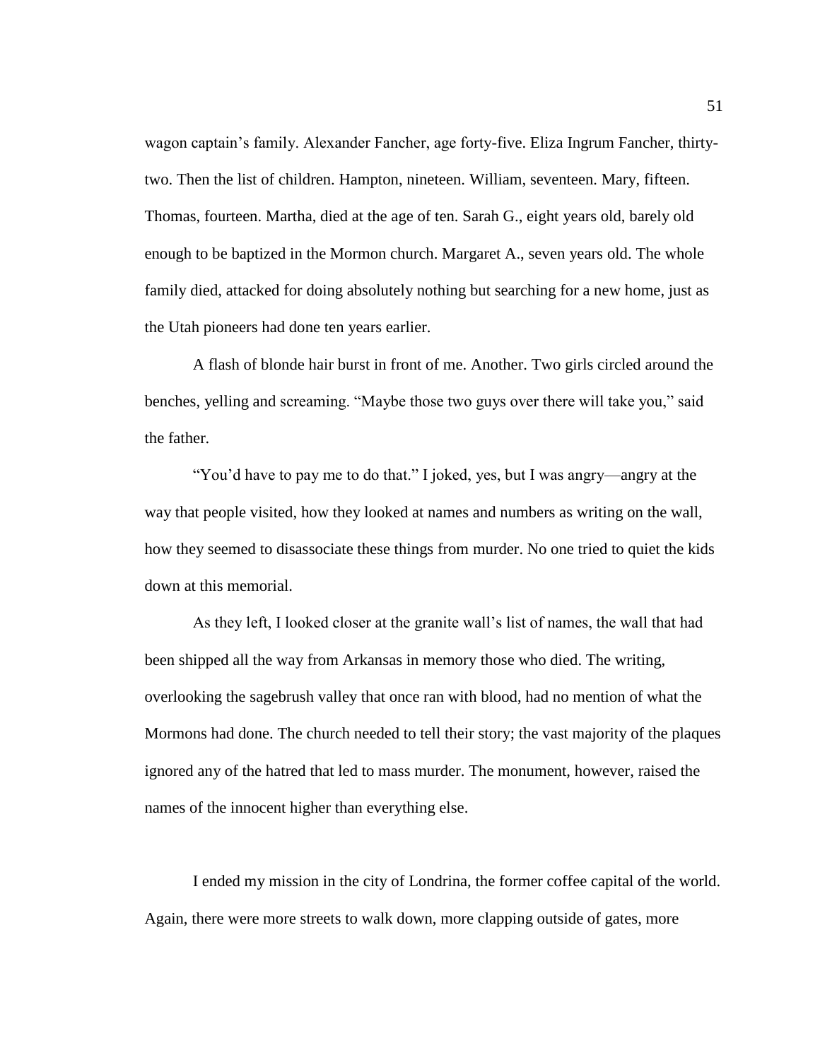wagon captain's family. Alexander Fancher, age forty-five. Eliza Ingrum Fancher, thirty-two. Then the list of children. Hampton, nineteen. William, seventeen. Mary, fifteen. Thomas, fourteen. Martha, died at the age of ten. Sarah G., eight years old, barely old enough to be baptized in the Mormon church. Margaret A., seven years old. The whole family died, attacked for doing absolutely nothing but searching for a new home, just as the Utah pioneers had done ten years earlier.

A flash of blonde hair burst in front of me. Another. Two girls circled around the benches, yelling and screaming. "Maybe those two guys over there will take you," said the father.

"You'd have to pay me to do that." I joked, yes, but I was angry—angry at the way that people visited, how they looked at names and numbers as writing on the wall, how they seemed to disassociate these things from murder. No one tried to quiet the kids down at this memorial.

As they left, I looked closer at the granite wall's list of names, the wall that had been shipped all the way from Arkansas in memory those who died. The writing, overlooking the sagebrush valley that once ran with blood, had no mention of what the Mormons had done. The church needed to tell their story; the vast majority of the plaques ignored any of the hatred that led to mass murder. The monument, however, raised the names of the innocent higher than everything else.

I ended my mission in the city of Londrina, the former coffee capital of the world. Again, there were more streets to walk down, more clapping outside of gates, more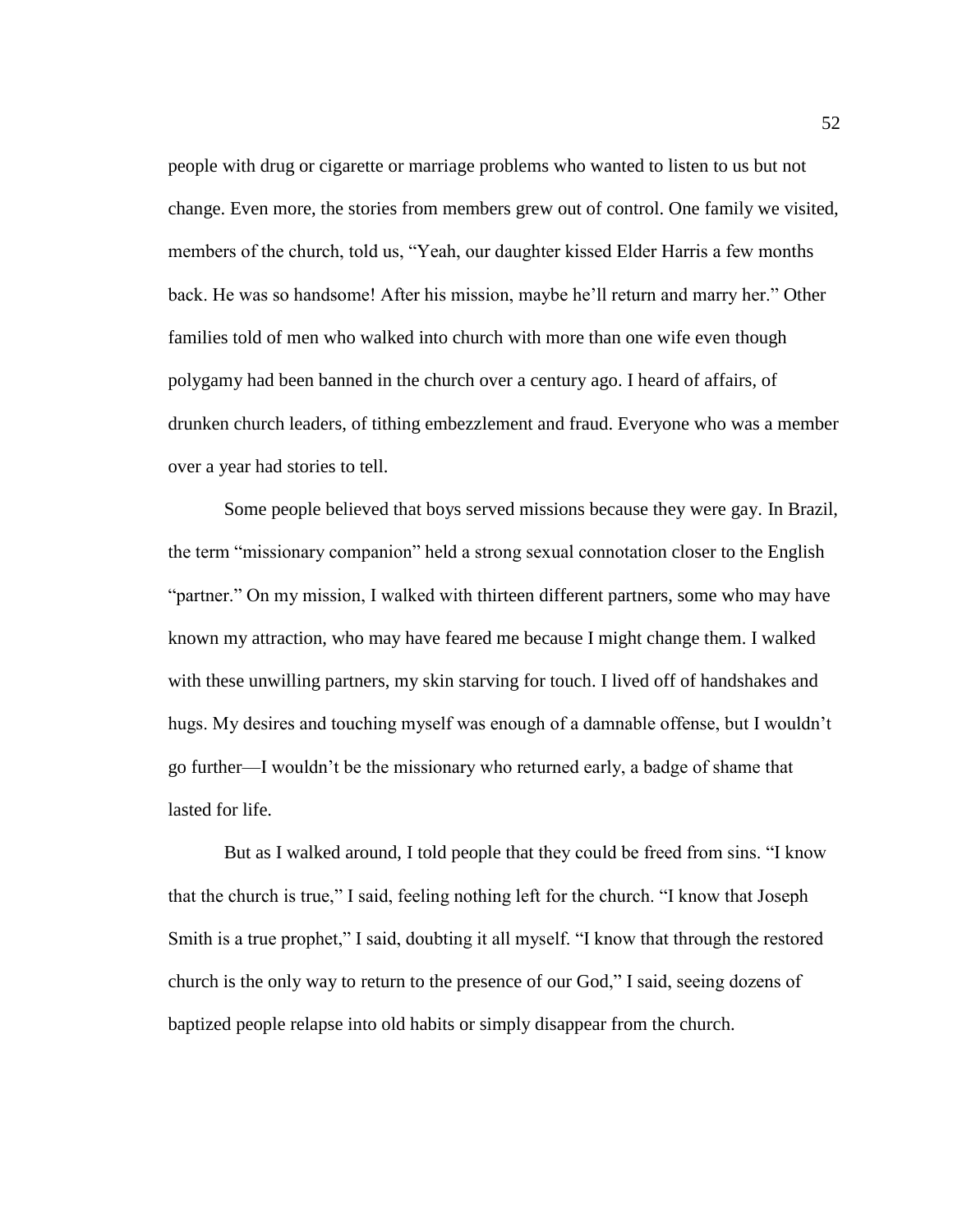people with drug or cigarette or marriage problems who wanted to listen to us but not change. Even more, the stories from members grew out of control. One family we visited, members of the church, told us, "Yeah, our daughter kissed Elder Harris a few months back. He was so handsome! After his mission, maybe he'll return and marry her." Other families told of men who walked into church with more than one wife even though polygamy had been banned in the church over a century ago. I heard of affairs, of drunken church leaders, of tithing embezzlement and fraud. Everyone who was a member over a year had stories to tell.

Some people believed that boys served missions because they were gay. In Brazil, the term "missionary companion" held a strong sexual connotation closer to the English "partner." On my mission, I walked with thirteen different partners, some who may have known my attraction, who may have feared me because I might change them. I walked with these unwilling partners, my skin starving for touch. I lived off of handshakes and hugs. My desires and touching myself was enough of a damnable offense, but I wouldn't go further—I wouldn't be the missionary who returned early, a badge of shame that lasted for life.

But as I walked around, I told people that they could be freed from sins. "I know that the church is true," I said, feeling nothing left for the church. "I know that Joseph Smith is a true prophet," I said, doubting it all myself. "I know that through the restored church is the only way to return to the presence of our God," I said, seeing dozens of baptized people relapse into old habits or simply disappear from the church.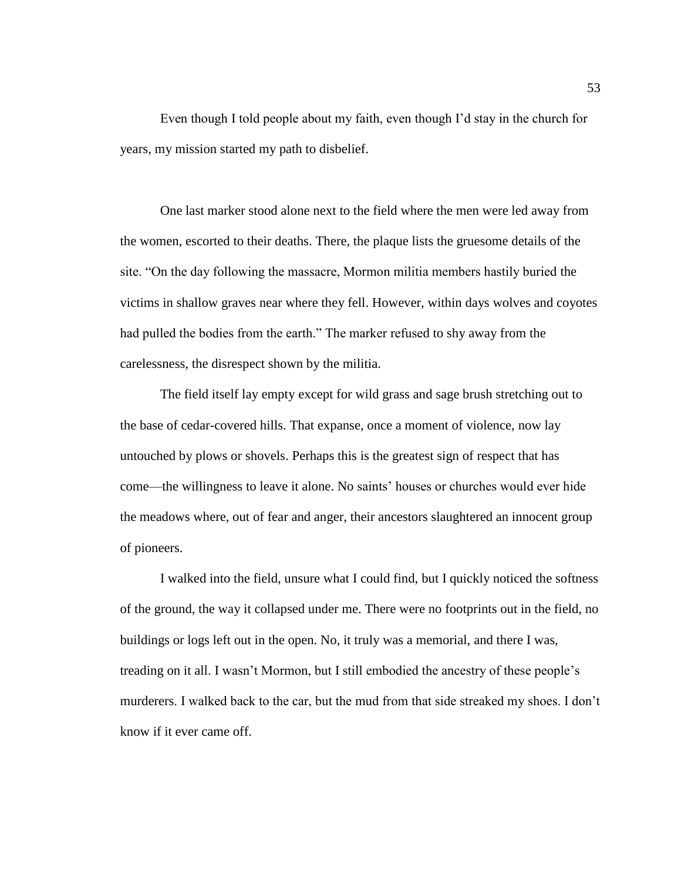Even though I told people about my faith, even though I'd stay in the church for years, my mission started my path to disbelief.

One last marker stood alone next to the field where the men were led away from the women, escorted to their deaths. There, the plaque lists the gruesome details of the site. "On the day following the massacre, Mormon militia members hastily buried the victims in shallow graves near where they fell. However, within days wolves and coyotes had pulled the bodies from the earth." The marker refused to shy away from the carelessness, the disrespect shown by the militia.

The field itself lay empty except for wild grass and sage brush stretching out to the base of cedar-covered hills. That expanse, once a moment of violence, now lay untouched by plows or shovels. Perhaps this is the greatest sign of respect that has come—the willingness to leave it alone. No saints' houses or churches would ever hide the meadows where, out of fear and anger, their ancestors slaughtered an innocent group of pioneers.

I walked into the field, unsure what I could find, but I quickly noticed the softness of the ground, the way it collapsed under me. There were no footprints out in the field, no buildings or logs left out in the open. No, it truly was a memorial, and there I was, treading on it all. I wasn't Mormon, but I still embodied the ancestry of these people's murderers. I walked back to the car, but the mud from that side streaked my shoes. I don't know if it ever came off.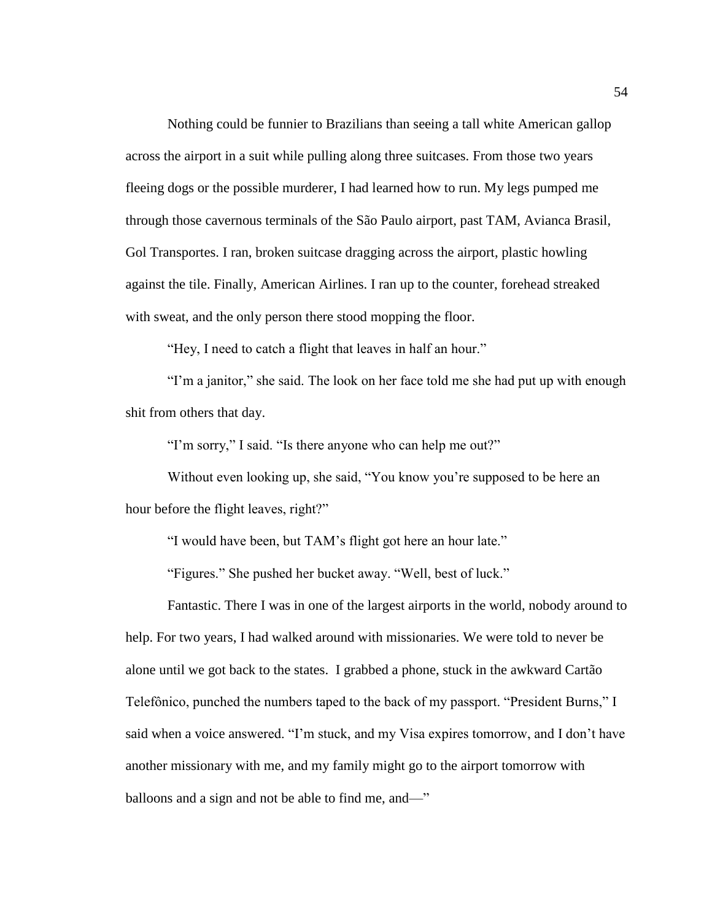Nothing could be funnier to Brazilians than seeing a tall white American gallop across the airport in a suit while pulling along three suitcases. From those two years fleeing dogs or the possible murderer, I had learned how to run. My legs pumped me through those cavernous terminals of the São Paulo airport, past TAM, Avianca Brasil, Gol Transportes. I ran, broken suitcase dragging across the airport, plastic howling against the tile. Finally, American Airlines. I ran up to the counter, forehead streaked with sweat, and the only person there stood mopping the floor.

"Hey, I need to catch a flight that leaves in half an hour."

"I'm a janitor," she said. The look on her face told me she had put up with enough shit from others that day.

"I'm sorry," I said. "Is there anyone who can help me out?"

Without even looking up, she said, "You know you're supposed to be here an hour before the flight leaves, right?"

"I would have been, but TAM's flight got here an hour late."

"Figures." She pushed her bucket away. "Well, best of luck."

Fantastic. There I was in one of the largest airports in the world, nobody around to help. For two years, I had walked around with missionaries. We were told to never be alone until we got back to the states. I grabbed a phone, stuck in the awkward Cartão Telefônico, punched the numbers taped to the back of my passport. "President Burns," I said when a voice answered. "I'm stuck, and my Visa expires tomorrow, and I don't have another missionary with me, and my family might go to the airport tomorrow with balloons and a sign and not be able to find me, and—"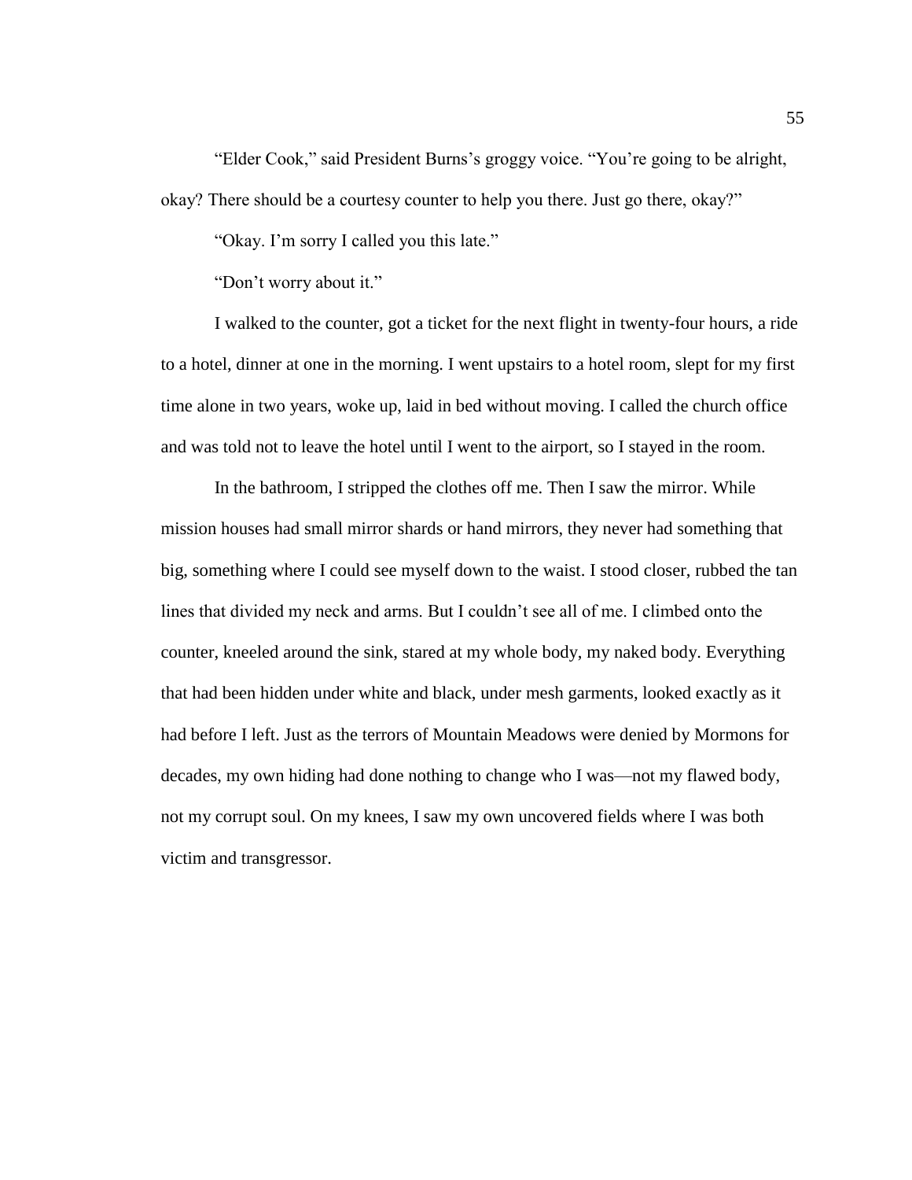"Elder Cook," said President Burns's groggy voice. "You're going to be alright, okay? There should be a courtesy counter to help you there. Just go there, okay?"

"Okay. I'm sorry I called you this late."

"Don't worry about it."

I walked to the counter, got a ticket for the next flight in twenty-four hours, a ride to a hotel, dinner at one in the morning. I went upstairs to a hotel room, slept for my first time alone in two years, woke up, laid in bed without moving. I called the church office and was told not to leave the hotel until I went to the airport, so I stayed in the room.

In the bathroom, I stripped the clothes off me. Then I saw the mirror. While mission houses had small mirror shards or hand mirrors, they never had something that big, something where I could see myself down to the waist. I stood closer, rubbed the tan lines that divided my neck and arms. But I couldn't see all of me. I climbed onto the counter, kneeled around the sink, stared at my whole body, my naked body. Everything that had been hidden under white and black, under mesh garments, looked exactly as it had before I left. Just as the terrors of Mountain Meadows were denied by Mormons for decades, my own hiding had done nothing to change who I was—not my flawed body, not my corrupt soul. On my knees, I saw my own uncovered fields where I was both victim and transgressor.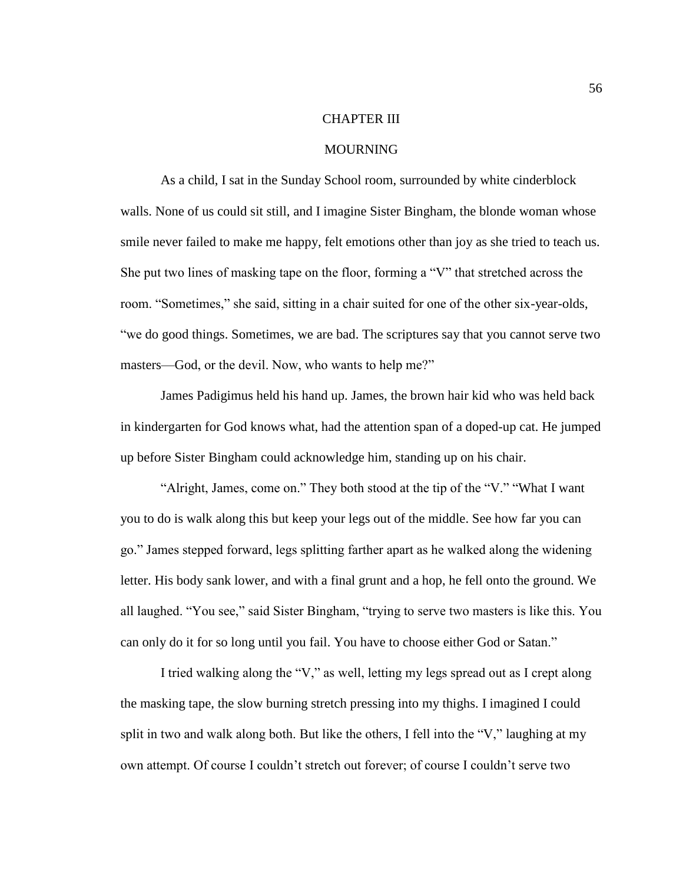# CHAPTER III

## MOURNING

As a child, I sat in the Sunday School room, surrounded by white cinderblock walls. None of us could sit still, and I imagine Sister Bingham, the blonde woman whose smile never failed to make me happy, felt emotions other than joy as she tried to teach us. She put two lines of masking tape on the floor, forming a "V" that stretched across the room. "Sometimes," she said, sitting in a chair suited for one of the other six-year-olds, "we do good things. Sometimes, we are bad. The scriptures say that you cannot serve two masters—God, or the devil. Now, who wants to help me?"

James Padigimus held his hand up. James, the brown hair kid who was held back in kindergarten for God knows what, had the attention span of a doped-up cat. He jumped up before Sister Bingham could acknowledge him, standing up on his chair.

"Alright, James, come on." They both stood at the tip of the "V." "What I want you to do is walk along this but keep your legs out of the middle. See how far you can go." James stepped forward, legs splitting farther apart as he walked along the widening letter. His body sank lower, and with a final grunt and a hop, he fell onto the ground. We all laughed. "You see," said Sister Bingham, "trying to serve two masters is like this. You can only do it for so long until you fail. You have to choose either God or Satan."

I tried walking along the "V," as well, letting my legs spread out as I crept along the masking tape, the slow burning stretch pressing into my thighs. I imagined I could split in two and walk along both. But like the others, I fell into the "V," laughing at my own attempt. Of course I couldn't stretch out forever; of course I couldn't serve two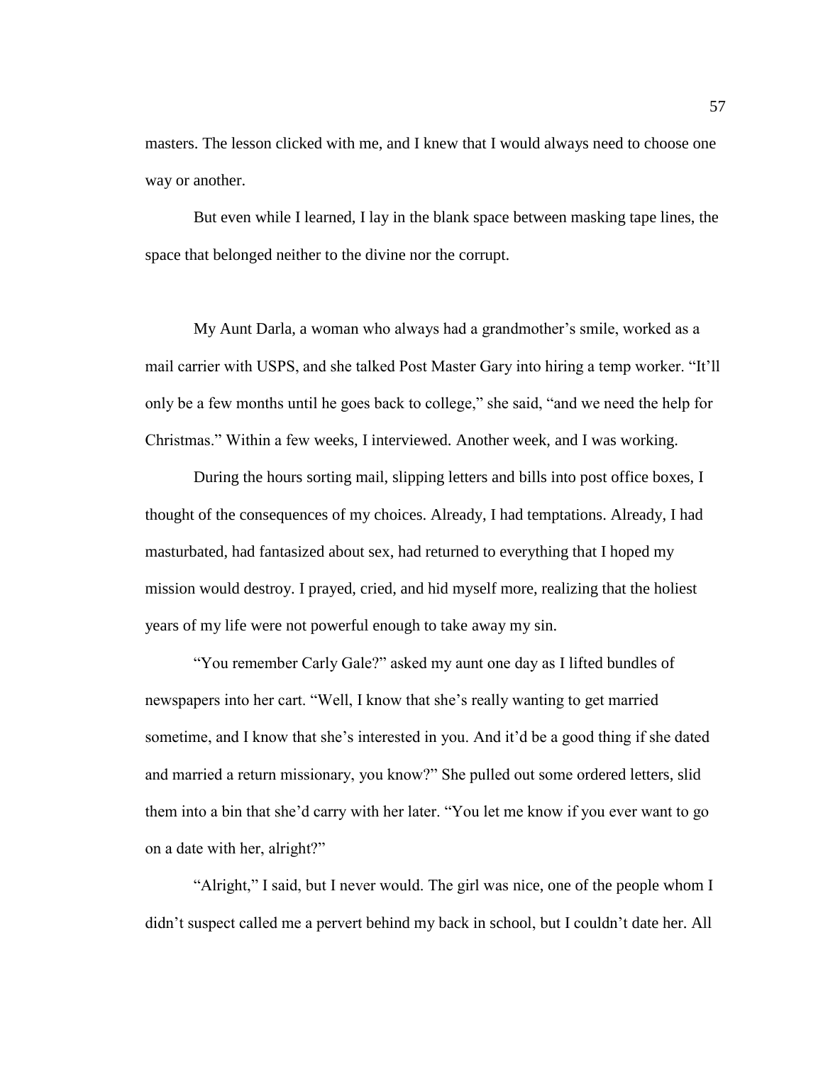masters. The lesson clicked with me, and I knew that I would always need to choose one way or another.

But even while I learned, I lay in the blank space between masking tape lines, the space that belonged neither to the divine nor the corrupt.

My Aunt Darla, a woman who always had a grandmother's smile, worked as a mail carrier with USPS, and she talked Post Master Gary into hiring a temp worker. "It'll only be a few months until he goes back to college," she said, "and we need the help for Christmas." Within a few weeks, I interviewed. Another week, and I was working.

During the hours sorting mail, slipping letters and bills into post office boxes, I thought of the consequences of my choices. Already, I had temptations. Already, I had masturbated, had fantasized about sex, had returned to everything that I hoped my mission would destroy. I prayed, cried, and hid myself more, realizing that the holiest years of my life were not powerful enough to take away my sin.

"You remember Carly Gale?" asked my aunt one day as I lifted bundles of newspapers into her cart. "Well, I know that she's really wanting to get married sometime, and I know that she's interested in you. And it'd be a good thing if she dated and married a return missionary, you know?" She pulled out some ordered letters, slid them into a bin that she'd carry with her later. "You let me know if you ever want to go on a date with her, alright?"

"Alright," I said, but I never would. The girl was nice, one of the people whom I didn't suspect called me a pervert behind my back in school, but I couldn't date her. All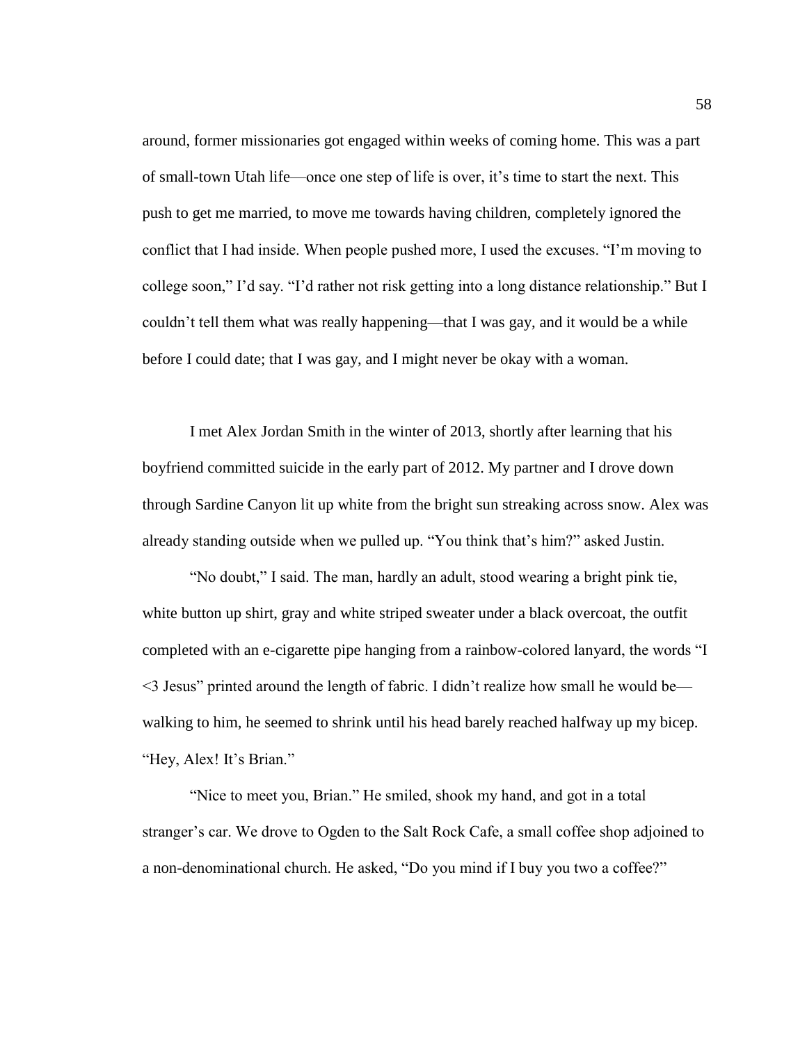around, former missionaries got engaged within weeks of coming home. This was a part of small-town Utah life—once one step of life is over, it's time to start the next. This push to get me married, to move me towards having children, completely ignored the conflict that I had inside. When people pushed more, I used the excuses. "I'm moving to college soon," I'd say. "I'd rather not risk getting into a long distance relationship." But I couldn't tell them what was really happening—that I was gay, and it would be a while before I could date; that I was gay, and I might never be okay with a woman.

I met Alex Jordan Smith in the winter of 2013, shortly after learning that his boyfriend committed suicide in the early part of 2012. My partner and I drove down through Sardine Canyon lit up white from the bright sun streaking across snow. Alex was already standing outside when we pulled up. "You think that's him?" asked Justin.

"No doubt," I said. The man, hardly an adult, stood wearing a bright pink tie, white button up shirt, gray and white striped sweater under a black overcoat, the outfit completed with an e-cigarette pipe hanging from a rainbow-colored lanyard, the words "I <3 Jesus" printed around the length of fabric. I didn't realize how small he would be—walking to him, he seemed to shrink until his head barely reached halfway up my bicep. "Hey, Alex! It's Brian."

"Nice to meet you, Brian." He smiled, shook my hand, and got in a total stranger's car. We drove to Ogden to the Salt Rock Cafe, a small coffee shop adjoined to a non-denominational church. He asked, "Do you mind if I buy you two a coffee?"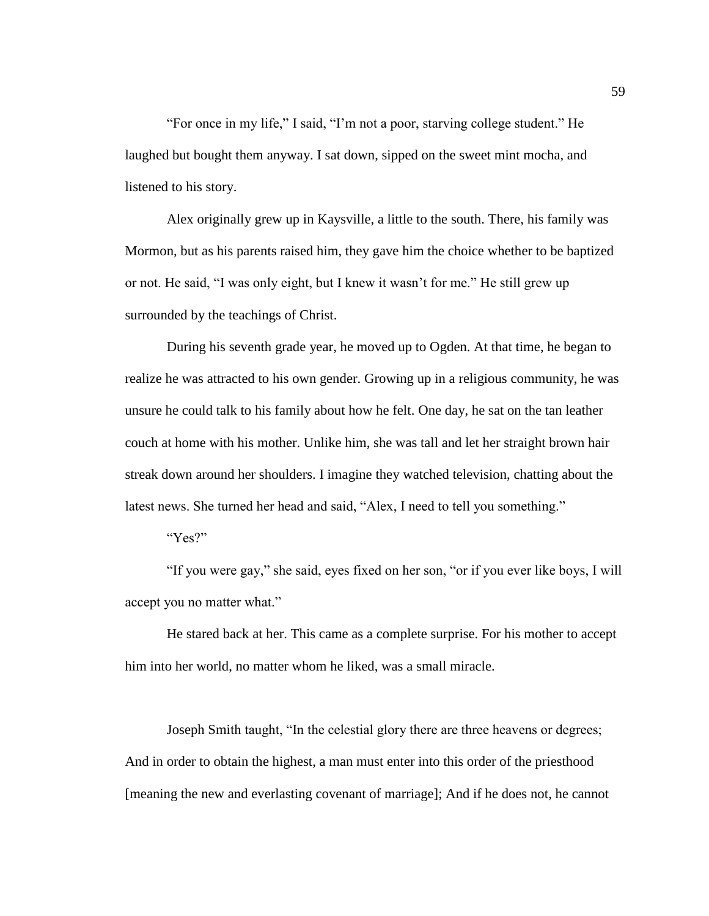"For once in my life," I said, "I'm not a poor, starving college student." He laughed but bought them anyway. I sat down, sipped on the sweet mint mocha, and listened to his story.

Alex originally grew up in Kaysville, a little to the south. There, his family was Mormon, but as his parents raised him, they gave him the choice whether to be baptized or not. He said, "I was only eight, but I knew it wasn't for me." He still grew up surrounded by the teachings of Christ.

During his seventh grade year, he moved up to Ogden. At that time, he began to realize he was attracted to his own gender. Growing up in a religious community, he was unsure he could talk to his family about how he felt. One day, he sat on the tan leather couch at home with his mother. Unlike him, she was tall and let her straight brown hair streak down around her shoulders. I imagine they watched television, chatting about the latest news. She turned her head and said, "Alex, I need to tell you something."

"Yes?"

"If you were gay," she said, eyes fixed on her son, "or if you ever like boys, I will accept you no matter what."

He stared back at her. This came as a complete surprise. For his mother to accept him into her world, no matter whom he liked, was a small miracle.

Joseph Smith taught, "In the celestial glory there are three heavens or degrees; And in order to obtain the highest, a man must enter into this order of the priesthood [meaning the new and everlasting covenant of marriage]; And if he does not, he cannot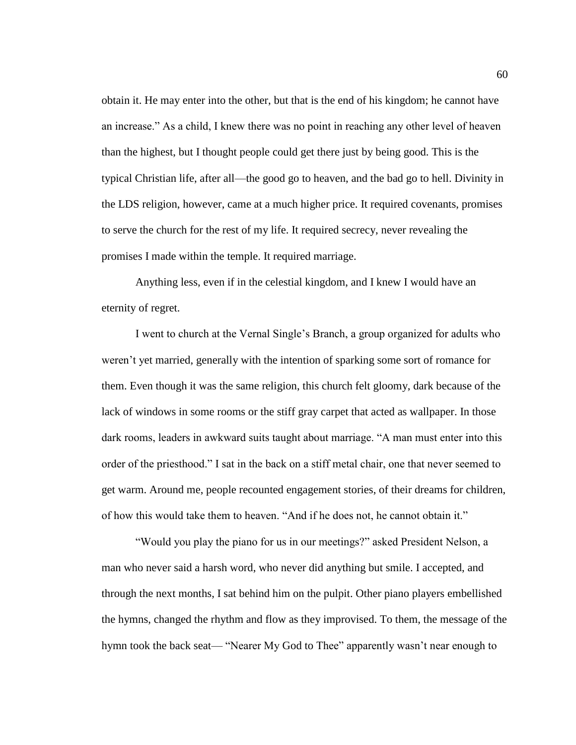obtain it. He may enter into the other, but that is the end of his kingdom; he cannot have an increase." As a child, I knew there was no point in reaching any other level of heaven than the highest, but I thought people could get there just by being good. This is the typical Christian life, after all—the good go to heaven, and the bad go to hell. Divinity in the LDS religion, however, came at a much higher price. It required covenants, promises to serve the church for the rest of my life. It required secrecy, never revealing the promises I made within the temple. It required marriage.

Anything less, even if in the celestial kingdom, and I knew I would have an eternity of regret.

I went to church at the Vernal Single's Branch, a group organized for adults who weren't yet married, generally with the intention of sparking some sort of romance for them. Even though it was the same religion, this church felt gloomy, dark because of the lack of windows in some rooms or the stiff gray carpet that acted as wallpaper. In those dark rooms, leaders in awkward suits taught about marriage. "A man must enter into this order of the priesthood." I sat in the back on a stiff metal chair, one that never seemed to get warm. Around me, people recounted engagement stories, of their dreams for children, of how this would take them to heaven. "And if he does not, he cannot obtain it."

"Would you play the piano for us in our meetings?" asked President Nelson, a man who never said a harsh word, who never did anything but smile. I accepted, and through the next months, I sat behind him on the pulpit. Other piano players embellished the hymns, changed the rhythm and flow as they improvised. To them, the message of the hymn took the back seat— "Nearer My God to Thee" apparently wasn't near enough to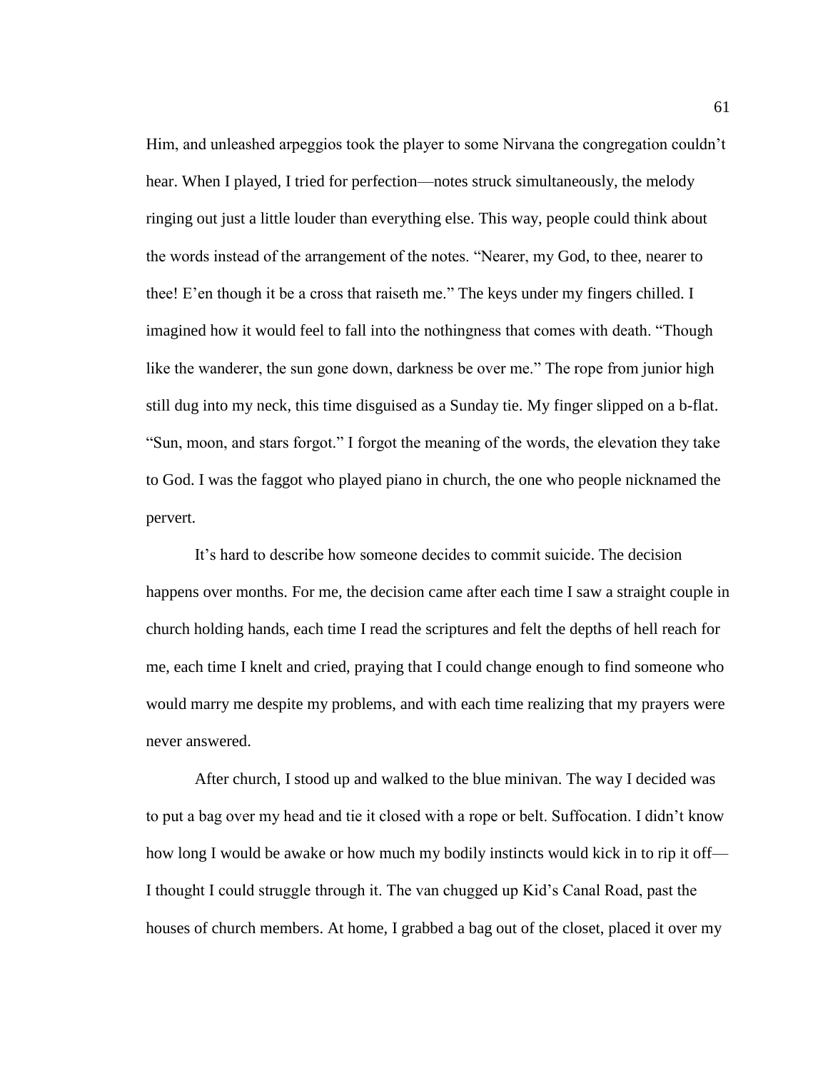Him, and unleashed arpeggios took the player to some Nirvana the congregation couldn't hear. When I played, I tried for perfection—notes struck simultaneously, the melody ringing out just a little louder than everything else. This way, people could think about the words instead of the arrangement of the notes. "Nearer, my God, to thee, nearer to thee! E'en though it be a cross that raiseth me." The keys under my fingers chilled. I imagined how it would feel to fall into the nothingness that comes with death. "Though like the wanderer, the sun gone down, darkness be over me." The rope from junior high still dug into my neck, this time disguised as a Sunday tie. My finger slipped on a b-flat. "Sun, moon, and stars forgot." I forgot the meaning of the words, the elevation they take to God. I was the faggot who played piano in church, the one who people nicknamed the pervert.

It's hard to describe how someone decides to commit suicide. The decision happens over months. For me, the decision came after each time I saw a straight couple in church holding hands, each time I read the scriptures and felt the depths of hell reach for me, each time I knelt and cried, praying that I could change enough to find someone who would marry me despite my problems, and with each time realizing that my prayers were never answered.

After church, I stood up and walked to the blue minivan. The way I decided was to put a bag over my head and tie it closed with a rope or belt. Suffocation. I didn't know how long I would be awake or how much my bodily instincts would kick in to rip it off—I thought I could struggle through it. The van chugged up Kid's Canal Road, past the houses of church members. At home, I grabbed a bag out of the closet, placed it over my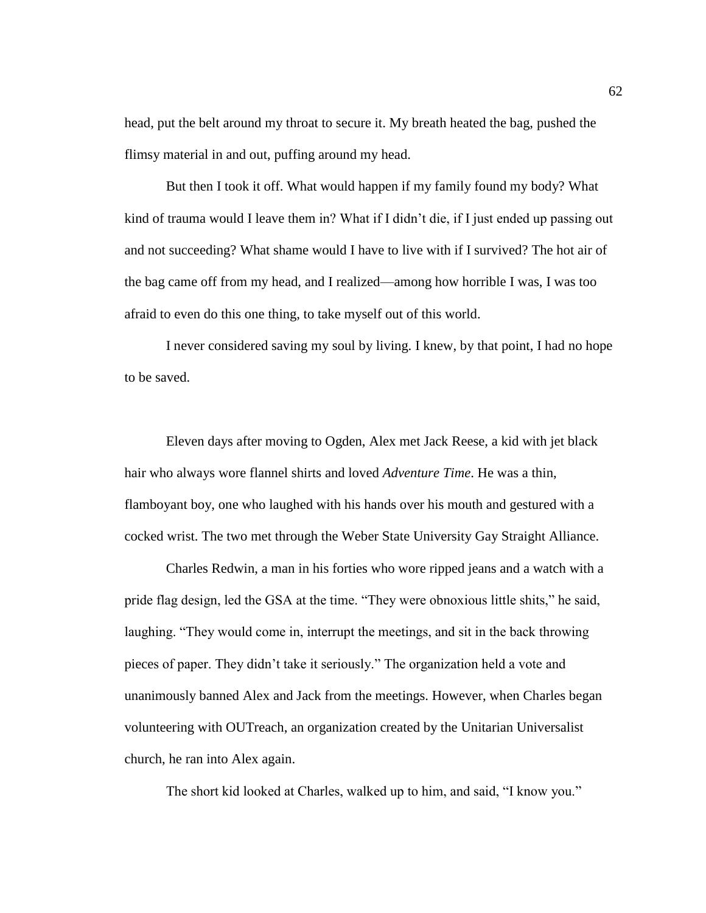head, put the belt around my throat to secure it. My breath heated the bag, pushed the flimsy material in and out, puffing around my head.

But then I took it off. What would happen if my family found my body? What kind of trauma would I leave them in? What if I didn't die, if I just ended up passing out and not succeeding? What shame would I have to live with if I survived? The hot air of the bag came off from my head, and I realized—among how horrible I was, I was too afraid to even do this one thing, to take myself out of this world.

I never considered saving my soul by living. I knew, by that point, I had no hope to be saved.

Eleven days after moving to Ogden, Alex met Jack Reese, a kid with jet black hair who always wore flannel shirts and loved *Adventure Time*. He was a thin, flamboyant boy, one who laughed with his hands over his mouth and gestured with a cocked wrist. The two met through the Weber State University Gay Straight Alliance.

Charles Redwin, a man in his forties who wore ripped jeans and a watch with a pride flag design, led the GSA at the time. "They were obnoxious little shits," he said, laughing. "They would come in, interrupt the meetings, and sit in the back throwing pieces of paper. They didn't take it seriously." The organization held a vote and unanimously banned Alex and Jack from the meetings. However, when Charles began volunteering with OUTreach, an organization created by the Unitarian Universalist church, he ran into Alex again.

The short kid looked at Charles, walked up to him, and said, "I know you."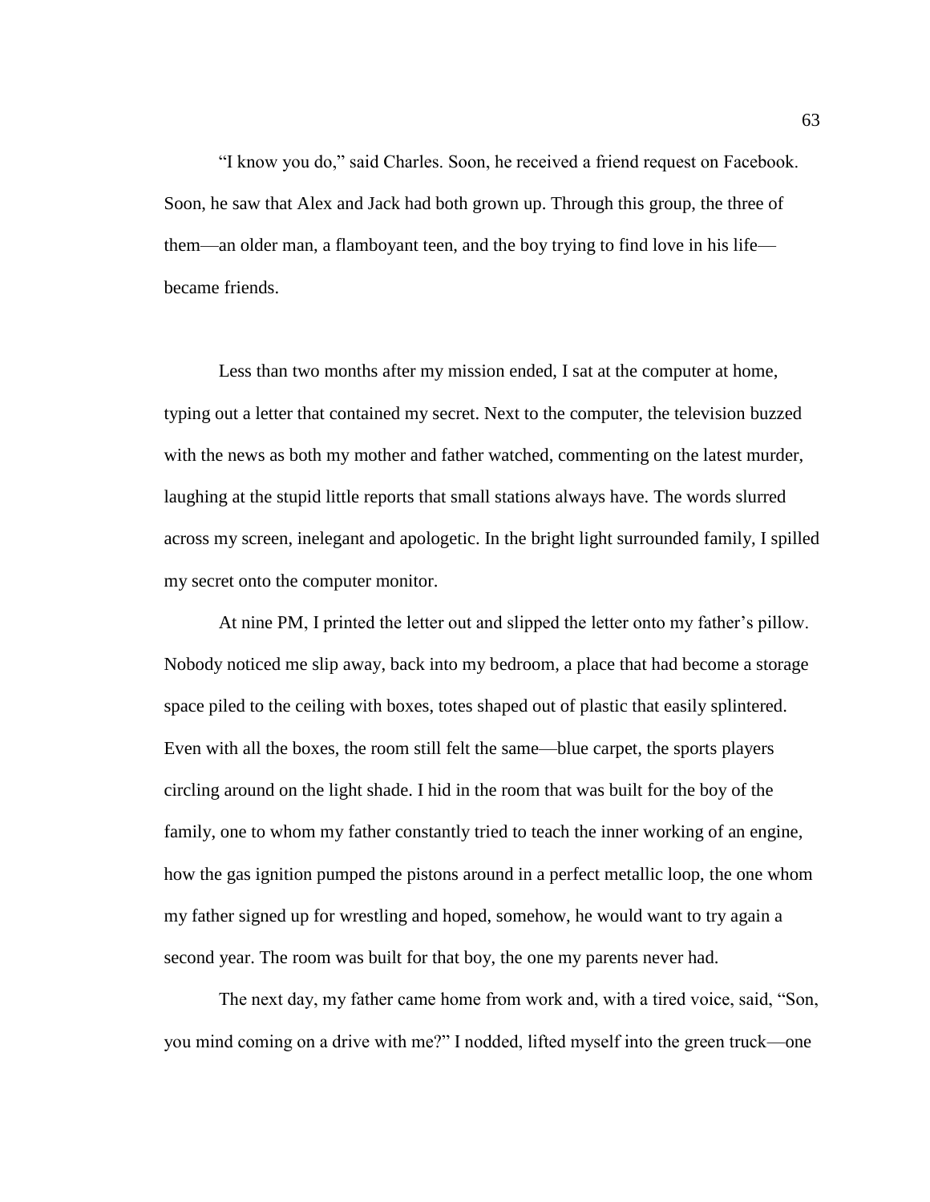"I know you do," said Charles. Soon, he received a friend request on Facebook. Soon, he saw that Alex and Jack had both grown up. Through this group, the three of them—an older man, a flamboyant teen, and the boy trying to find love in his life—became friends.

Less than two months after my mission ended, I sat at the computer at home, typing out a letter that contained my secret. Next to the computer, the television buzzed with the news as both my mother and father watched, commenting on the latest murder, laughing at the stupid little reports that small stations always have. The words slurred across my screen, inelegant and apologetic. In the bright light surrounded family, I spilled my secret onto the computer monitor.

At nine PM, I printed the letter out and slipped the letter onto my father's pillow. Nobody noticed me slip away, back into my bedroom, a place that had become a storage space piled to the ceiling with boxes, totes shaped out of plastic that easily splintered. Even with all the boxes, the room still felt the same—blue carpet, the sports players circling around on the light shade. I hid in the room that was built for the boy of the family, one to whom my father constantly tried to teach the inner working of an engine, how the gas ignition pumped the pistons around in a perfect metallic loop, the one whom my father signed up for wrestling and hoped, somehow, he would want to try again a second year. The room was built for that boy, the one my parents never had.

The next day, my father came home from work and, with a tired voice, said, "Son, you mind coming on a drive with me?" I nodded, lifted myself into the green truck—one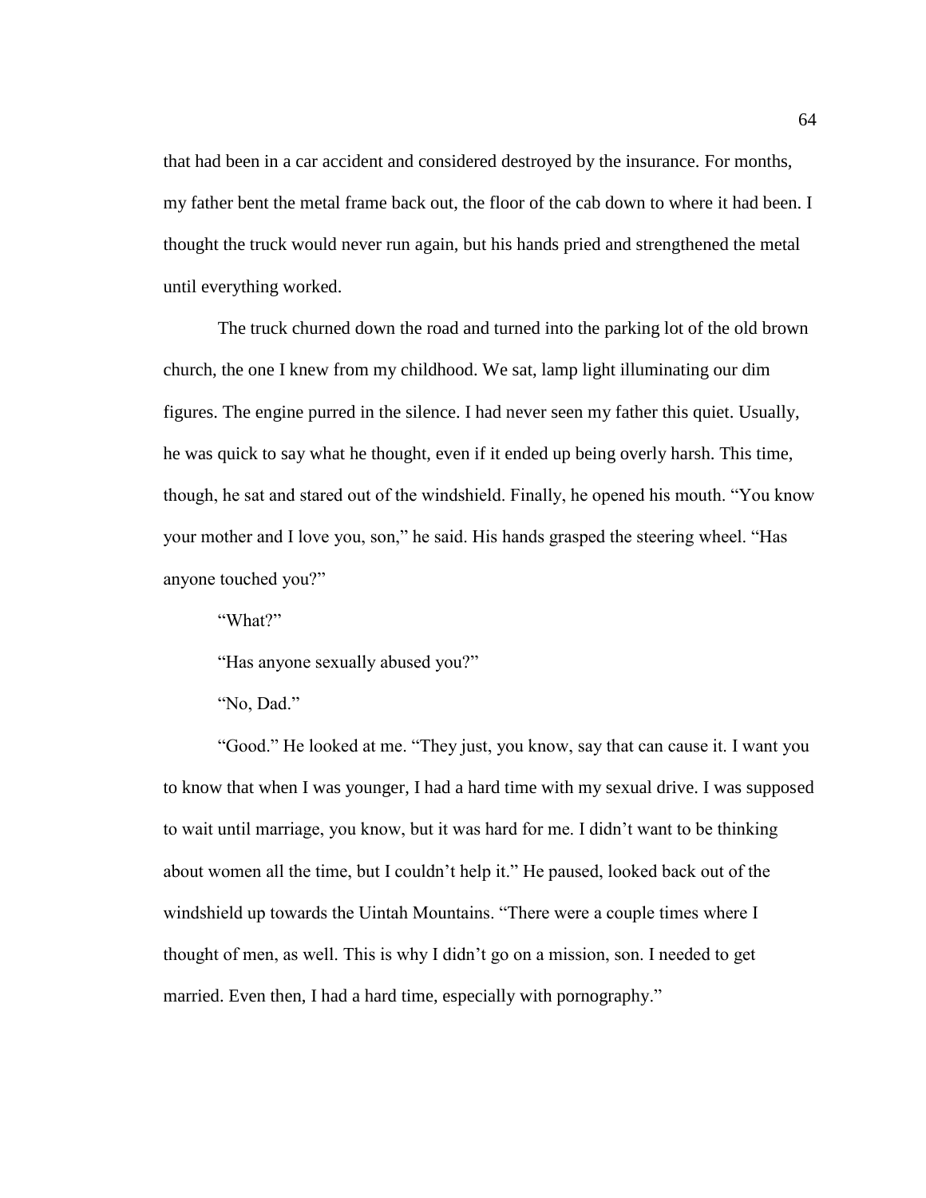that had been in a car accident and considered destroyed by the insurance. For months, my father bent the metal frame back out, the floor of the cab down to where it had been. I thought the truck would never run again, but his hands pried and strengthened the metal until everything worked.

The truck churned down the road and turned into the parking lot of the old brown church, the one I knew from my childhood. We sat, lamp light illuminating our dim figures. The engine purred in the silence. I had never seen my father this quiet. Usually, he was quick to say what he thought, even if it ended up being overly harsh. This time, though, he sat and stared out of the windshield. Finally, he opened his mouth. "You know your mother and I love you, son," he said. His hands grasped the steering wheel. "Has anyone touched you?"

"What?"

"Has anyone sexually abused you?"

"No, Dad."

"Good." He looked at me. "They just, you know, say that can cause it. I want you to know that when I was younger, I had a hard time with my sexual drive. I was supposed to wait until marriage, you know, but it was hard for me. I didn't want to be thinking about women all the time, but I couldn't help it." He paused, looked back out of the windshield up towards the Uintah Mountains. "There were a couple times where I thought of men, as well. This is why I didn't go on a mission, son. I needed to get married. Even then, I had a hard time, especially with pornography."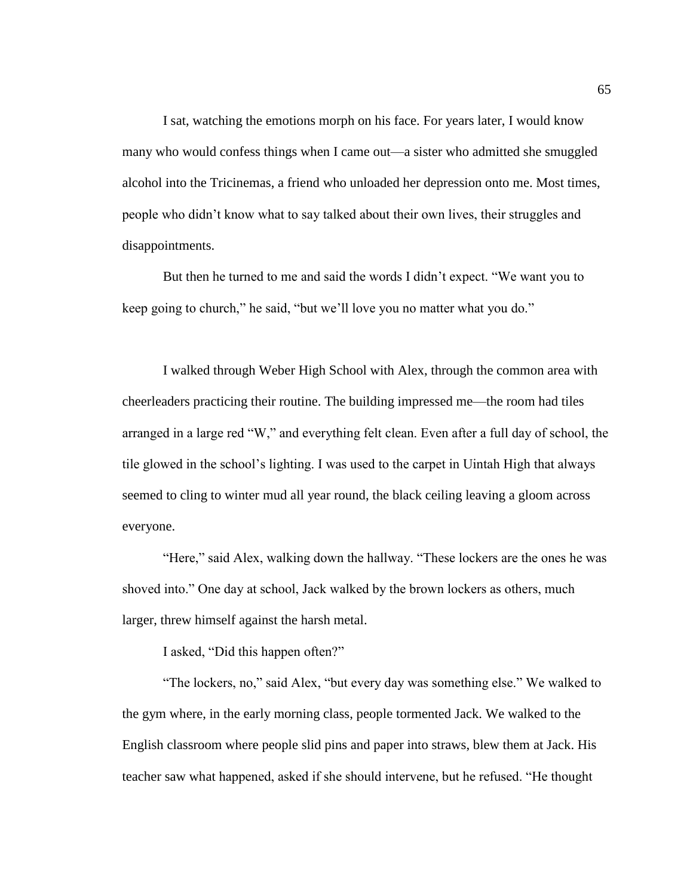I sat, watching the emotions morph on his face. For years later, I would know many who would confess things when I came out—a sister who admitted she smuggled alcohol into the Tricinemas, a friend who unloaded her depression onto me. Most times, people who didn't know what to say talked about their own lives, their struggles and disappointments.

But then he turned to me and said the words I didn't expect. "We want you to keep going to church," he said, "but we'll love you no matter what you do."

I walked through Weber High School with Alex, through the common area with cheerleaders practicing their routine. The building impressed me—the room had tiles arranged in a large red "W," and everything felt clean. Even after a full day of school, the tile glowed in the school's lighting. I was used to the carpet in Uintah High that always seemed to cling to winter mud all year round, the black ceiling leaving a gloom across everyone.

"Here," said Alex, walking down the hallway. "These lockers are the ones he was shoved into." One day at school, Jack walked by the brown lockers as others, much larger, threw himself against the harsh metal.

I asked, "Did this happen often?"

"The lockers, no," said Alex, "but every day was something else." We walked to the gym where, in the early morning class, people tormented Jack. We walked to the English classroom where people slid pins and paper into straws, blew them at Jack. His teacher saw what happened, asked if she should intervene, but he refused. "He thought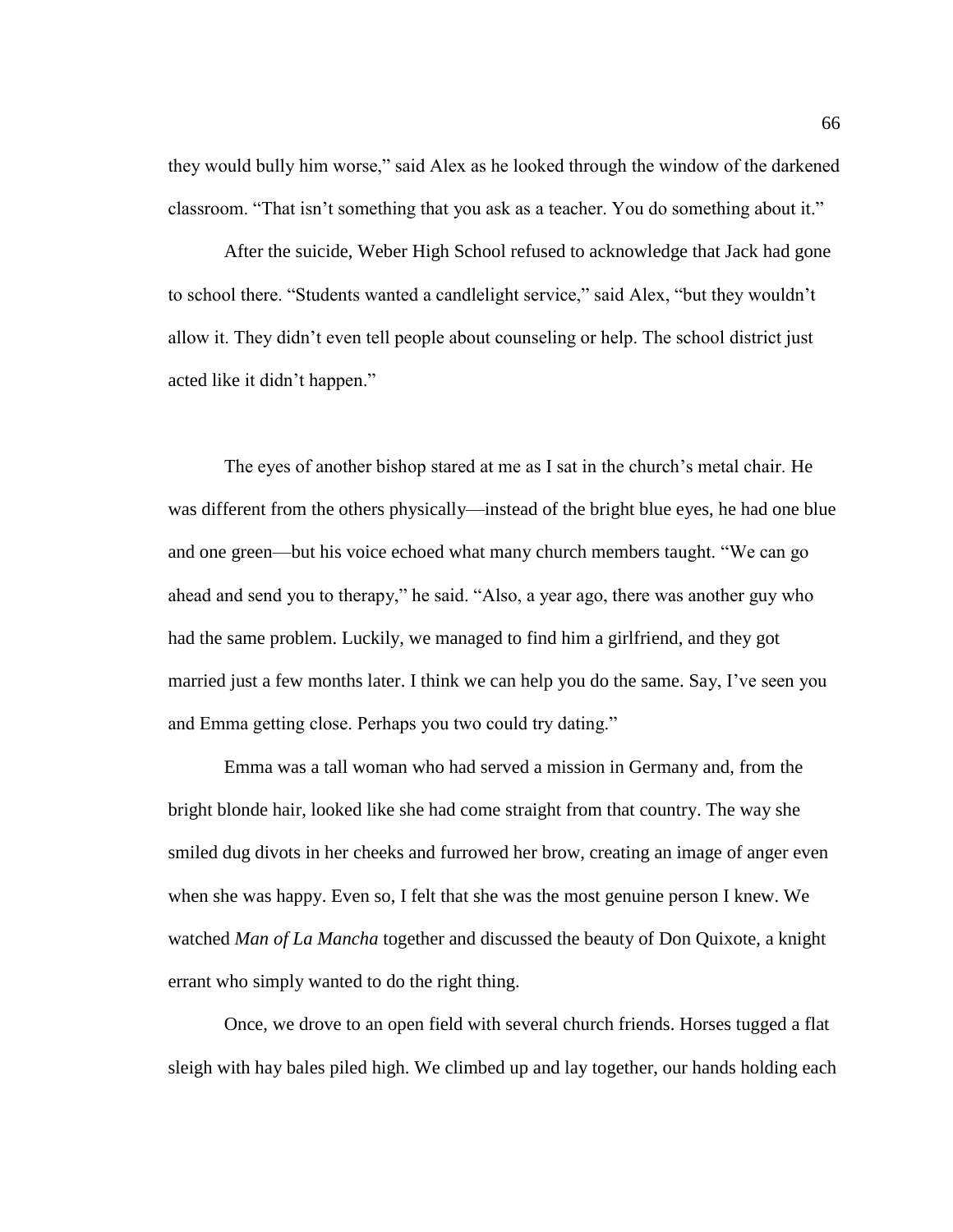they would bully him worse," said Alex as he looked through the window of the darkened classroom. "That isn't something that you ask as a teacher. You do something about it."

After the suicide, Weber High School refused to acknowledge that Jack had gone to school there. "Students wanted a candlelight service," said Alex, "but they wouldn't allow it. They didn't even tell people about counseling or help. The school district just acted like it didn't happen."

The eyes of another bishop stared at me as I sat in the church's metal chair. He was different from the others physically—instead of the bright blue eyes, he had one blue and one green—but his voice echoed what many church members taught. "We can go ahead and send you to therapy," he said. "Also, a year ago, there was another guy who had the same problem. Luckily, we managed to find him a girlfriend, and they got married just a few months later. I think we can help you do the same. Say, I've seen you and Emma getting close. Perhaps you two could try dating."

Emma was a tall woman who had served a mission in Germany and, from the bright blonde hair, looked like she had come straight from that country. The way she smiled dug divots in her cheeks and furrowed her brow, creating an image of anger even when she was happy. Even so, I felt that she was the most genuine person I knew. We watched *Man of La Mancha* together and discussed the beauty of Don Quixote, a knight errant who simply wanted to do the right thing.

Once, we drove to an open field with several church friends. Horses tugged a flat sleigh with hay bales piled high. We climbed up and lay together, our hands holding each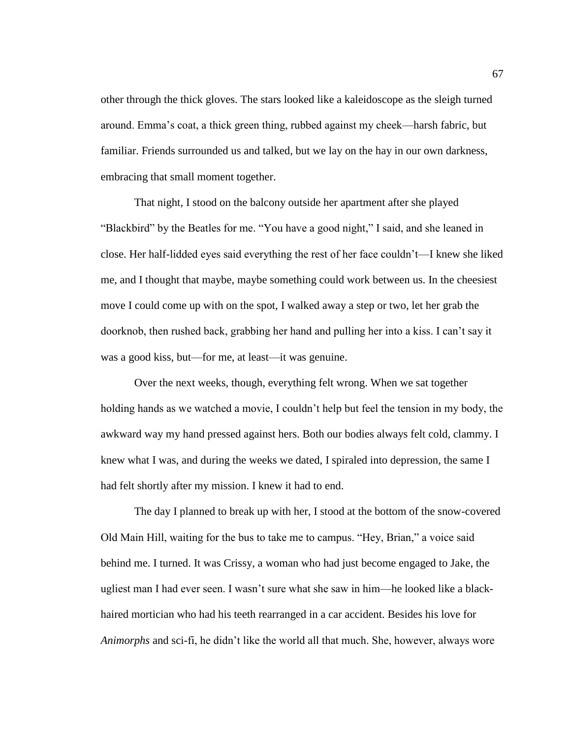other through the thick gloves. The stars looked like a kaleidoscope as the sleigh turned around. Emma's coat, a thick green thing, rubbed against my cheek—harsh fabric, but familiar. Friends surrounded us and talked, but we lay on the hay in our own darkness, embracing that small moment together.

That night, I stood on the balcony outside her apartment after she played "Blackbird" by the Beatles for me. "You have a good night," I said, and she leaned in close. Her half-lidded eyes said everything the rest of her face couldn't—I knew she liked me, and I thought that maybe, maybe something could work between us. In the cheesiest move I could come up with on the spot, I walked away a step or two, let her grab the doorknob, then rushed back, grabbing her hand and pulling her into a kiss. I can't say it was a good kiss, but—for me, at least—it was genuine.

Over the next weeks, though, everything felt wrong. When we sat together holding hands as we watched a movie, I couldn't help but feel the tension in my body, the awkward way my hand pressed against hers. Both our bodies always felt cold, clammy. I knew what I was, and during the weeks we dated, I spiraled into depression, the same I had felt shortly after my mission. I knew it had to end.

The day I planned to break up with her, I stood at the bottom of the snow-covered Old Main Hill, waiting for the bus to take me to campus. "Hey, Brian," a voice said behind me. I turned. It was Crissy, a woman who had just become engaged to Jake, the ugliest man I had ever seen. I wasn't sure what she saw in him—he looked like a black-haired mortician who had his teeth rearranged in a car accident. Besides his love for *Animorphs* and sci-fi, he didn't like the world all that much. She, however, always wore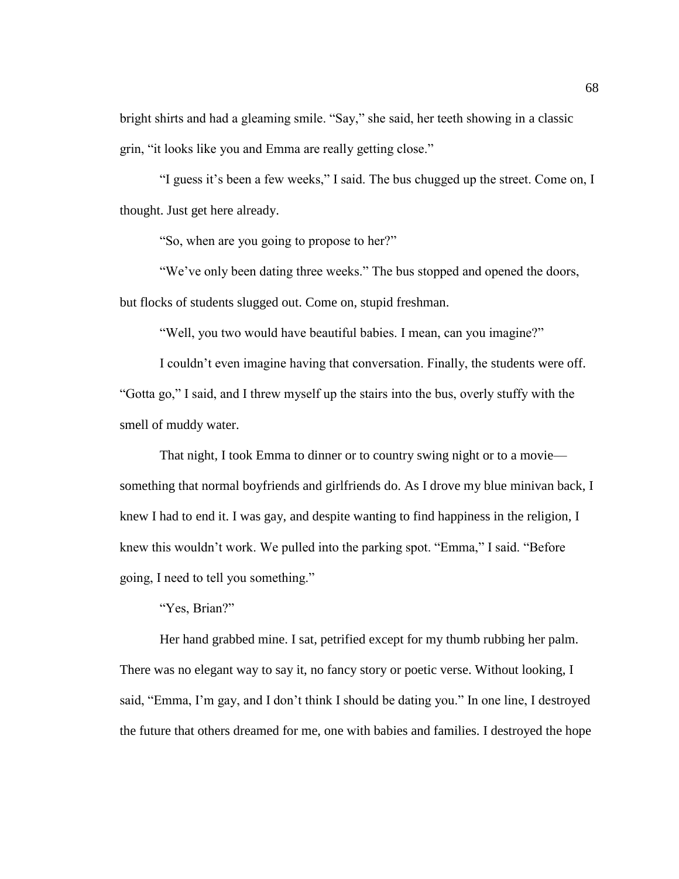bright shirts and had a gleaming smile. "Say," she said, her teeth showing in a classic grin, "it looks like you and Emma are really getting close."

"I guess it's been a few weeks," I said. The bus chugged up the street. Come on, I thought. Just get here already.

"So, when are you going to propose to her?"

"We've only been dating three weeks." The bus stopped and opened the doors, but flocks of students slugged out. Come on, stupid freshman.

"Well, you two would have beautiful babies. I mean, can you imagine?"

I couldn't even imagine having that conversation. Finally, the students were off. "Gotta go," I said, and I threw myself up the stairs into the bus, overly stuffy with the smell of muddy water.

That night, I took Emma to dinner or to country swing night or to a movie—something that normal boyfriends and girlfriends do. As I drove my blue minivan back, I knew I had to end it. I was gay, and despite wanting to find happiness in the religion, I knew this wouldn't work. We pulled into the parking spot. "Emma," I said. "Before going, I need to tell you something."

"Yes, Brian?"

Her hand grabbed mine. I sat, petrified except for my thumb rubbing her palm. There was no elegant way to say it, no fancy story or poetic verse. Without looking, I said, "Emma, I'm gay, and I don't think I should be dating you." In one line, I destroyed the future that others dreamed for me, one with babies and families. I destroyed the hope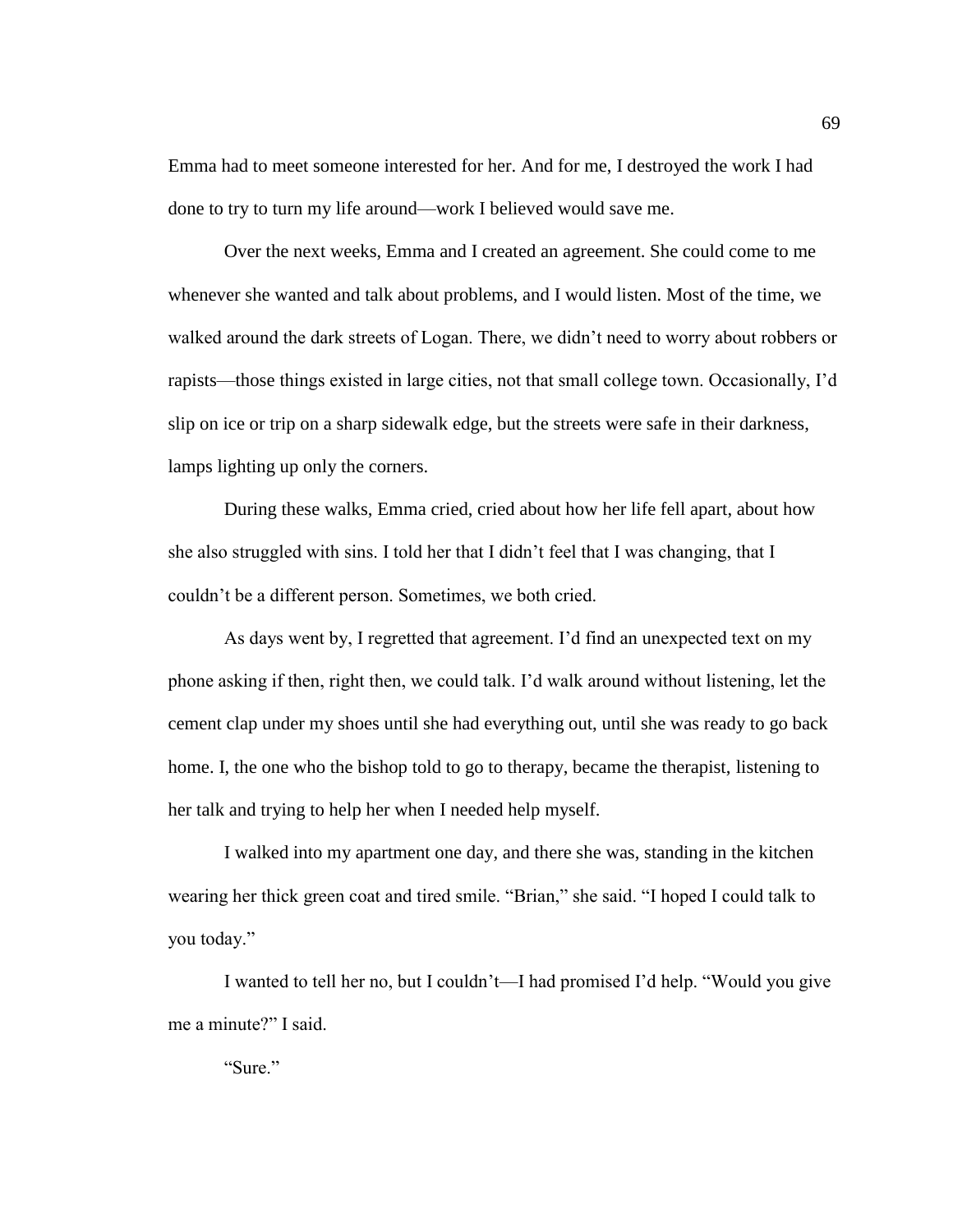Emma had to meet someone interested for her. And for me, I destroyed the work I had done to try to turn my life around—work I believed would save me.

Over the next weeks, Emma and I created an agreement. She could come to me whenever she wanted and talk about problems, and I would listen. Most of the time, we walked around the dark streets of Logan. There, we didn't need to worry about robbers or rapists—those things existed in large cities, not that small college town. Occasionally, I'd slip on ice or trip on a sharp sidewalk edge, but the streets were safe in their darkness, lamps lighting up only the corners.

During these walks, Emma cried, cried about how her life fell apart, about how she also struggled with sins. I told her that I didn't feel that I was changing, that I couldn't be a different person. Sometimes, we both cried.

As days went by, I regretted that agreement. I'd find an unexpected text on my phone asking if then, right then, we could talk. I'd walk around without listening, let the cement clap under my shoes until she had everything out, until she was ready to go back home. I, the one who the bishop told to go to therapy, became the therapist, listening to her talk and trying to help her when I needed help myself.

I walked into my apartment one day, and there she was, standing in the kitchen wearing her thick green coat and tired smile. "Brian," she said. "I hoped I could talk to you today."

I wanted to tell her no, but I couldn't—I had promised I'd help. "Would you give me a minute?" I said.

"Sure."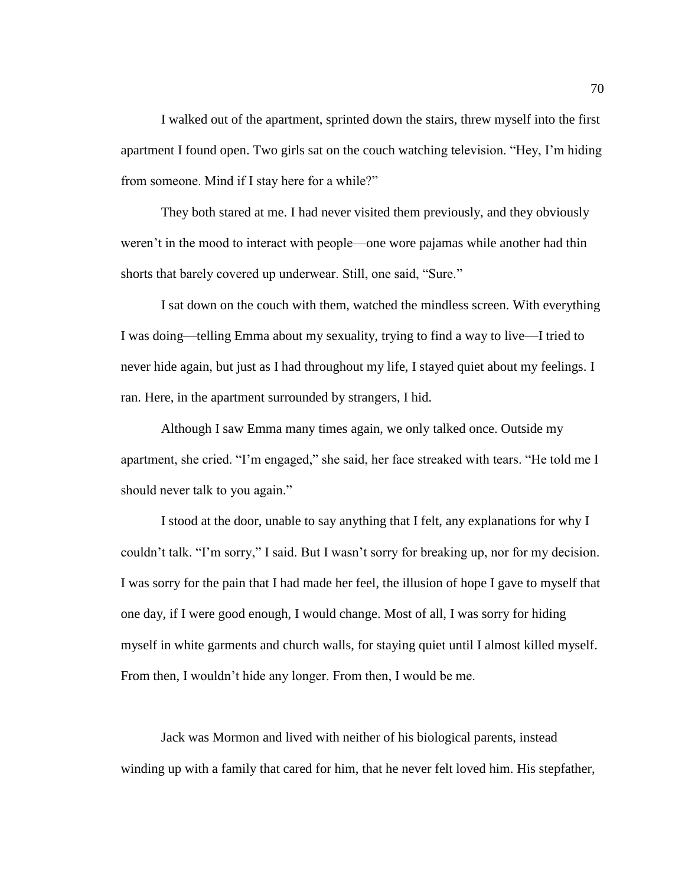I walked out of the apartment, sprinted down the stairs, threw myself into the first apartment I found open. Two girls sat on the couch watching television. "Hey, I'm hiding from someone. Mind if I stay here for a while?"

They both stared at me. I had never visited them previously, and they obviously weren't in the mood to interact with people—one wore pajamas while another had thin shorts that barely covered up underwear. Still, one said, "Sure."

I sat down on the couch with them, watched the mindless screen. With everything I was doing—telling Emma about my sexuality, trying to find a way to live—I tried to never hide again, but just as I had throughout my life, I stayed quiet about my feelings. I ran. Here, in the apartment surrounded by strangers, I hid.

Although I saw Emma many times again, we only talked once. Outside my apartment, she cried. "I'm engaged," she said, her face streaked with tears. "He told me I should never talk to you again."

I stood at the door, unable to say anything that I felt, any explanations for why I couldn't talk. "I'm sorry," I said. But I wasn't sorry for breaking up, nor for my decision. I was sorry for the pain that I had made her feel, the illusion of hope I gave to myself that one day, if I were good enough, I would change. Most of all, I was sorry for hiding myself in white garments and church walls, for staying quiet until I almost killed myself. From then, I wouldn't hide any longer. From then, I would be me.

Jack was Mormon and lived with neither of his biological parents, instead winding up with a family that cared for him, that he never felt loved him. His stepfather,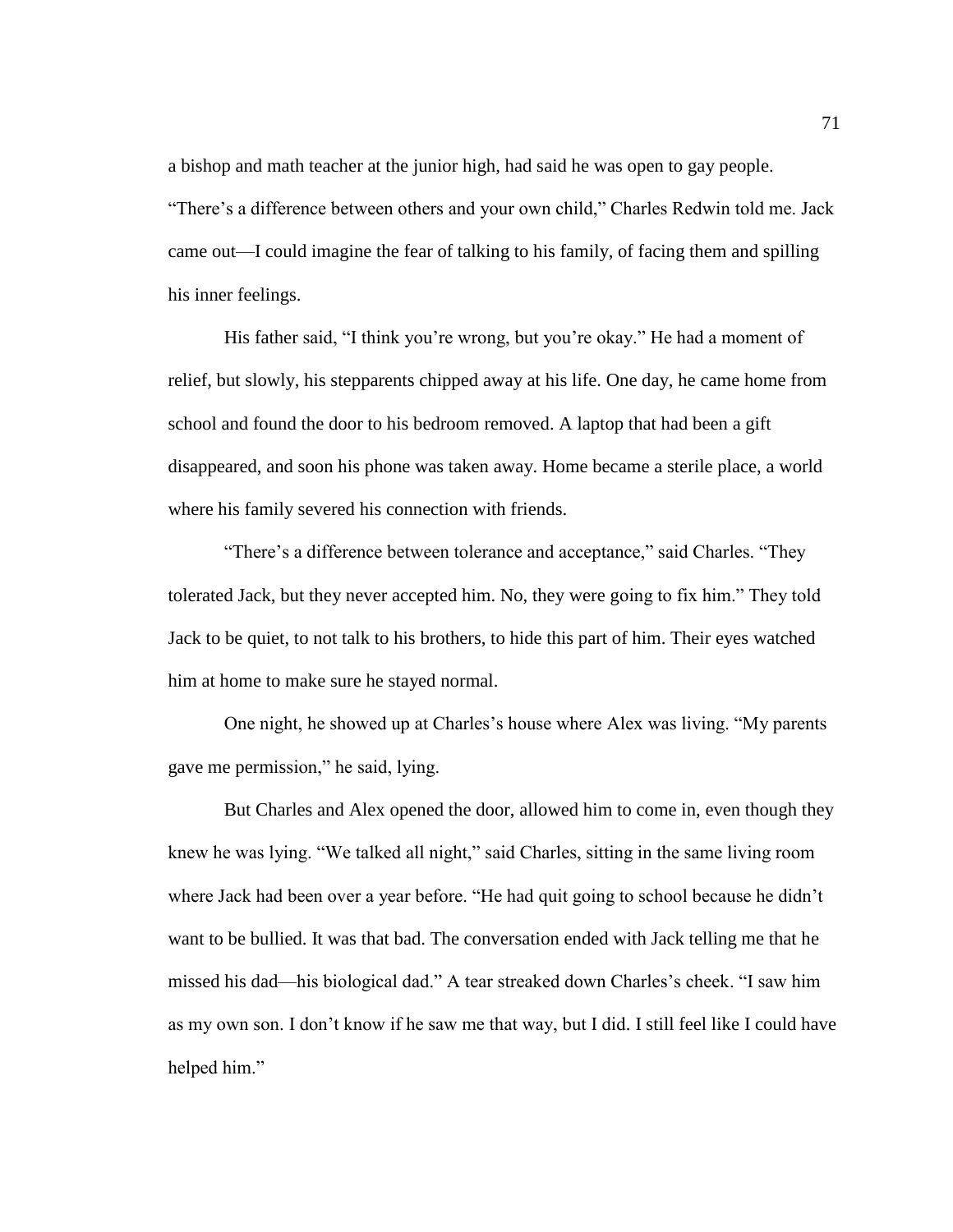a bishop and math teacher at the junior high, had said he was open to gay people. "There's a difference between others and your own child," Charles Redwin told me. Jack came out—I could imagine the fear of talking to his family, of facing them and spilling his inner feelings.

His father said, "I think you're wrong, but you're okay." He had a moment of relief, but slowly, his stepparents chipped away at his life. One day, he came home from school and found the door to his bedroom removed. A laptop that had been a gift disappeared, and soon his phone was taken away. Home became a sterile place, a world where his family severed his connection with friends.

"There's a difference between tolerance and acceptance," said Charles. "They tolerated Jack, but they never accepted him. No, they were going to fix him." They told Jack to be quiet, to not talk to his brothers, to hide this part of him. Their eyes watched him at home to make sure he stayed normal.

One night, he showed up at Charles's house where Alex was living. "My parents gave me permission," he said, lying.

But Charles and Alex opened the door, allowed him to come in, even though they knew he was lying. "We talked all night," said Charles, sitting in the same living room where Jack had been over a year before. "He had quit going to school because he didn't want to be bullied. It was that bad. The conversation ended with Jack telling me that he missed his dad—his biological dad." A tear streaked down Charles's cheek. "I saw him as my own son. I don't know if he saw me that way, but I did. I still feel like I could have helped him."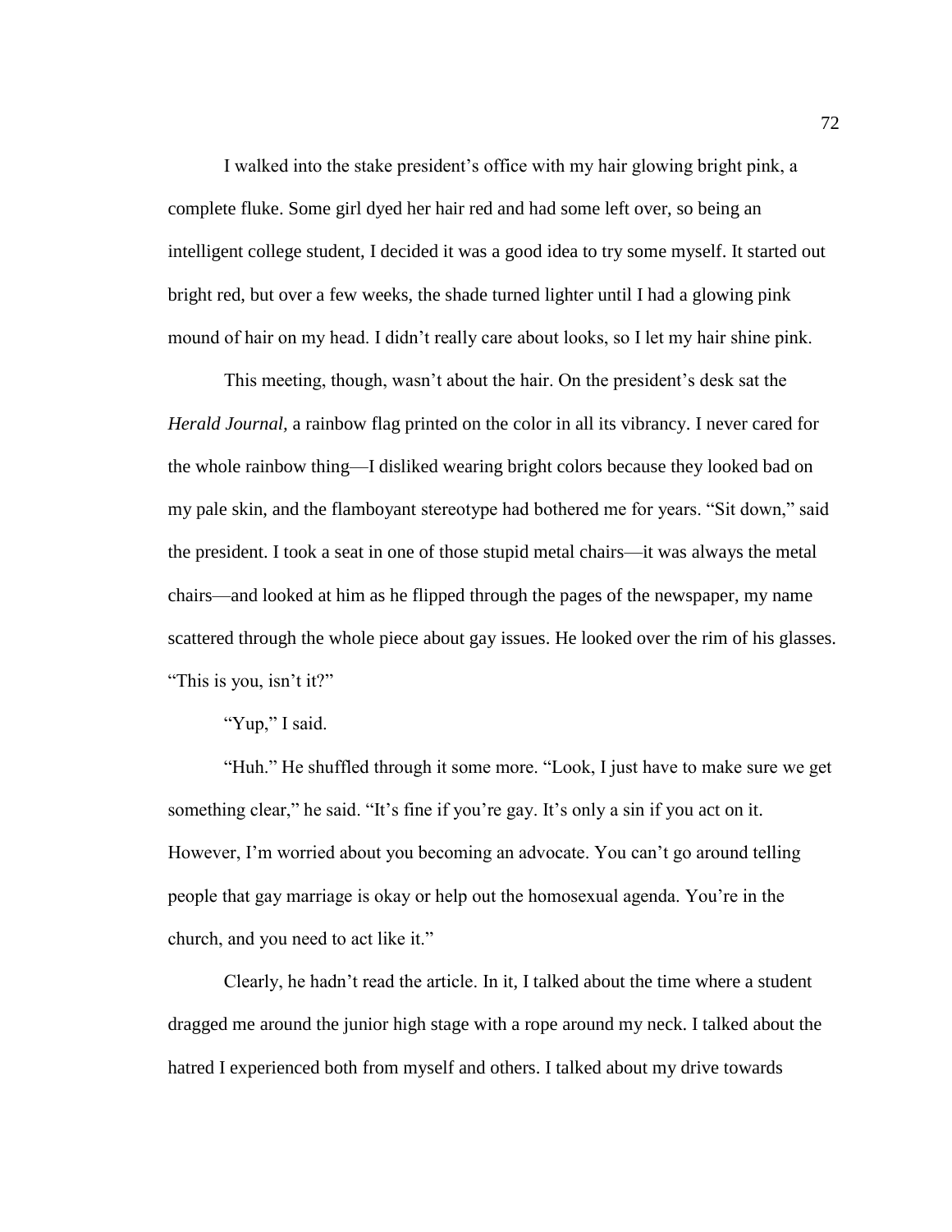I walked into the stake president's office with my hair glowing bright pink, a complete fluke. Some girl dyed her hair red and had some left over, so being an intelligent college student, I decided it was a good idea to try some myself. It started out bright red, but over a few weeks, the shade turned lighter until I had a glowing pink mound of hair on my head. I didn't really care about looks, so I let my hair shine pink.

This meeting, though, wasn't about the hair. On the president's desk sat the *Herald Journal*, a rainbow flag printed on the color in all its vibrancy. I never cared for the whole rainbow thing—I disliked wearing bright colors because they looked bad on my pale skin, and the flamboyant stereotype had bothered me for years. "Sit down," said the president. I took a seat in one of those stupid metal chairs—it was always the metal chairs—and looked at him as he flipped through the pages of the newspaper, my name scattered through the whole piece about gay issues. He looked over the rim of his glasses. "This is you, isn't it?"

"Yup," I said.

"Huh." He shuffled through it some more. "Look, I just have to make sure we get something clear," he said. "It's fine if you're gay. It's only a sin if you act on it. However, I'm worried about you becoming an advocate. You can't go around telling people that gay marriage is okay or help out the homosexual agenda. You're in the church, and you need to act like it."

Clearly, he hadn't read the article. In it, I talked about the time where a student dragged me around the junior high stage with a rope around my neck. I talked about the hatred I experienced both from myself and others. I talked about my drive towards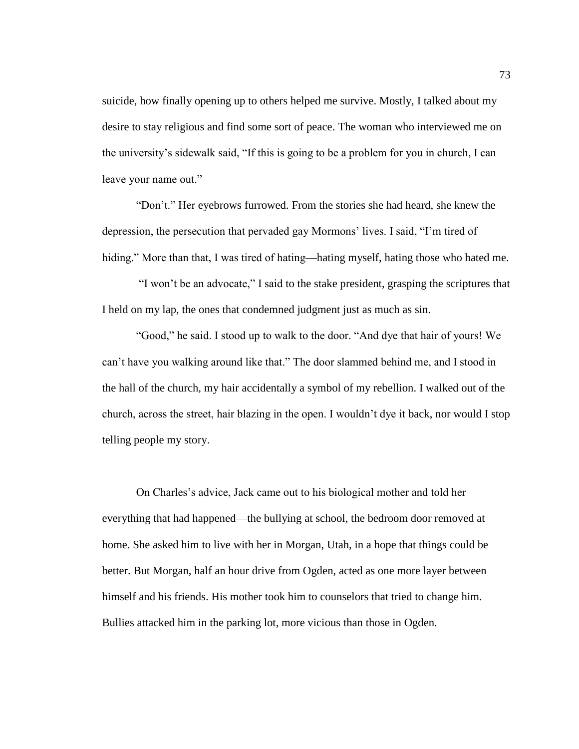suicide, how finally opening up to others helped me survive. Mostly, I talked about my desire to stay religious and find some sort of peace. The woman who interviewed me on the university's sidewalk said, "If this is going to be a problem for you in church, I can leave your name out."

"Don't." Her eyebrows furrowed. From the stories she had heard, she knew the depression, the persecution that pervaded gay Mormons' lives. I said, "I'm tired of hiding." More than that, I was tired of hating—hating myself, hating those who hated me.

"I won't be an advocate," I said to the stake president, grasping the scriptures that I held on my lap, the ones that condemned judgment just as much as sin.

"Good," he said. I stood up to walk to the door. "And dye that hair of yours! We can't have you walking around like that." The door slammed behind me, and I stood in the hall of the church, my hair accidentally a symbol of my rebellion. I walked out of the church, across the street, hair blazing in the open. I wouldn't dye it back, nor would I stop telling people my story.

On Charles's advice, Jack came out to his biological mother and told her everything that had happened—the bullying at school, the bedroom door removed at home. She asked him to live with her in Morgan, Utah, in a hope that things could be better. But Morgan, half an hour drive from Ogden, acted as one more layer between himself and his friends. His mother took him to counselors that tried to change him. Bullies attacked him in the parking lot, more vicious than those in Ogden.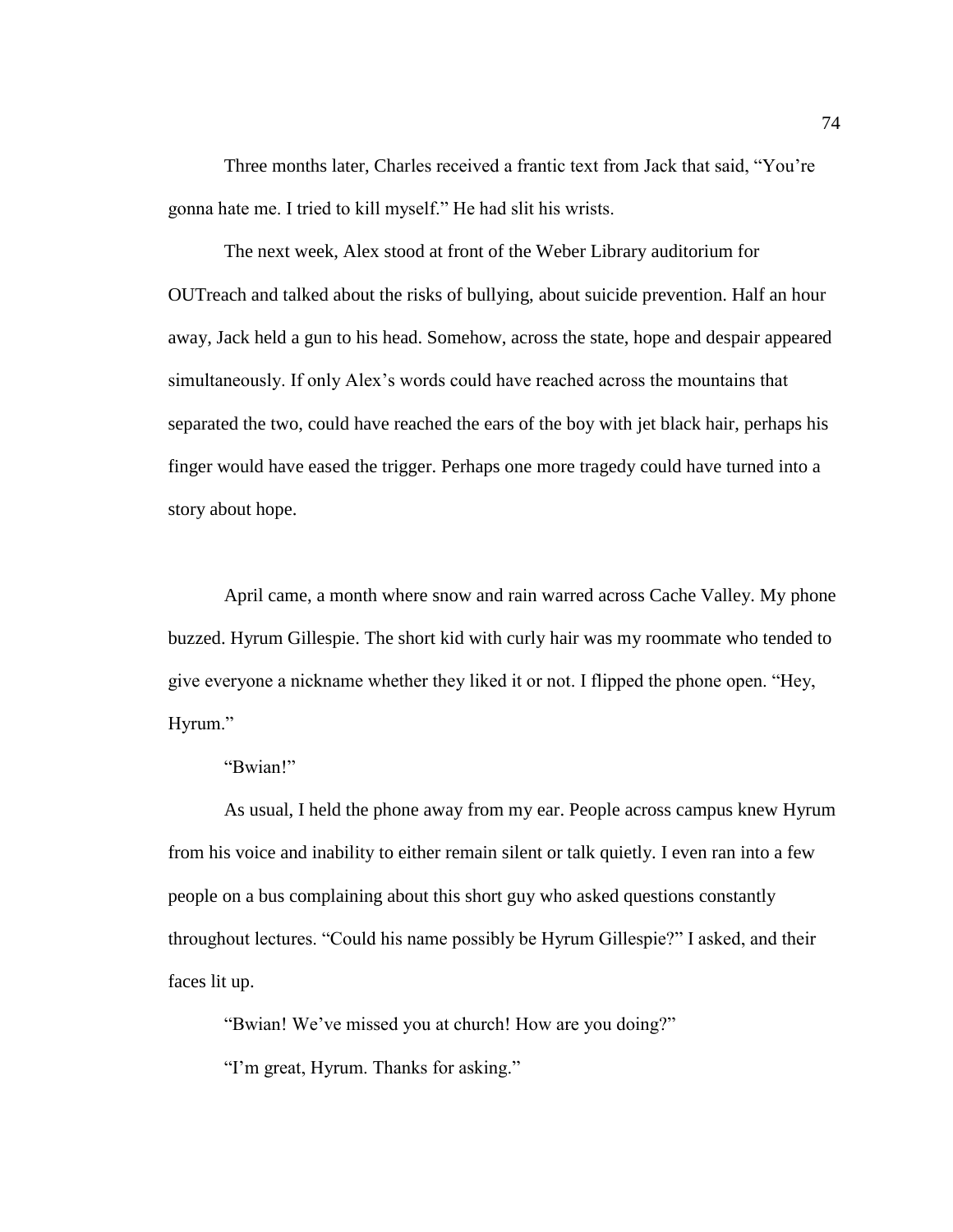Three months later, Charles received a frantic text from Jack that said, "You're gonna hate me. I tried to kill myself." He had slit his wrists.

The next week, Alex stood at front of the Weber Library auditorium for OUTreach and talked about the risks of bullying, about suicide prevention. Half an hour away, Jack held a gun to his head. Somehow, across the state, hope and despair appeared simultaneously. If only Alex's words could have reached across the mountains that separated the two, could have reached the ears of the boy with jet black hair, perhaps his finger would have eased the trigger. Perhaps one more tragedy could have turned into a story about hope.

April came, a month where snow and rain warred across Cache Valley. My phone buzzed. Hyrum Gillespie. The short kid with curly hair was my roommate who tended to give everyone a nickname whether they liked it or not. I flipped the phone open. "Hey, Hyrum."

"Bwian!"

As usual, I held the phone away from my ear. People across campus knew Hyrum from his voice and inability to either remain silent or talk quietly. I even ran into a few people on a bus complaining about this short guy who asked questions constantly throughout lectures. "Could his name possibly be Hyrum Gillespie?" I asked, and their faces lit up.

"Bwian! We've missed you at church! How are you doing?"

"I'm great, Hyrum. Thanks for asking."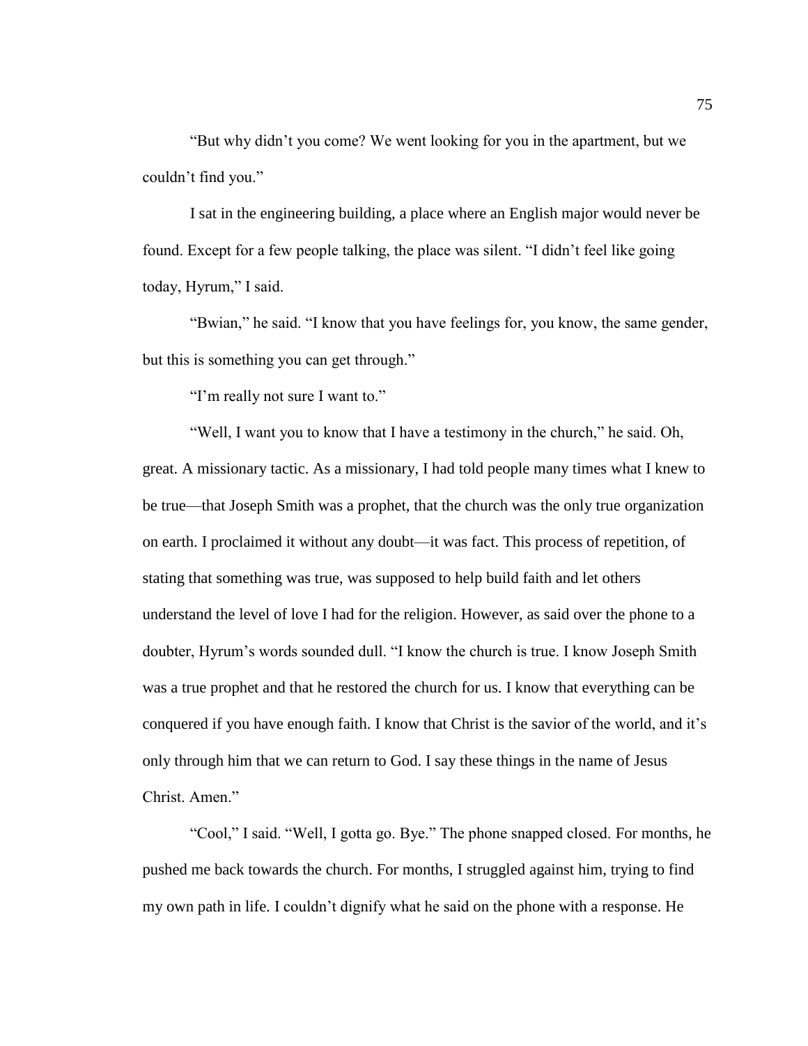"But why didn't you come? We went looking for you in the apartment, but we couldn't find you."

I sat in the engineering building, a place where an English major would never be found. Except for a few people talking, the place was silent. "I didn't feel like going today, Hyrum," I said.

"Bwian," he said. "I know that you have feelings for, you know, the same gender, but this is something you can get through."

"I'm really not sure I want to."

"Well, I want you to know that I have a testimony in the church," he said. Oh, great. A missionary tactic. As a missionary, I had told people many times what I knew to be true—that Joseph Smith was a prophet, that the church was the only true organization on earth. I proclaimed it without any doubt—it was fact. This process of repetition, of stating that something was true, was supposed to help build faith and let others understand the level of love I had for the religion. However, as said over the phone to a doubter, Hyrum's words sounded dull. "I know the church is true. I know Joseph Smith was a true prophet and that he restored the church for us. I know that everything can be conquered if you have enough faith. I know that Christ is the savior of the world, and it's only through him that we can return to God. I say these things in the name of Jesus Christ. Amen."

"Cool," I said. "Well, I gotta go. Bye." The phone snapped closed. For months, he pushed me back towards the church. For months, I struggled against him, trying to find my own path in life. I couldn't dignify what he said on the phone with a response. He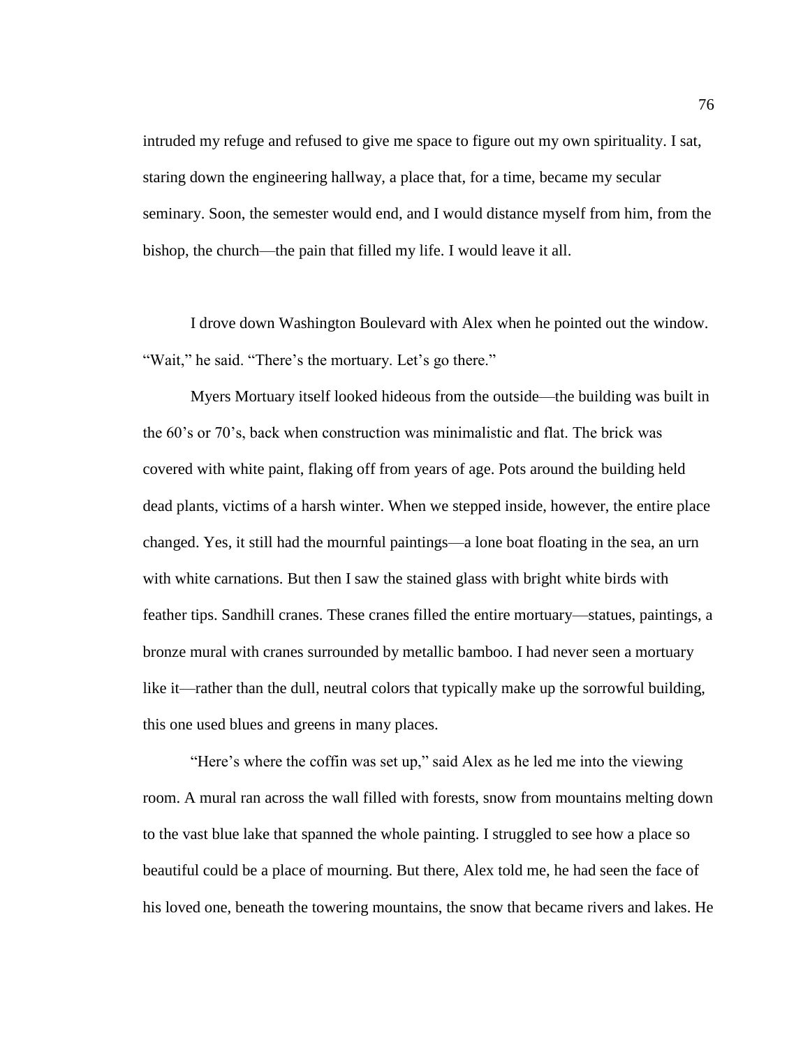intruded my refuge and refused to give me space to figure out my own spirituality. I sat, staring down the engineering hallway, a place that, for a time, became my secular seminary. Soon, the semester would end, and I would distance myself from him, from the bishop, the church—the pain that filled my life. I would leave it all.

I drove down Washington Boulevard with Alex when he pointed out the window. "Wait," he said. "There's the mortuary. Let's go there."

Myers Mortuary itself looked hideous from the outside—the building was built in the 60's or 70's, back when construction was minimalistic and flat. The brick was covered with white paint, flaking off from years of age. Pots around the building held dead plants, victims of a harsh winter. When we stepped inside, however, the entire place changed. Yes, it still had the mournful paintings—a lone boat floating in the sea, an urn with white carnations. But then I saw the stained glass with bright white birds with feather tips. Sandhill cranes. These cranes filled the entire mortuary—statues, paintings, a bronze mural with cranes surrounded by metallic bamboo. I had never seen a mortuary like it—rather than the dull, neutral colors that typically make up the sorrowful building, this one used blues and greens in many places.

"Here's where the coffin was set up," said Alex as he led me into the viewing room. A mural ran across the wall filled with forests, snow from mountains melting down to the vast blue lake that spanned the whole painting. I struggled to see how a place so beautiful could be a place of mourning. But there, Alex told me, he had seen the face of his loved one, beneath the towering mountains, the snow that became rivers and lakes. He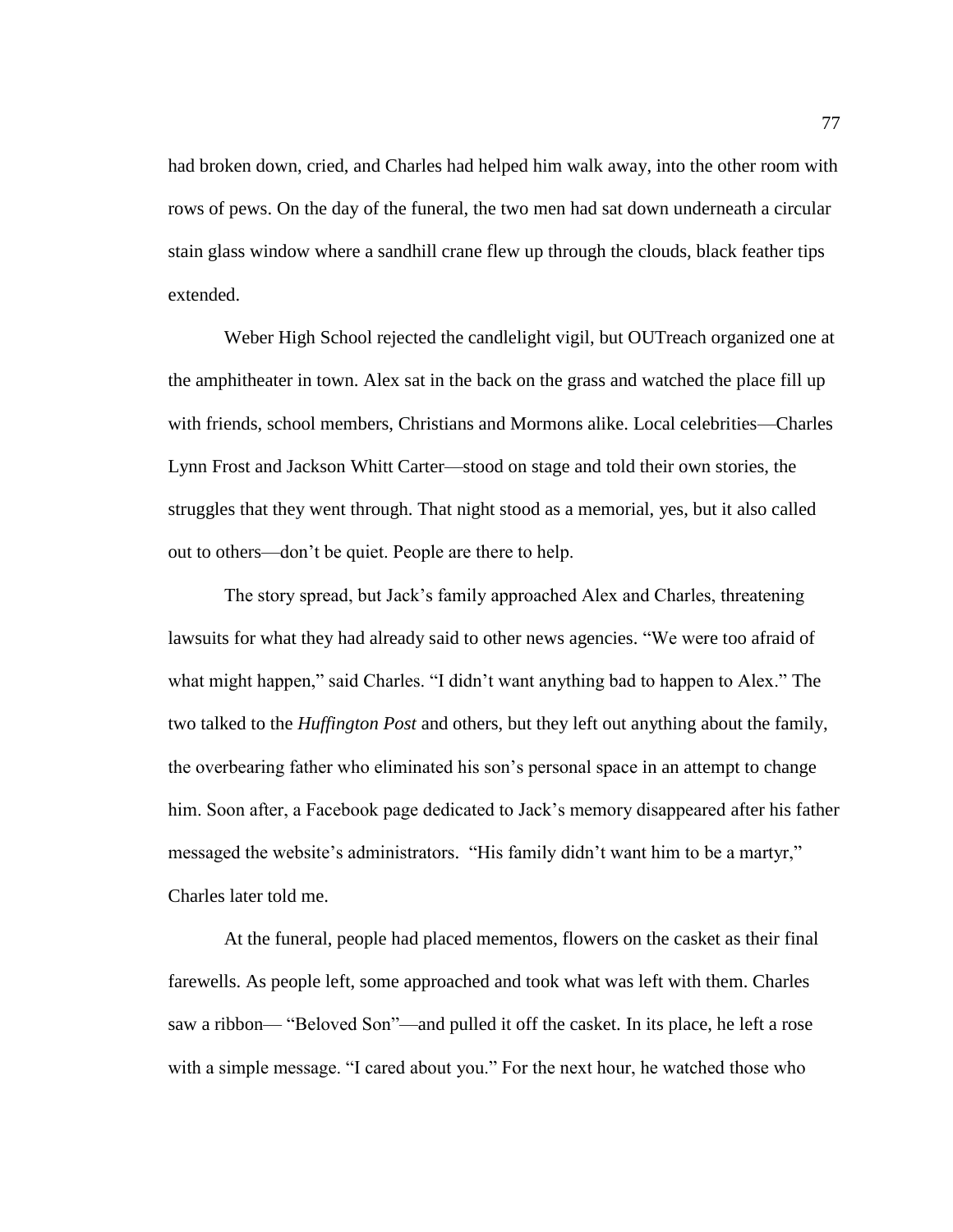had broken down, cried, and Charles had helped him walk away, into the other room with rows of pews. On the day of the funeral, the two men had sat down underneath a circular stain glass window where a sandhill crane flew up through the clouds, black feather tips extended.

Weber High School rejected the candlelight vigil, but OUTreach organized one at the amphitheater in town. Alex sat in the back on the grass and watched the place fill up with friends, school members, Christians and Mormons alike. Local celebrities—Charles Lynn Frost and Jackson Whitt Carter—stood on stage and told their own stories, the struggles that they went through. That night stood as a memorial, yes, but it also called out to others—don't be quiet. People are there to help.

The story spread, but Jack's family approached Alex and Charles, threatening lawsuits for what they had already said to other news agencies. "We were too afraid of what might happen," said Charles. "I didn't want anything bad to happen to Alex." The two talked to the *Huffington Post* and others, but they left out anything about the family, the overbearing father who eliminated his son's personal space in an attempt to change him. Soon after, a Facebook page dedicated to Jack's memory disappeared after his father messaged the website's administrators. "His family didn't want him to be a martyr," Charles later told me.

At the funeral, people had placed mementos, flowers on the casket as their final farewells. As people left, some approached and took what was left with them. Charles saw a ribbon— "Beloved Son"—and pulled it off the casket. In its place, he left a rose with a simple message. "I cared about you." For the next hour, he watched those who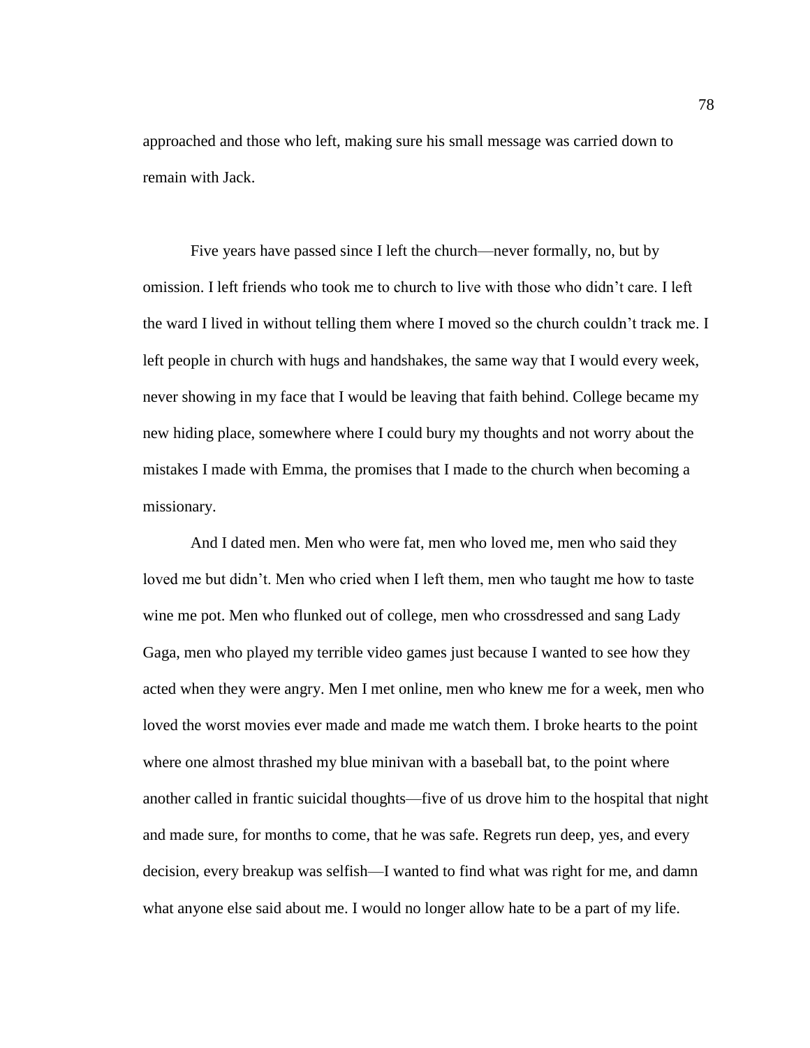approached and those who left, making sure his small message was carried down to remain with Jack.

Five years have passed since I left the church—never formally, no, but by omission. I left friends who took me to church to live with those who didn't care. I left the ward I lived in without telling them where I moved so the church couldn't track me. I left people in church with hugs and handshakes, the same way that I would every week, never showing in my face that I would be leaving that faith behind. College became my new hiding place, somewhere where I could bury my thoughts and not worry about the mistakes I made with Emma, the promises that I made to the church when becoming a missionary.

And I dated men. Men who were fat, men who loved me, men who said they loved me but didn't. Men who cried when I left them, men who taught me how to taste wine me pot. Men who flunked out of college, men who crossdressed and sang Lady Gaga, men who played my terrible video games just because I wanted to see how they acted when they were angry. Men I met online, men who knew me for a week, men who loved the worst movies ever made and made me watch them. I broke hearts to the point where one almost thrashed my blue minivan with a baseball bat, to the point where another called in frantic suicidal thoughts—five of us drove him to the hospital that night and made sure, for months to come, that he was safe. Regrets run deep, yes, and every decision, every breakup was selfish—I wanted to find what was right for me, and damn what anyone else said about me. I would no longer allow hate to be a part of my life.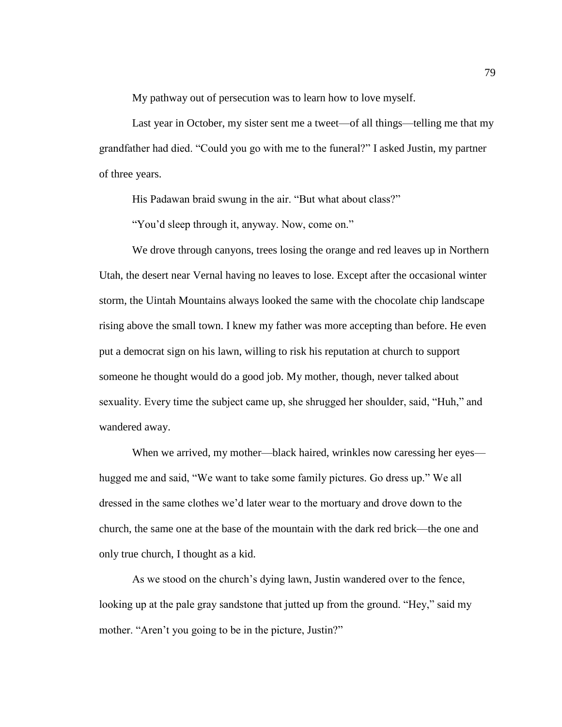My pathway out of persecution was to learn how to love myself.

Last year in October, my sister sent me a tweet—of all things—telling me that my grandfather had died. "Could you go with me to the funeral?" I asked Justin, my partner of three years.

His Padawan braid swung in the air. "But what about class?"

"You'd sleep through it, anyway. Now, come on."

We drove through canyons, trees losing the orange and red leaves up in Northern Utah, the desert near Vernal having no leaves to lose. Except after the occasional winter storm, the Uintah Mountains always looked the same with the chocolate chip landscape rising above the small town. I knew my father was more accepting than before. He even put a democrat sign on his lawn, willing to risk his reputation at church to support someone he thought would do a good job. My mother, though, never talked about sexuality. Every time the subject came up, she shrugged her shoulder, said, "Huh," and wandered away.

When we arrived, my mother—black haired, wrinkles now caressing her eyes—hugged me and said, "We want to take some family pictures. Go dress up." We all dressed in the same clothes we'd later wear to the mortuary and drove down to the church, the same one at the base of the mountain with the dark red brick—the one and only true church, I thought as a kid.

As we stood on the church's dying lawn, Justin wandered over to the fence, looking up at the pale gray sandstone that jutted up from the ground. "Hey," said my mother. "Aren't you going to be in the picture, Justin?"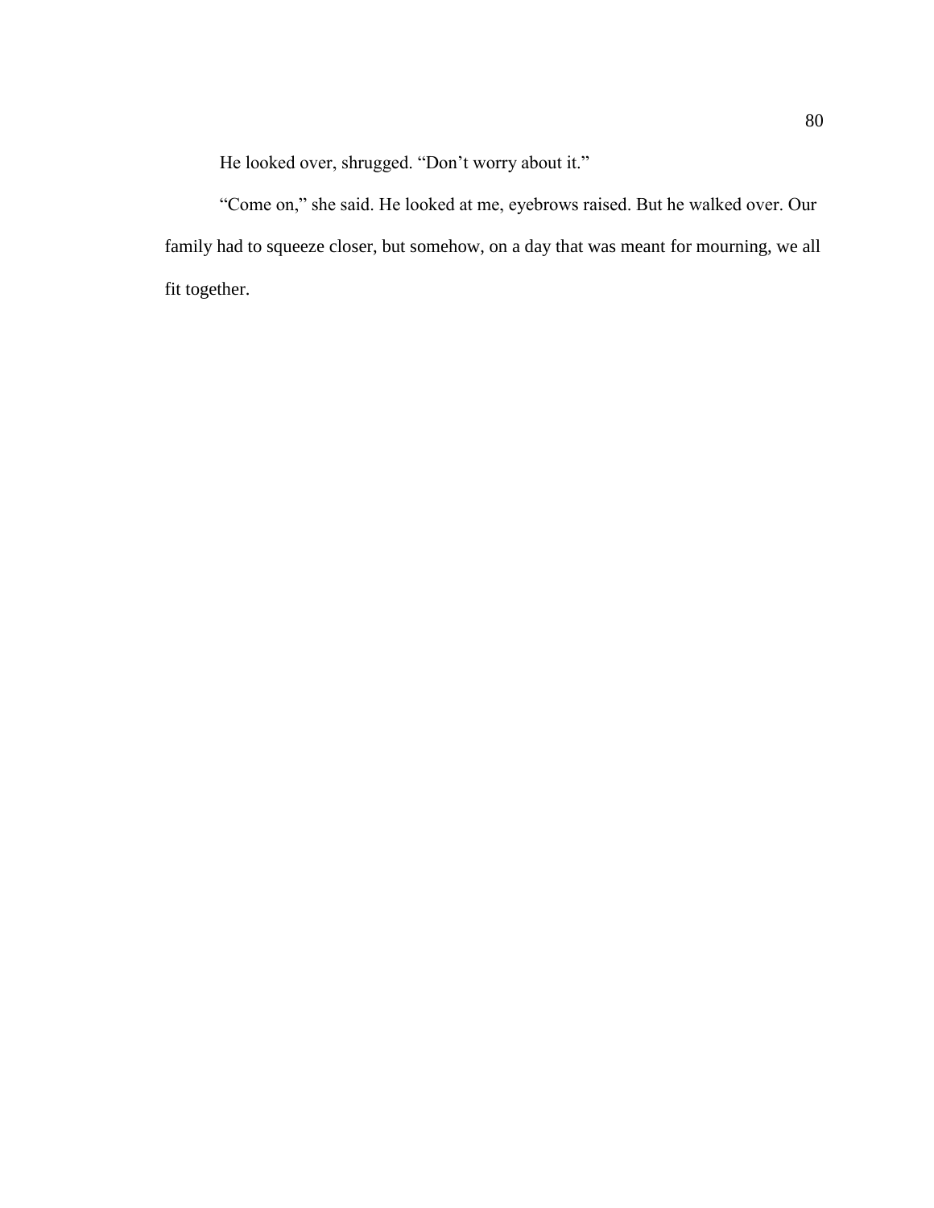He looked over, shrugged. “Don’t worry about it.”

“Come on,” she said. He looked at me, eyebrows raised. But he walked over. Our family had to squeeze closer, but somehow, on a day that was meant for mourning, we all fit together.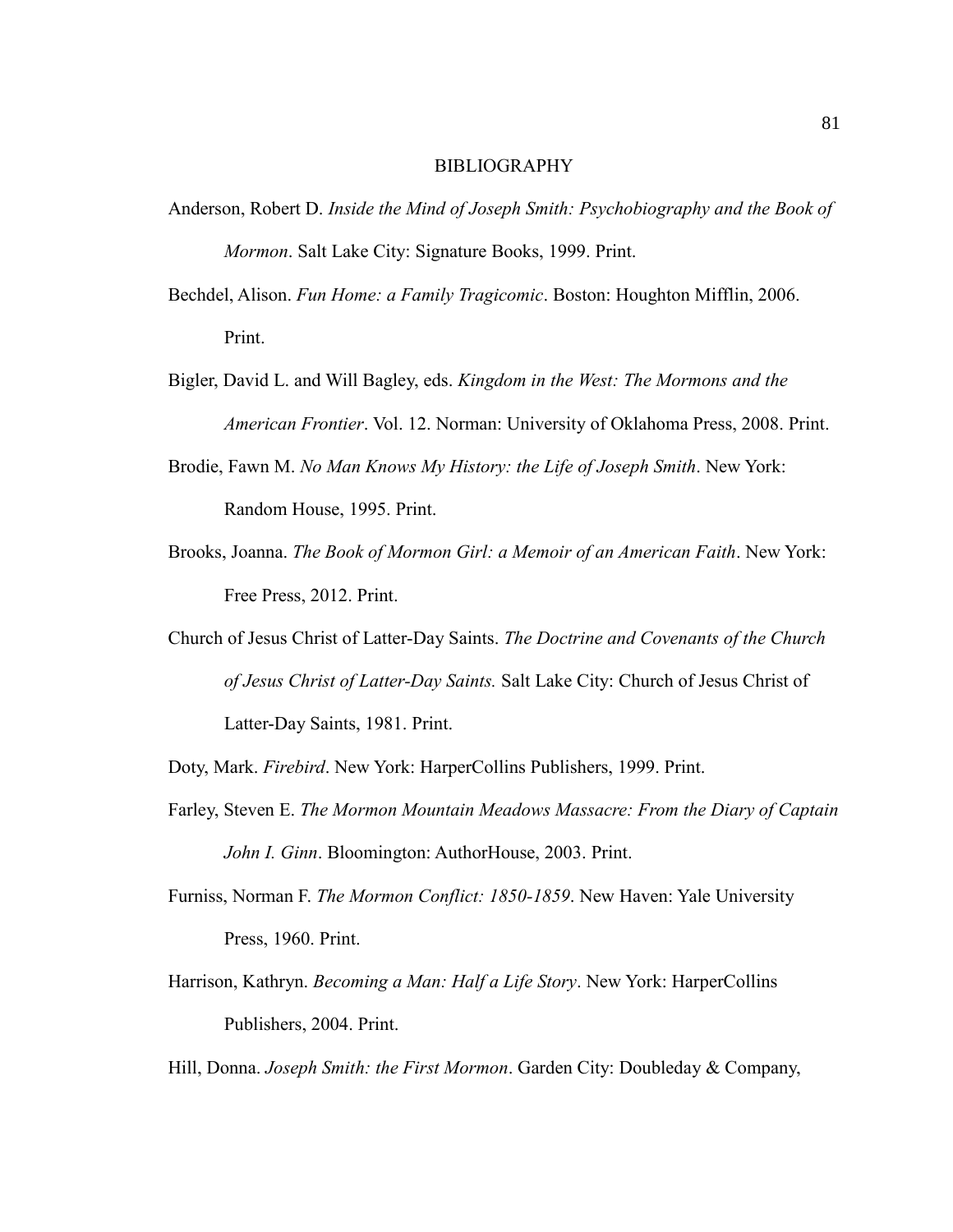# BIBLIOGRAPHY

Anderson, Robert D. *Inside the Mind of Joseph Smith: Psychobiography and the Book of Mormon*. Salt Lake City: Signature Books, 1999. Print.

Bechdel, Alison. *Fun Home: a Family Tragicomic*. Boston: Houghton Mifflin, 2006. Print.

Bigler, David L. and Will Bagley, eds. *Kingdom in the West: The Mormons and the American Frontier*. Vol. 12. Norman: University of Oklahoma Press, 2008. Print.

Brodie, Fawn M. *No Man Knows My History: the Life of Joseph Smith*. New York: Random House, 1995. Print.

Brooks, Joanna. *The Book of Mormon Girl: a Memoir of an American Faith*. New York: Free Press, 2012. Print.

Church of Jesus Christ of Latter-Day Saints. *The Doctrine and Covenants of the Church of Jesus Christ of Latter-Day Saints.* Salt Lake City: Church of Jesus Christ of Latter-Day Saints, 1981. Print.

Doty, Mark. *Firebird*. New York: HarperCollins Publishers, 1999. Print.

Farley, Steven E. *The Mormon Mountain Meadows Massacre: From the Diary of Captain John I. Ginn*. Bloomington: AuthorHouse, 2003. Print.

Furniss, Norman F. *The Mormon Conflict: 1850-1859*. New Haven: Yale University Press, 1960. Print.

Harrison, Kathryn. *Becoming a Man: Half a Life Story*. New York: HarperCollins Publishers, 2004. Print.

Hill, Donna. *Joseph Smith: the First Mormon*. Garden City: Doubleday & Company,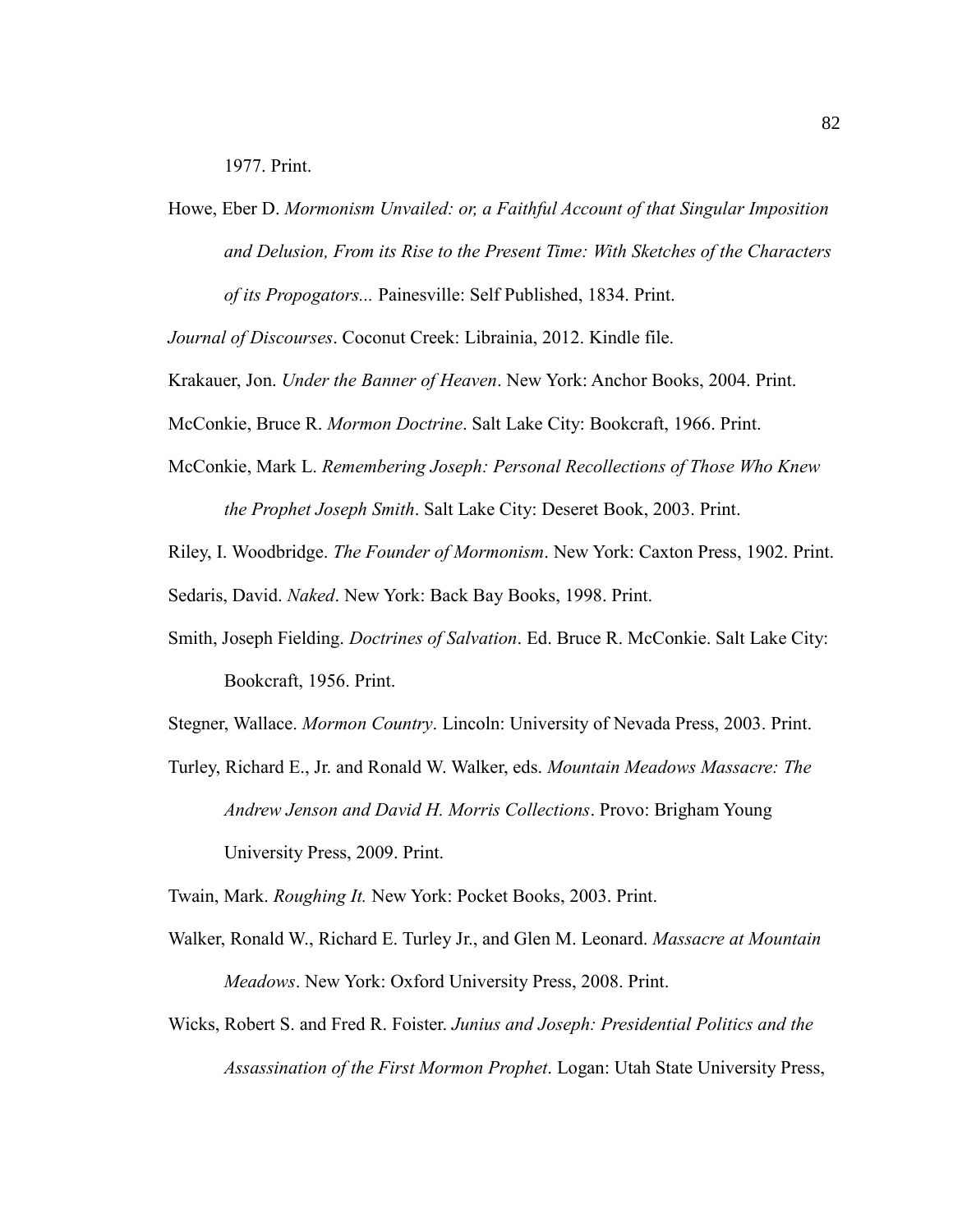1977. Print.

Howe, Eber D. *Mormonism Unvailed: or, a Faithful Account of that Singular Imposition and Delusion, From its Rise to the Present Time: With Sketches of the Characters of its Propogators...* Painesville: Self Published, 1834. Print.

*Journal of Discourses*. Coconut Creek: Librainia, 2012. Kindle file.

Krakauer, Jon. *Under the Banner of Heaven*. New York: Anchor Books, 2004. Print.

McConkie, Bruce R. *Mormon Doctrine*. Salt Lake City: Bookcraft, 1966. Print.

McConkie, Mark L. *Remembering Joseph: Personal Recollections of Those Who Knew the Prophet Joseph Smith*. Salt Lake City: Deseret Book, 2003. Print.

Riley, I. Woodbridge. *The Founder of Mormonism*. New York: Caxton Press, 1902. Print.

Sedaris, David. *Naked*. New York: Back Bay Books, 1998. Print.

Smith, Joseph Fielding. *Doctrines of Salvation*. Ed. Bruce R. McConkie. Salt Lake City: Bookcraft, 1956. Print.

Stegner, Wallace. *Mormon Country*. Lincoln: University of Nevada Press, 2003. Print.

Turley, Richard E., Jr. and Ronald W. Walker, eds. *Mountain Meadows Massacre: The Andrew Jenson and David H. Morris Collections*. Provo: Brigham Young University Press, 2009. Print.

Twain, Mark. *Roughing It.* New York: Pocket Books, 2003. Print.

Walker, Ronald W., Richard E. Turley Jr., and Glen M. Leonard. *Massacre at Mountain Meadows*. New York: Oxford University Press, 2008. Print.

Wicks, Robert S. and Fred R. Foister. *Junius and Joseph: Presidential Politics and the Assassination of the First Mormon Prophet*. Logan: Utah State University Press,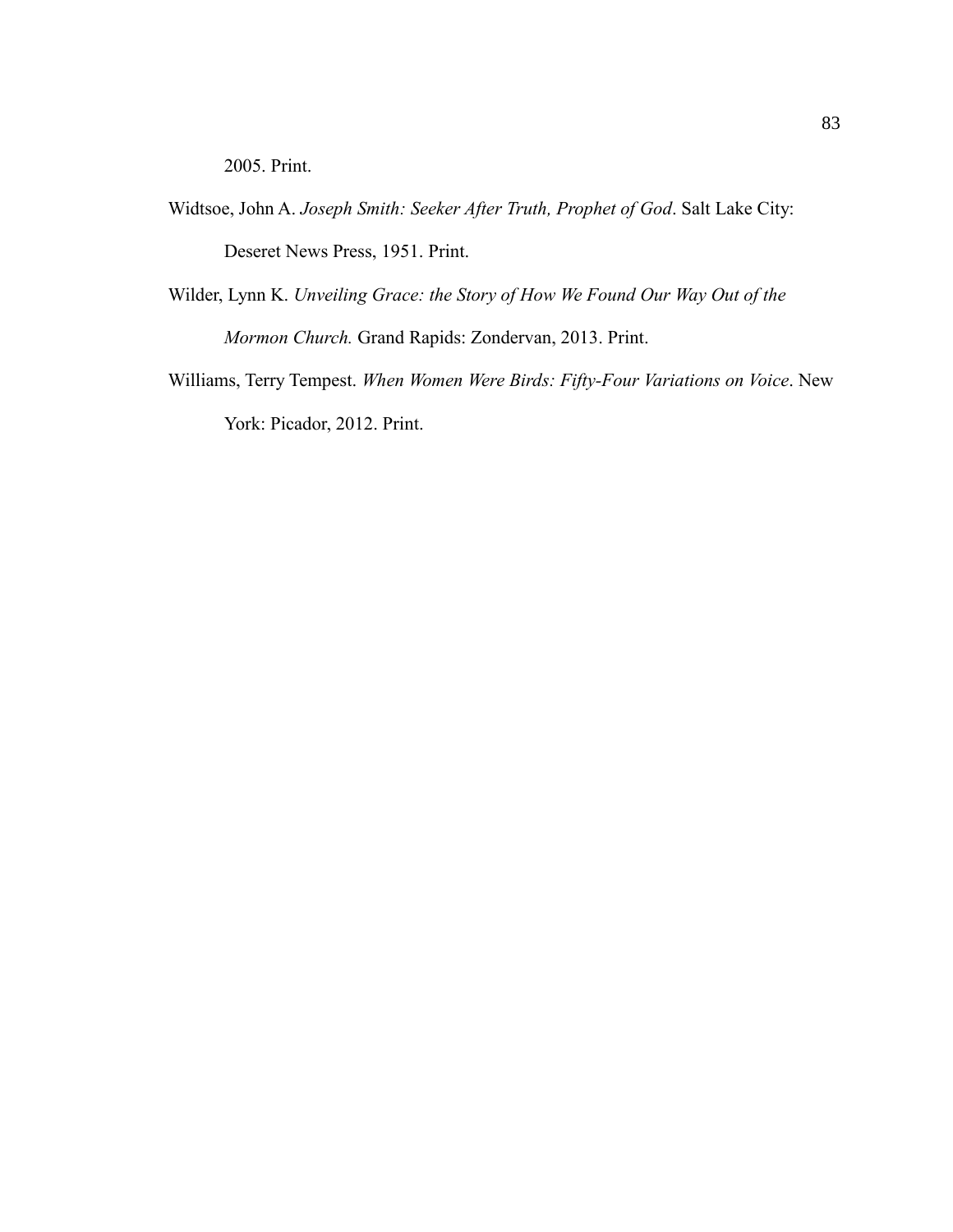2005. Print.

Widtsoe, John A. *Joseph Smith: Seeker After Truth, Prophet of God*. Salt Lake City: Deseret News Press, 1951. Print.

Wilder, Lynn K. *Unveiling Grace: the Story of How We Found Our Way Out of the Mormon Church.* Grand Rapids: Zondervan, 2013. Print.

Williams, Terry Tempest. *When Women Were Birds: Fifty-Four Variations on Voice*. New York: Picador, 2012. Print.